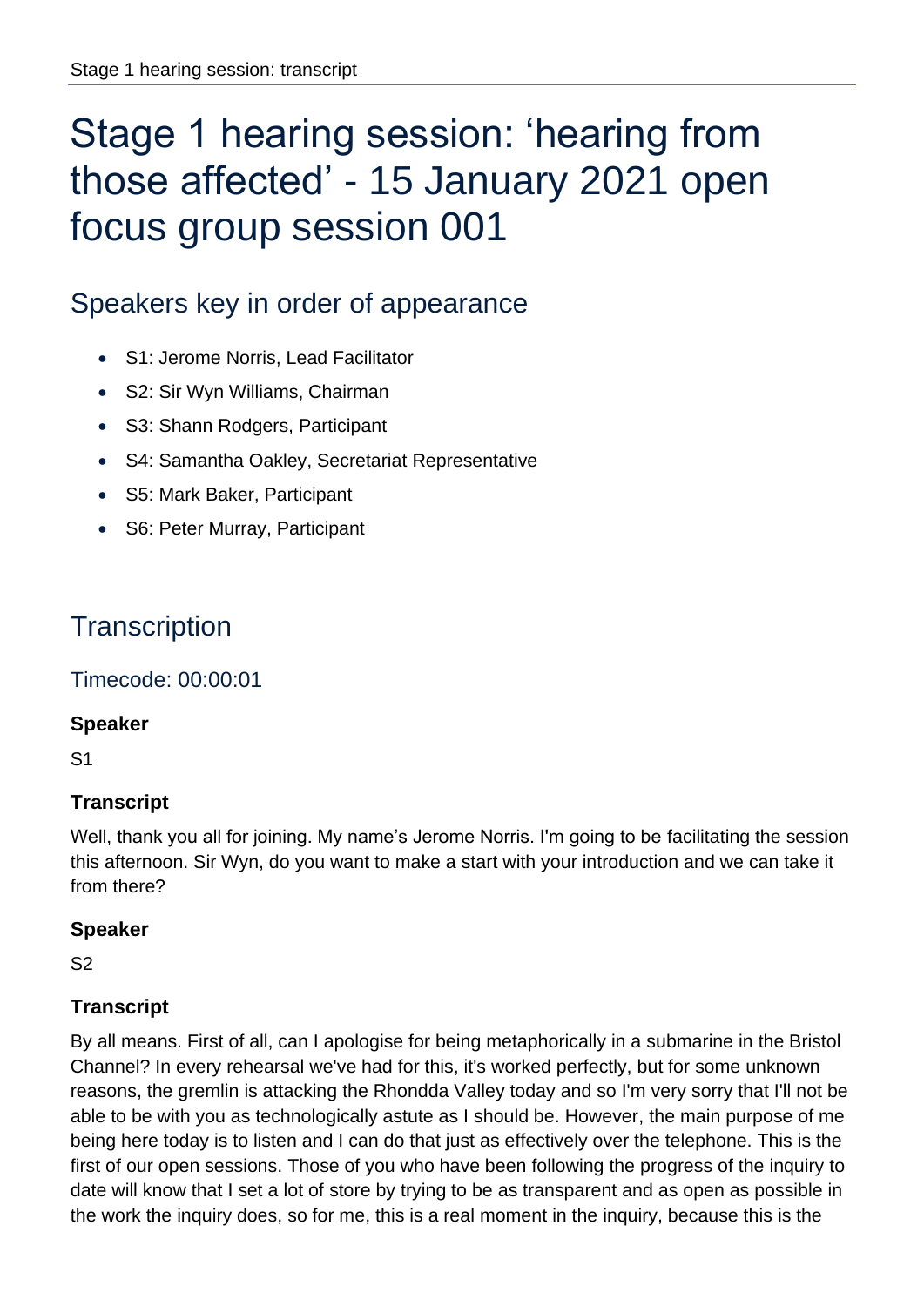# Stage 1 hearing session: 'hearing from those affected' - 15 January 2021 open focus group session 001

## Speakers key in order of appearance

- S1: Jerome Norris, Lead Facilitator
- S2: Sir Wyn Williams, Chairman
- S3: Shann Rodgers, Participant
- S4: Samantha Oakley, Secretariat Representative
- S5: Mark Baker, Participant
- S6: Peter Murray, Participant

## Transcription

### Timecode: 00:00:01

#### Speaker

S1

#### Transcript

Well, thank you all for joining. My name's Jerome Norris. I'm going to be facilitating the session this afternoon. Sir Wyn, do you want to make a start with your introduction and we can take it from there?

#### Speaker

S2

#### Transcript

By all means. First of all, can I apologise for being metaphorically in a submarine in the Bristol Channel? In every rehearsal we've had for this, it's worked perfectly, but for some unknown reasons, the gremlin is attacking the Rhondda Valley today and so I'm very sorry that I'll not be able to be with you as technologically astute as I should be. However, the main purpose of me being here today is to listen and I can do that just as effectively over the telephone. This is the first of our open sessions. Those of you who have been following the progress of the inquiry to date will know that I set a lot of store by trying to be as transparent and as open as possible in the work the inquiry does, so for me, this is a real moment in the inquiry, because this is the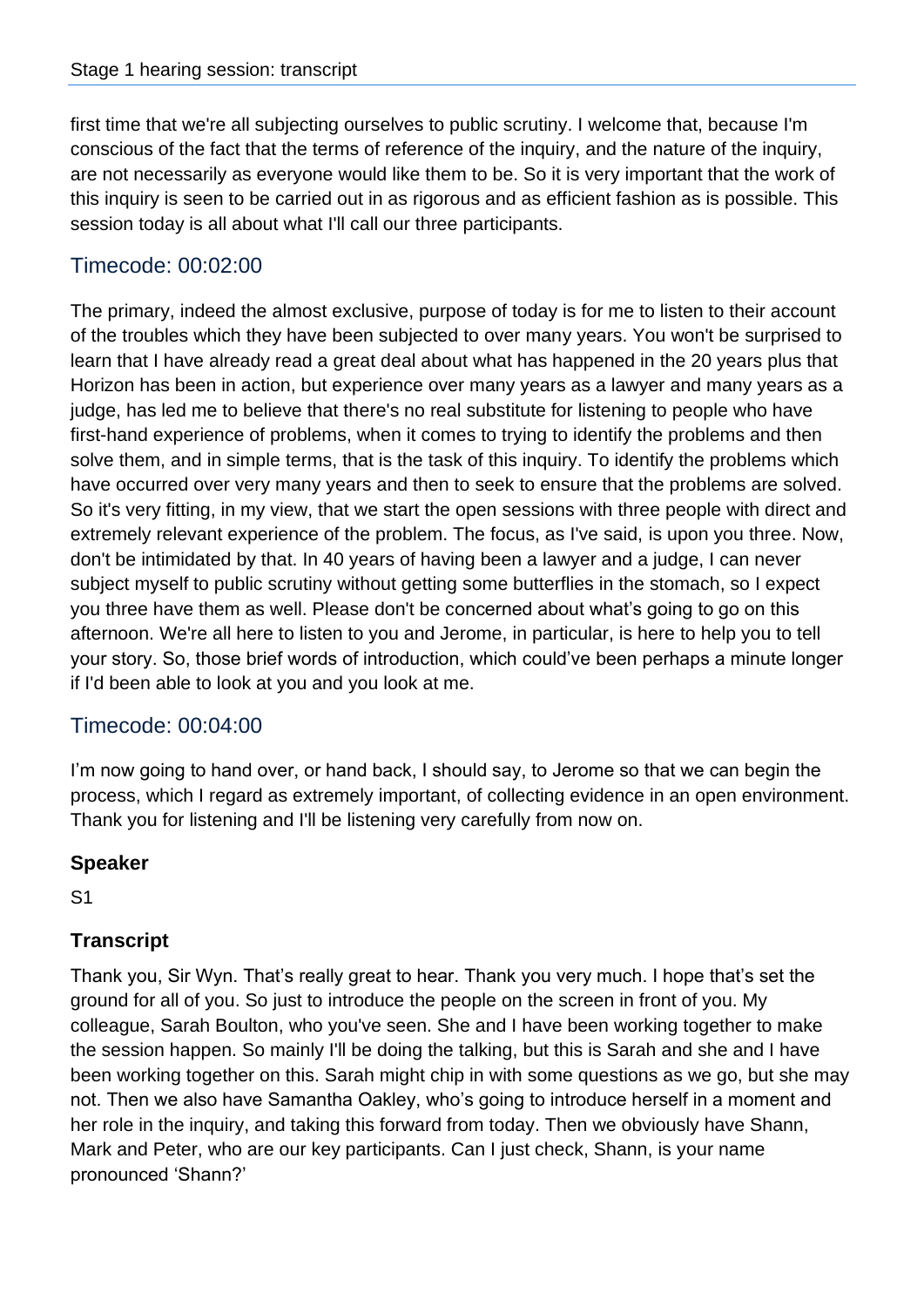first time that we're all subjecting ourselves to public scrutiny. I welcome that, because I'm conscious of the fact that the terms of reference of the inquiry, and the nature of the inquiry, are not necessarily as everyone would like them to be. So it is very important that the work of this inquiry is seen to be carried out in as rigorous and as efficient fashion as is possible. This session today is all about what I'll call our three participants.

## Timecode: 00:02:00

The primary, indeed the almost exclusive, purpose of today is for me to listen to their account of the troubles which they have been subjected to over many years. You won't be surprised to learn that I have already read a great deal about what has happened in the 20 years plus that Horizon has been in action, but experience over many years as a lawyer and many years as a judge, has led me to believe that there's no real substitute for listening to people who have first-hand experience of problems, when it comes to trying to identify the problems and then solve them, and in simple terms, that is the task of this inquiry. To identify the problems which have occurred over very many years and then to seek to ensure that the problems are solved. So it's very fitting, in my view, that we start the open sessions with three people with direct and extremely relevant experience of the problem. The focus, as I've said, is upon you three. Now, don't be intimidated by that. In 40 years of having been a lawyer and a judge, I can never subject myself to public scrutiny without getting some butterflies in the stomach, so I expect you three have them as well. Please don't be concerned about what's going to go on this afternoon. We're all here to listen to you and Jerome, in particular, is here to help you to tell your story. So, those brief words of introduction, which could've been perhaps a minute longer if I'd been able to look at you and you look at me.

## Timecode: 00:04:00

I'm now going to hand over, or hand back, I should say, to Jerome so that we can begin the process, which I regard as extremely important, of collecting evidence in an open environment. Thank you for listening and I'll be listening very carefully from now on.

### Speaker

S1

### Transcript

Thank you, Sir Wyn. That's really great to hear. Thank you very much. I hope that's set the ground for all of you. So just to introduce the people on the screen in front of you. My colleague, Sarah Boulton, who you've seen. She and I have been working together to make the session happen. So mainly I'll be doing the talking, but this is Sarah and she and I have been working together on this. Sarah might chip in with some questions as we go, but she may not. Then we also have Samantha Oakley, who's going to introduce herself in a moment and her role in the inquiry, and taking this forward from today. Then we obviously have Shann, Mark and Peter, who are our key participants. Can I just check, Shann, is your name pronounced 'Shann?'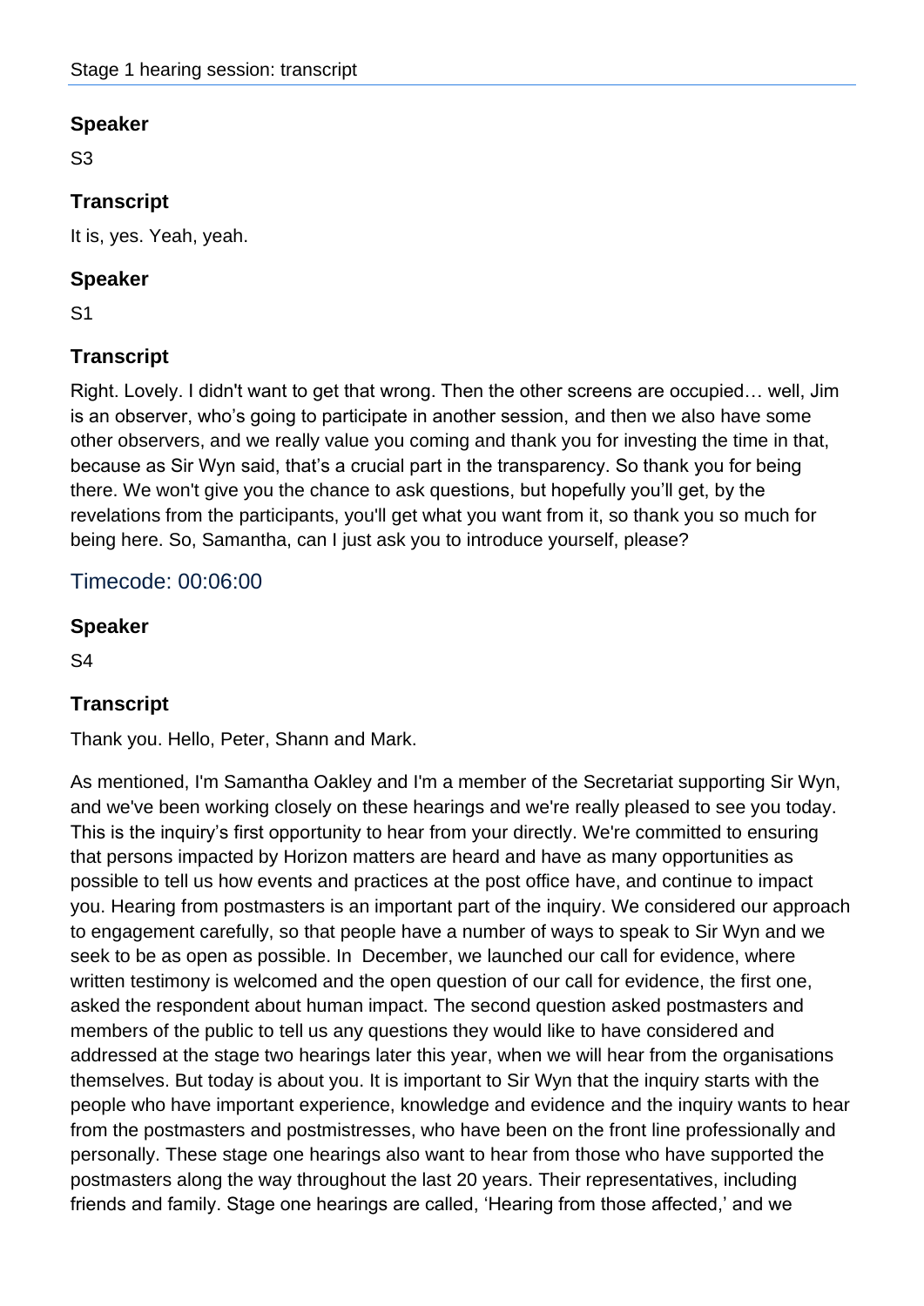### Speaker

S3

### Transcript

It is, yes. Yeah, yeah.

### Speaker

S1

### Transcript

Right. Lovely. I didn't want to get that wrong. Then the other screens are occupied… well, Jim is an observer, who's going to participate in another session, and then we also have some other observers, and we really value you coming and thank you for investing the time in that, because as Sir Wyn said, that's a crucial part in the transparency. So thank you for being there. We won't give you the chance to ask questions, but hopefully you'll get, by the revelations from the participants, you'll get what you want from it, so thank you so much for being here. So, Samantha, can I just ask you to introduce yourself, please?

## Timecode: 00:06:00

### Speaker

S4

### Transcript

Thank you. Hello, Peter, Shann and Mark.

As mentioned, I'm Samantha Oakley and I'm a member of the Secretariat supporting Sir Wyn, and we've been working closely on these hearings and we're really pleased to see you today. This is the inquiry's first opportunity to hear from your directly. We're committed to ensuring that persons impacted by Horizon matters are heard and have as many opportunities as possible to tell us how events and practices at the post office have, and continue to impact you. Hearing from postmasters is an important part of the inquiry. We considered our approach to engagement carefully, so that people have a number of ways to speak to Sir Wyn and we seek to be as open as possible. In December, we launched our call for evidence, where written testimony is welcomed and the open question of our call for evidence, the first one, asked the respondent about human impact. The second question asked postmasters and members of the public to tell us any questions they would like to have considered and addressed at the stage two hearings later this year, when we will hear from the organisations themselves. But today is about you. It is important to Sir Wyn that the inquiry starts with the people who have important experience, knowledge and evidence and the inquiry wants to hear from the postmasters and postmistresses, who have been on the front line professionally and personally. These stage one hearings also want to hear from those who have supported the postmasters along the way throughout the last 20 years. Their representatives, including friends and family. Stage one hearings are called, 'Hearing from those affected,' and we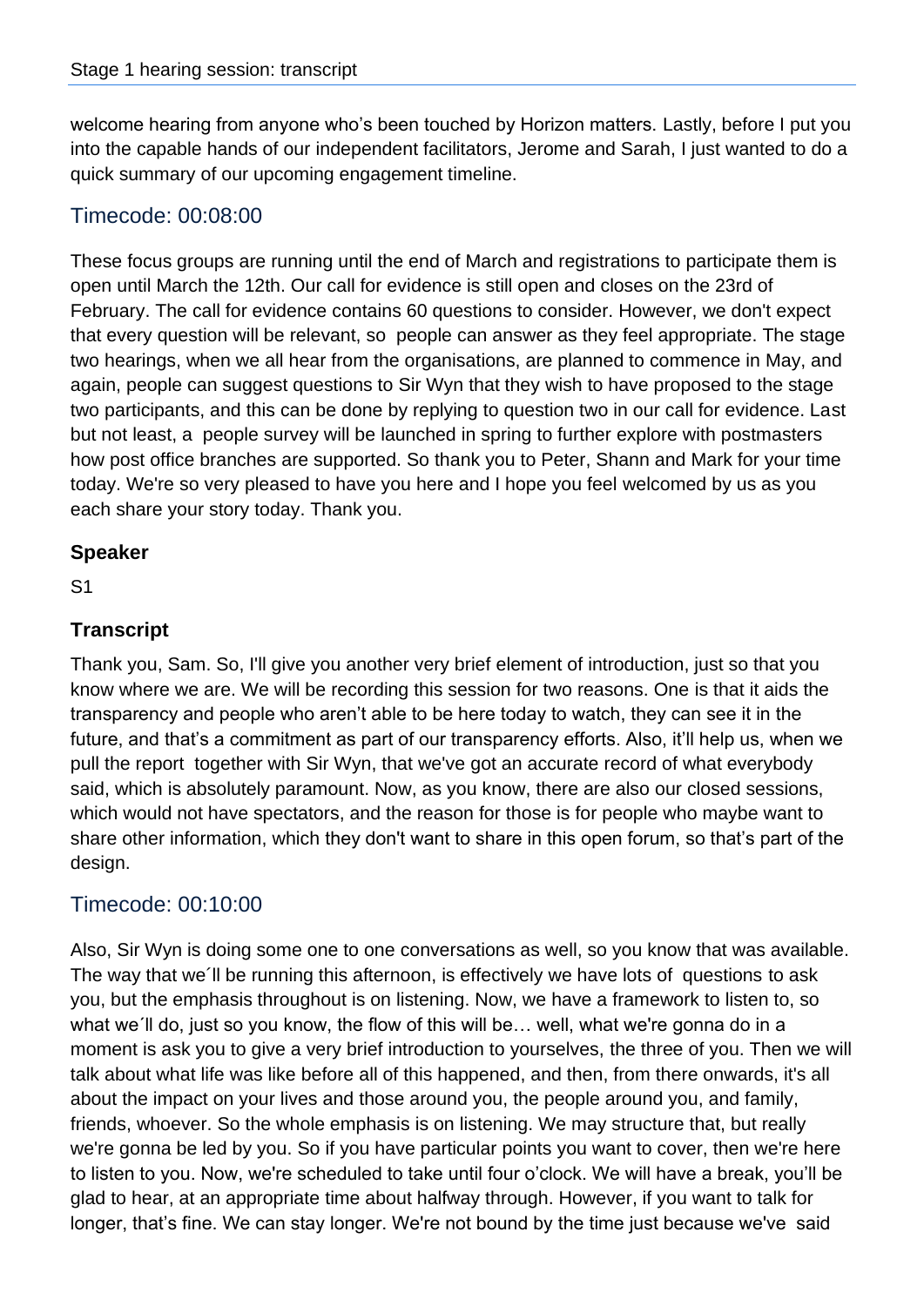welcome hearing from anyone who's been touched by Horizon matters. Lastly, before I put you into the capable hands of our independent facilitators, Jerome and Sarah, I just wanted to do a quick summary of our upcoming engagement timeline.

## Timecode: 00:08:00

These focus groups are running until the end of March and registrations to participate them is open until March the 12th. Our call for evidence is still open and closes on the 23rd of February. The call for evidence contains 60 questions to consider. However, we don't expect that every question will be relevant, so people can answer as they feel appropriate. The stage two hearings, when we all hear from the organisations, are planned to commence in May, and again, people can suggest questions to Sir Wyn that they wish to have proposed to the stage two participants, and this can be done by replying to question two in our call for evidence. Last but not least, a people survey will be launched in spring to further explore with postmasters how post office branches are supported. So thank you to Peter, Shann and Mark for your time today. We're so very pleased to have you here and I hope you feel welcomed by us as you each share your story today. Thank you.

### Speaker

S1

### Transcript

Thank you, Sam. So, I'll give you another very brief element of introduction, just so that you know where we are. We will be recording this session for two reasons. One is that it aids the transparency and people who aren't able to be here today to watch, they can see it in the future, and that's a commitment as part of our transparency efforts. Also, it'll help us, when we pull the report together with Sir Wyn, that we've got an accurate record of what everybody said, which is absolutely paramount. Now, as you know, there are also our closed sessions, which would not have spectators, and the reason for those is for people who maybe want to share other information, which they don't want to share in this open forum, so that's part of the design.

## Timecode: 00:10:00

Also, Sir Wyn is doing some one to one conversations as well, so you know that was available. The way that we´ll be running this afternoon, is effectively we have lots of questions to ask you, but the emphasis throughout is on listening. Now, we have a framework to listen to, so what we´ll do, just so you know, the flow of this will be… well, what we're gonna do in a moment is ask you to give a very brief introduction to yourselves, the three of you. Then we will talk about what life was like before all of this happened, and then, from there onwards, it's all about the impact on your lives and those around you, the people around you, and family, friends, whoever. So the whole emphasis is on listening. We may structure that, but really we're gonna be led by you. So if you have particular points you want to cover, then we're here to listen to you. Now, we're scheduled to take until four o'clock. We will have a break, you'll be glad to hear, at an appropriate time about halfway through. However, if you want to talk for longer, that's fine. We can stay longer. We're not bound by the time just because we've said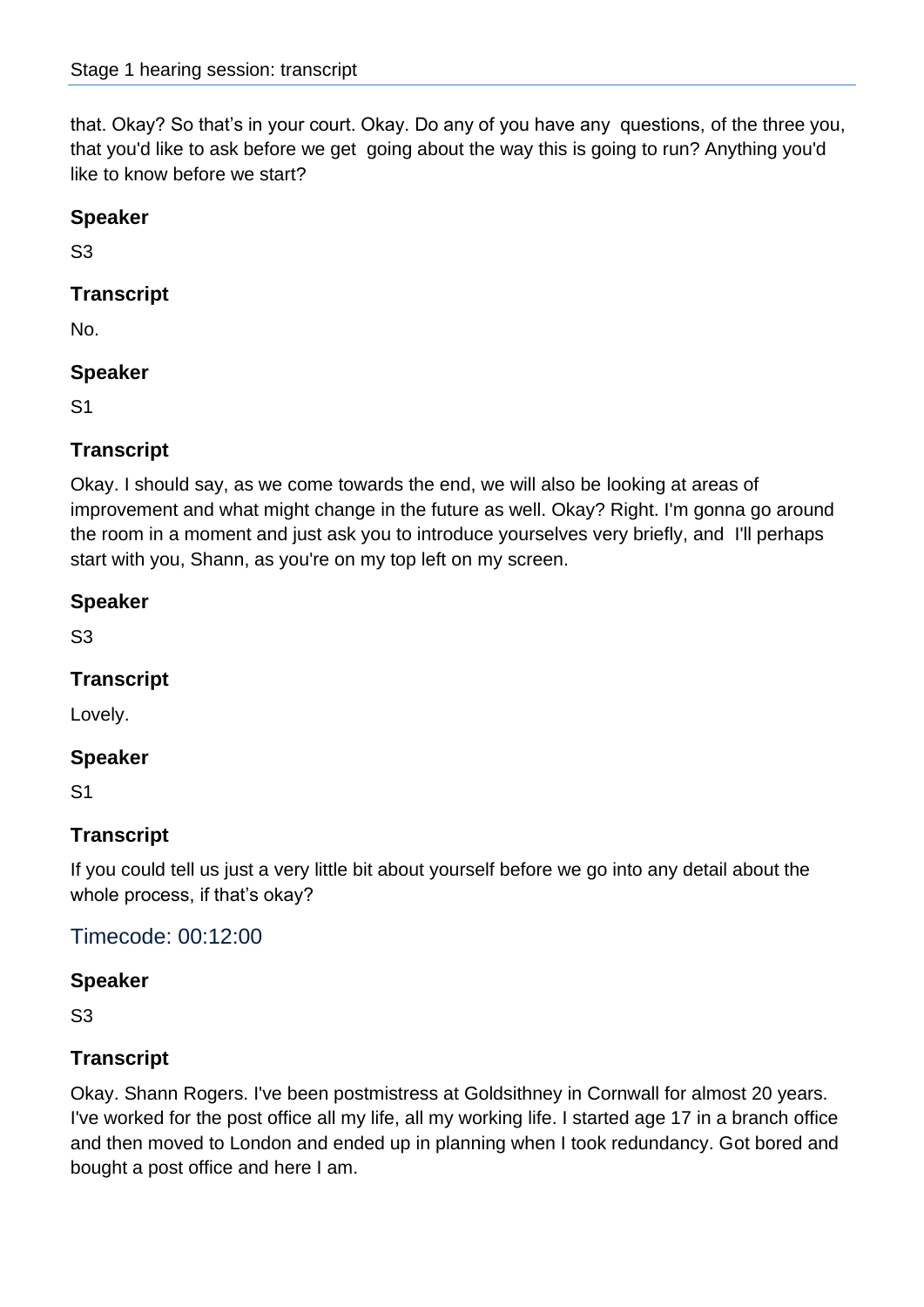that. Okay? So that's in your court. Okay. Do any of you have any questions, of the three you, that you'd like to ask before we get going about the way this is going to run? Anything you'd like to know before we start?

### Speaker

S3

### Transcript

No.

### Speaker

S1

### Transcript

Okay. I should say, as we come towards the end, we will also be looking at areas of improvement and what might change in the future as well. Okay? Right. I'm gonna go around the room in a moment and just ask you to introduce yourselves very briefly, and I'll perhaps start with you, Shann, as you're on my top left on my screen.

### Speaker

S3

### Transcript

Lovely.

### Speaker

S1

### Transcript

If you could tell us just a very little bit about yourself before we go into any detail about the whole process, if that's okay?

## Timecode: 00:12:00

### Speaker

S3

### Transcript

Okay. Shann Rogers. I've been postmistress at Goldsithney in Cornwall for almost 20 years. I've worked for the post office all my life, all my working life. I started age 17 in a branch office and then moved to London and ended up in planning when I took redundancy. Got bored and bought a post office and here I am.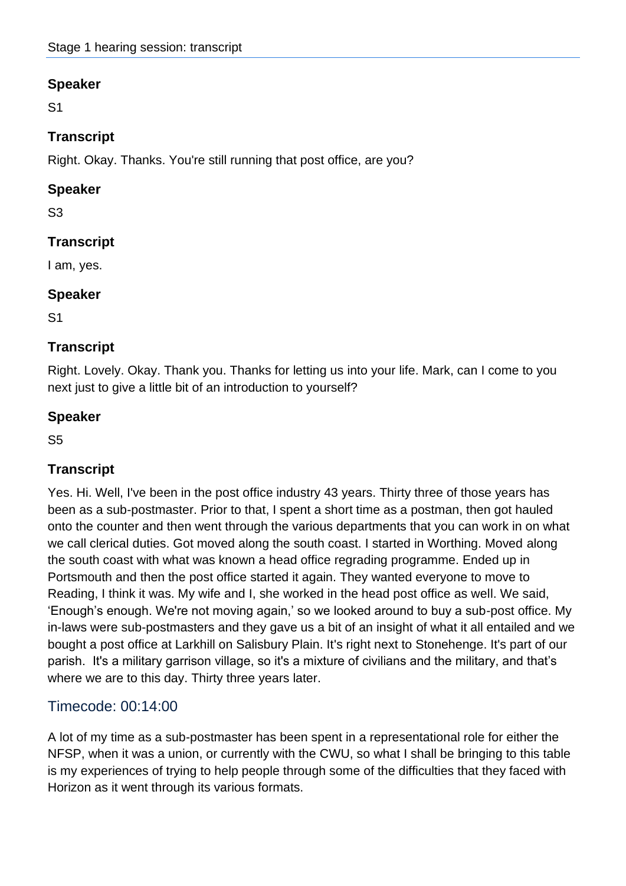## Speaker

S1

## Transcript

Right. Okay. Thanks. You're still running that post office, are you?

## Speaker

S3

## Transcript

I am, yes.

## Speaker

S1

## Transcript

Right. Lovely. Okay. Thank you. Thanks for letting us into your life. Mark, can I come to you next just to give a little bit of an introduction to yourself?

## Speaker

S5

## Transcript

Yes. Hi. Well, I've been in the post office industry 43 years. Thirty three of those years has been as a sub-postmaster. Prior to that, I spent a short time as a postman, then got hauled onto the counter and then went through the various departments that you can work in on what we call clerical duties. Got moved along the south coast. I started in Worthing. Moved along the south coast with what was known a head office regrading programme. Ended up in Portsmouth and then the post office started it again. They wanted everyone to move to Reading, I think it was. My wife and I, she worked in the head post office as well. We said, 'Enough's enough. We're not moving again,' so we looked around to buy a sub-post office. My in-laws were sub-postmasters and they gave us a bit of an insight of what it all entailed and we bought a post office at Larkhill on Salisbury Plain. It's right next to Stonehenge. It's part of our parish. It's a military garrison village, so it's a mixture of civilians and the military, and that's where we are to this day. Thirty three years later.

## Timecode: 00:14:00

A lot of my time as a sub-postmaster has been spent in a representational role for either the NFSP, when it was a union, or currently with the CWU, so what I shall be bringing to this table is my experiences of trying to help people through some of the difficulties that they faced with Horizon as it went through its various formats.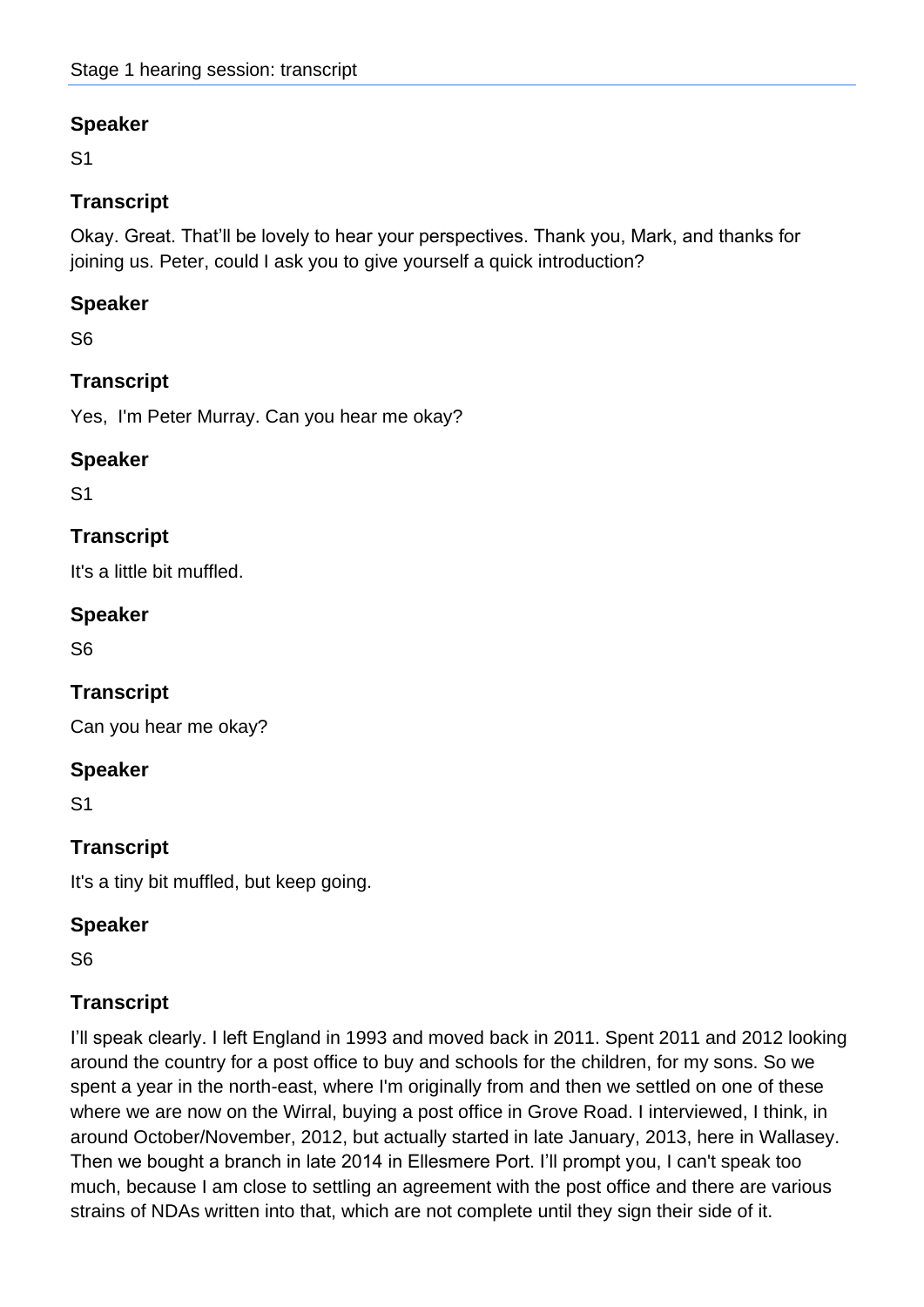## Speaker

S1

## Transcript

Okay. Great. That'll be lovely to hear your perspectives. Thank you, Mark, and thanks for joining us. Peter, could I ask you to give yourself a quick introduction?

## Speaker

S6

## Transcript

Yes, I'm Peter Murray. Can you hear me okay?

## Speaker

S1

## Transcript

It's a little bit muffled.

## Speaker

S6

## Transcript

Can you hear me okay?

## Speaker

S1

## Transcript

It's a tiny bit muffled, but keep going.

## Speaker

S6

## Transcript

I'll speak clearly. I left England in 1993 and moved back in 2011. Spent 2011 and 2012 looking around the country for a post office to buy and schools for the children, for my sons. So we spent a year in the north-east, where I'm originally from and then we settled on one of these where we are now on the Wirral, buying a post office in Grove Road. I interviewed, I think, in around October/November, 2012, but actually started in late January, 2013, here in Wallasey. Then we bought a branch in late 2014 in Ellesmere Port. I'll prompt you, I can't speak too much, because I am close to settling an agreement with the post office and there are various strains of NDAs written into that, which are not complete until they sign their side of it.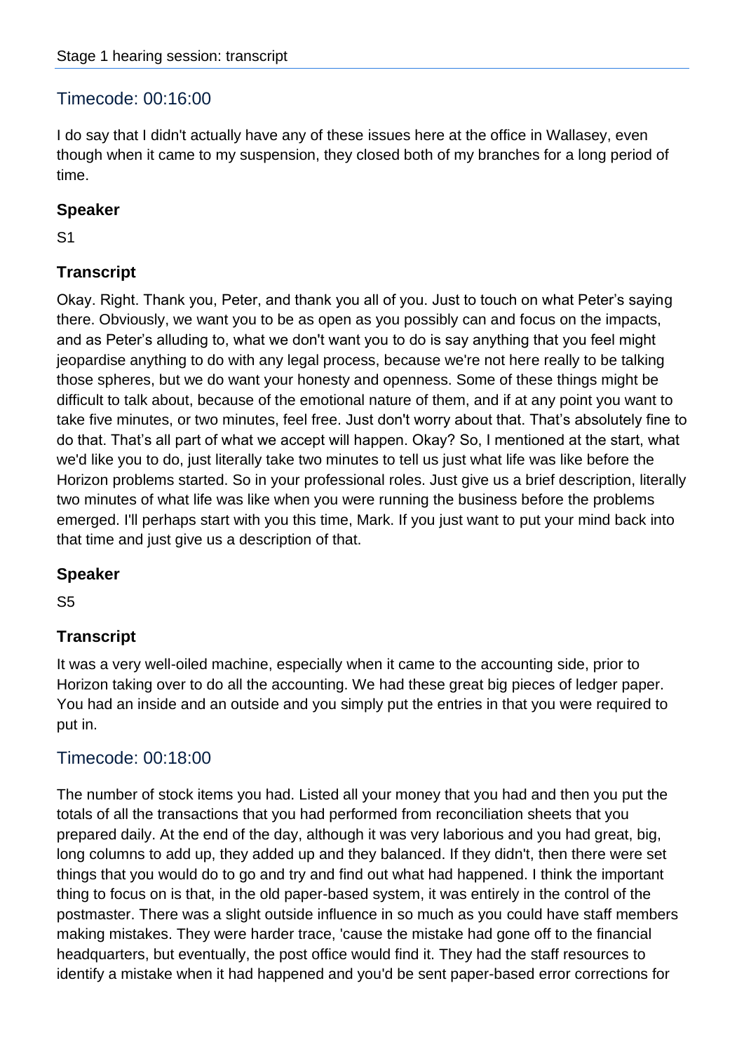## Timecode: 00:16:00

I do say that I didn't actually have any of these issues here at the office in Wallasey, even though when it came to my suspension, they closed both of my branches for a long period of time.

### Speaker

S1

### Transcript

Okay. Right. Thank you, Peter, and thank you all of you. Just to touch on what Peter's saying there. Obviously, we want you to be as open as you possibly can and focus on the impacts, and as Peter's alluding to, what we don't want you to do is say anything that you feel might jeopardise anything to do with any legal process, because we're not here really to be talking those spheres, but we do want your honesty and openness. Some of these things might be difficult to talk about, because of the emotional nature of them, and if at any point you want to take five minutes, or two minutes, feel free. Just don't worry about that. That's absolutely fine to do that. That's all part of what we accept will happen. Okay? So, I mentioned at the start, what we'd like you to do, just literally take two minutes to tell us just what life was like before the Horizon problems started. So in your professional roles. Just give us a brief description, literally two minutes of what life was like when you were running the business before the problems emerged. I'll perhaps start with you this time, Mark. If you just want to put your mind back into that time and just give us a description of that.

### Speaker

S5

### Transcript

It was a very well-oiled machine, especially when it came to the accounting side, prior to Horizon taking over to do all the accounting. We had these great big pieces of ledger paper. You had an inside and an outside and you simply put the entries in that you were required to put in.

## Timecode: 00:18:00

The number of stock items you had. Listed all your money that you had and then you put the totals of all the transactions that you had performed from reconciliation sheets that you prepared daily. At the end of the day, although it was very laborious and you had great, big, long columns to add up, they added up and they balanced. If they didn't, then there were set things that you would do to go and try and find out what had happened. I think the important thing to focus on is that, in the old paper-based system, it was entirely in the control of the postmaster. There was a slight outside influence in so much as you could have staff members making mistakes. They were harder trace, 'cause the mistake had gone off to the financial headquarters, but eventually, the post office would find it. They had the staff resources to identify a mistake when it had happened and you'd be sent paper-based error corrections for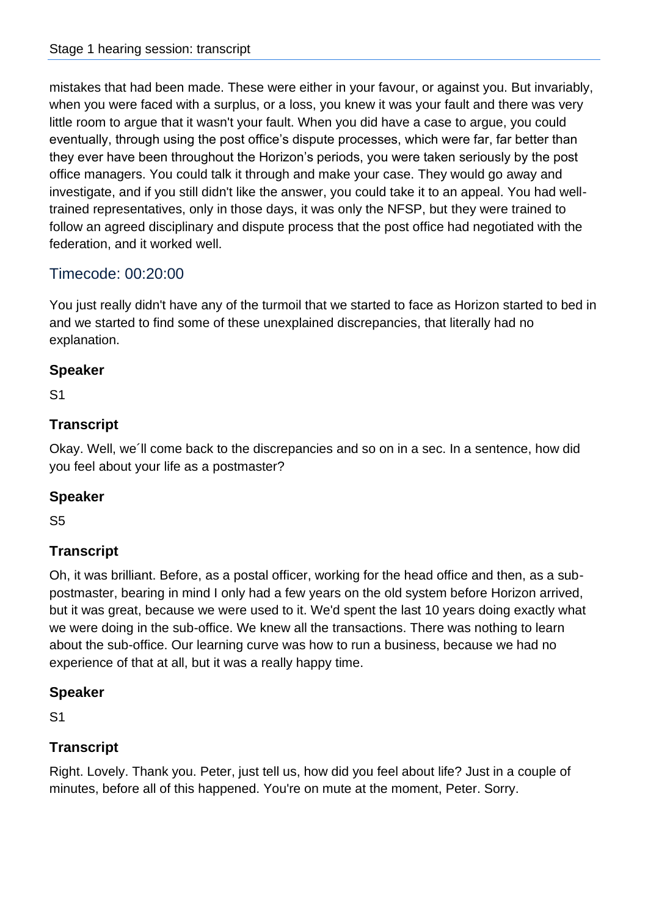mistakes that had been made. These were either in your favour, or against you. But invariably, when you were faced with a surplus, or a loss, you knew it was your fault and there was very little room to argue that it wasn't your fault. When you did have a case to argue, you could eventually, through using the post office's dispute processes, which were far, far better than they ever have been throughout the Horizon's periods, you were taken seriously by the post office managers. You could talk it through and make your case. They would go away and investigate, and if you still didn't like the answer, you could take it to an appeal. You had well-trained representatives, only in those days, it was only the NFSP, but they were trained to follow an agreed disciplinary and dispute process that the post office had negotiated with the federation, and it worked well.

## Timecode: 00:20:00

You just really didn't have any of the turmoil that we started to face as Horizon started to bed in and we started to find some of these unexplained discrepancies, that literally had no explanation.

### Speaker

S1

### Transcript

Okay. Well, we´ll come back to the discrepancies and so on in a sec. In a sentence, how did you feel about your life as a postmaster?

### Speaker

S5

### Transcript

Oh, it was brilliant. Before, as a postal officer, working for the head office and then, as a sub-postmaster, bearing in mind I only had a few years on the old system before Horizon arrived, but it was great, because we were used to it. We'd spent the last 10 years doing exactly what we were doing in the sub-office. We knew all the transactions. There was nothing to learn about the sub-office. Our learning curve was how to run a business, because we had no experience of that at all, but it was a really happy time.

### Speaker

S1

### Transcript

Right. Lovely. Thank you. Peter, just tell us, how did you feel about life? Just in a couple of minutes, before all of this happened. You're on mute at the moment, Peter. Sorry.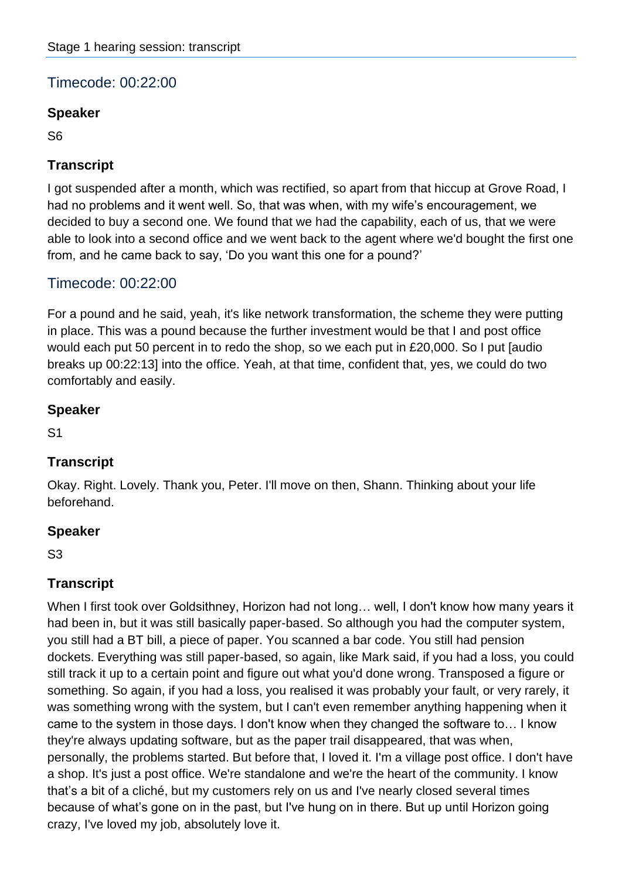## Timecode: 00:22:00

### Speaker

S6

### Transcript

I got suspended after a month, which was rectified, so apart from that hiccup at Grove Road, I had no problems and it went well. So, that was when, with my wife's encouragement, we decided to buy a second one. We found that we had the capability, each of us, that we were able to look into a second office and we went back to the agent where we'd bought the first one from, and he came back to say, 'Do you want this one for a pound?'

## Timecode: 00:22:00

For a pound and he said, yeah, it's like network transformation, the scheme they were putting in place. This was a pound because the further investment would be that I and post office would each put 50 percent in to redo the shop, so we each put in £20,000. So I put [audio breaks up 00:22:13] into the office. Yeah, at that time, confident that, yes, we could do two comfortably and easily.

### Speaker

S1

### Transcript

Okay. Right. Lovely. Thank you, Peter. I'll move on then, Shann. Thinking about your life beforehand.

### Speaker

S3

### Transcript

When I first took over Goldsithney, Horizon had not long… well, I don't know how many years it had been in, but it was still basically paper-based. So although you had the computer system, you still had a BT bill, a piece of paper. You scanned a bar code. You still had pension dockets. Everything was still paper-based, so again, like Mark said, if you had a loss, you could still track it up to a certain point and figure out what you'd done wrong. Transposed a figure or something. So again, if you had a loss, you realised it was probably your fault, or very rarely, it was something wrong with the system, but I can't even remember anything happening when it came to the system in those days. I don't know when they changed the software to… I know they're always updating software, but as the paper trail disappeared, that was when, personally, the problems started. But before that, I loved it. I'm a village post office. I don't have a shop. It's just a post office. We're standalone and we're the heart of the community. I know that's a bit of a cliché, but my customers rely on us and I've nearly closed several times because of what's gone on in the past, but I've hung on in there. But up until Horizon going crazy, I've loved my job, absolutely love it.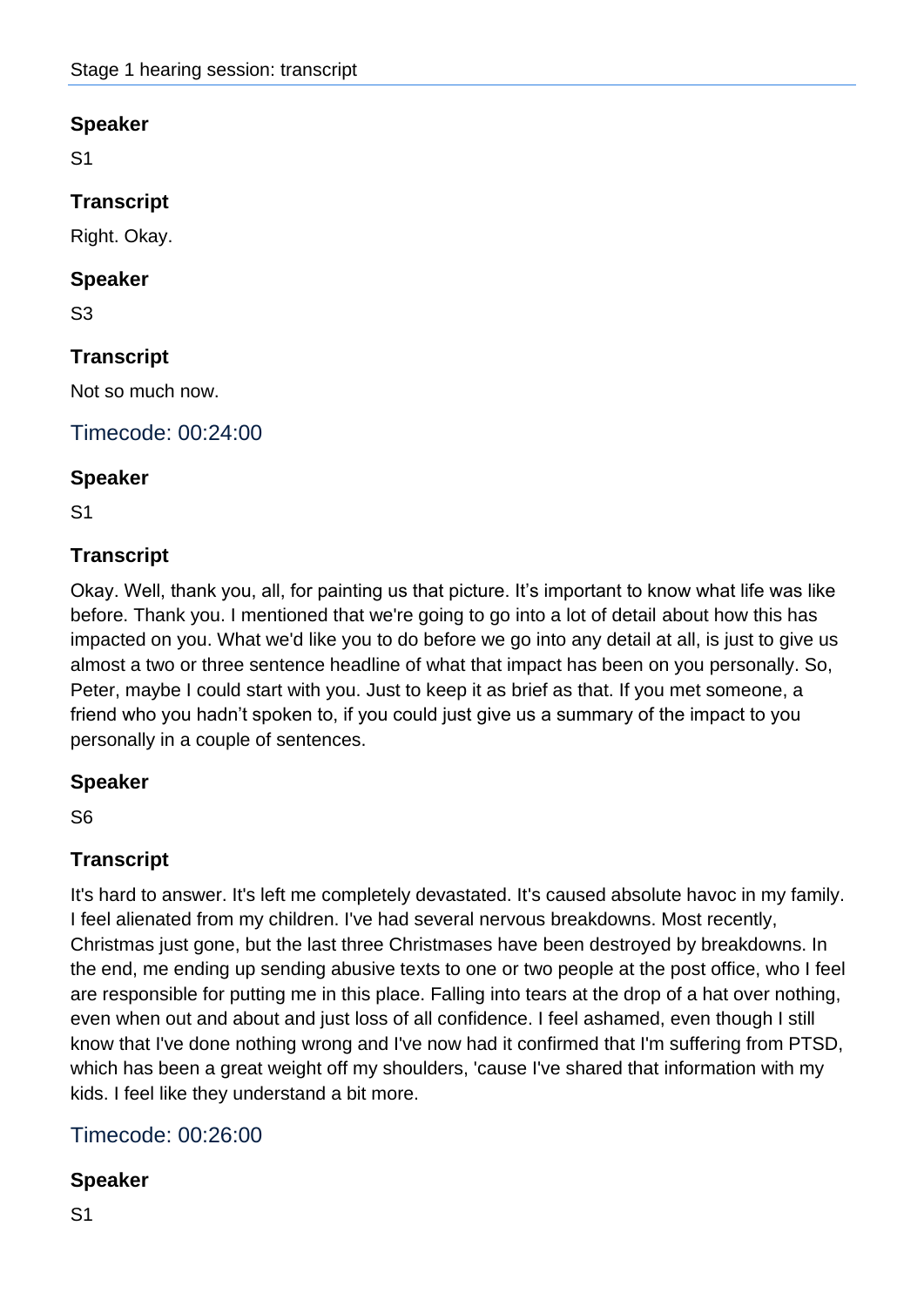## Speaker

S1

## Transcript

Right. Okay.

## Speaker

S3

## Transcript

Not so much now.

### Timecode: 00:24:00

## Speaker

S1

## Transcript

Okay. Well, thank you, all, for painting us that picture. It’s important to know what life was like before. Thank you. I mentioned that we're going to go into a lot of detail about how this has impacted on you. What we'd like you to do before we go into any detail at all, is just to give us almost a two or three sentence headline of what that impact has been on you personally. So, Peter, maybe I could start with you. Just to keep it as brief as that. If you met someone, a friend who you hadn’t spoken to, if you could just give us a summary of the impact to you personally in a couple of sentences.

## Speaker

S6

## Transcript

It's hard to answer. It's left me completely devastated. It's caused absolute havoc in my family. I feel alienated from my children. I've had several nervous breakdowns. Most recently, Christmas just gone, but the last three Christmases have been destroyed by breakdowns. In the end, me ending up sending abusive texts to one or two people at the post office, who I feel are responsible for putting me in this place. Falling into tears at the drop of a hat over nothing, even when out and about and just loss of all confidence. I feel ashamed, even though I still know that I've done nothing wrong and I've now had it confirmed that I'm suffering from PTSD, which has been a great weight off my shoulders, 'cause I've shared that information with my kids. I feel like they understand a bit more.

### Timecode: 00:26:00

## Speaker

S1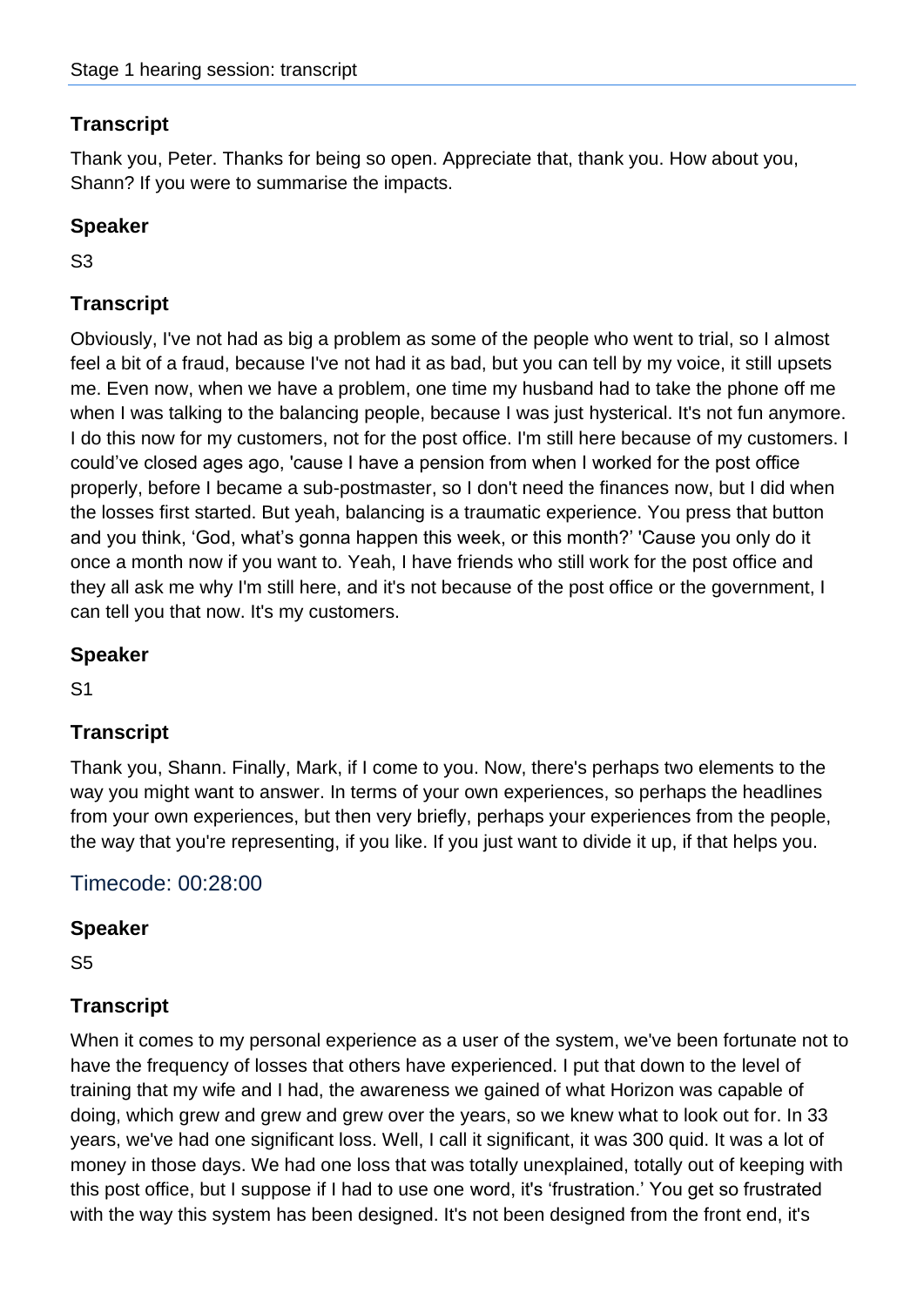### Transcript

Thank you, Peter. Thanks for being so open. Appreciate that, thank you. How about you, Shann? If you were to summarise the impacts.

### Speaker

S3

### Transcript

Obviously, I've not had as big a problem as some of the people who went to trial, so I almost feel a bit of a fraud, because I've not had it as bad, but you can tell by my voice, it still upsets me. Even now, when we have a problem, one time my husband had to take the phone off me when I was talking to the balancing people, because I was just hysterical. It's not fun anymore. I do this now for my customers, not for the post office. I'm still here because of my customers. I could've closed ages ago, 'cause I have a pension from when I worked for the post office properly, before I became a sub-postmaster, so I don't need the finances now, but I did when the losses first started. But yeah, balancing is a traumatic experience. You press that button and you think, 'God, what's gonna happen this week, or this month?' 'Cause you only do it once a month now if you want to. Yeah, I have friends who still work for the post office and they all ask me why I'm still here, and it's not because of the post office or the government, I can tell you that now. It's my customers.

### Speaker

S1

### Transcript

Thank you, Shann. Finally, Mark, if I come to you. Now, there's perhaps two elements to the way you might want to answer. In terms of your own experiences, so perhaps the headlines from your own experiences, but then very briefly, perhaps your experiences from the people, the way that you're representing, if you like. If you just want to divide it up, if that helps you.

## Timecode: 00:28:00

### Speaker

S5

### Transcript

When it comes to my personal experience as a user of the system, we've been fortunate not to have the frequency of losses that others have experienced. I put that down to the level of training that my wife and I had, the awareness we gained of what Horizon was capable of doing, which grew and grew and grew over the years, so we knew what to look out for. In 33 years, we've had one significant loss. Well, I call it significant, it was 300 quid. It was a lot of money in those days. We had one loss that was totally unexplained, totally out of keeping with this post office, but I suppose if I had to use one word, it's 'frustration.' You get so frustrated with the way this system has been designed. It's not been designed from the front end, it's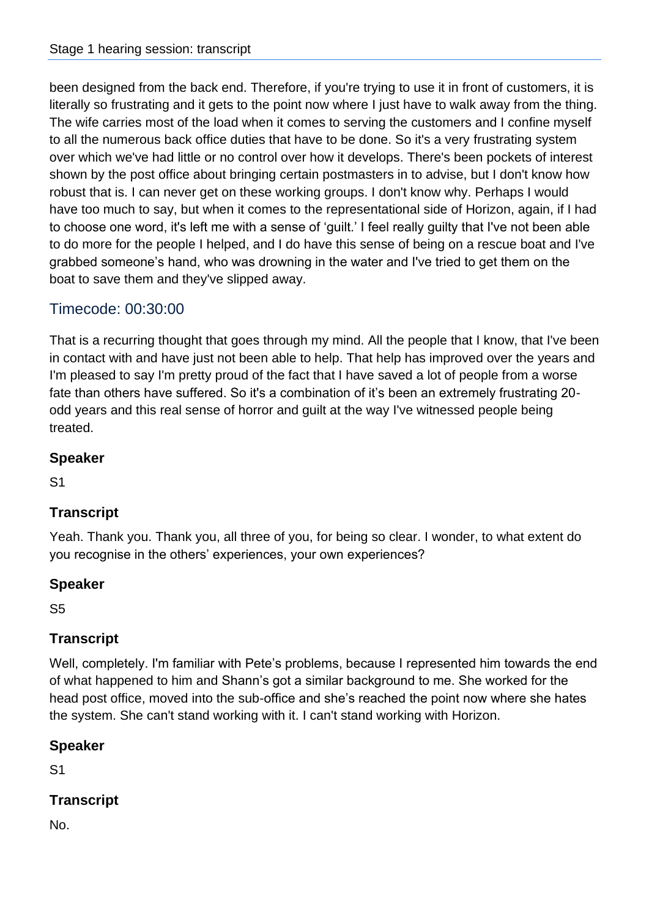been designed from the back end. Therefore, if you're trying to use it in front of customers, it is literally so frustrating and it gets to the point now where I just have to walk away from the thing. The wife carries most of the load when it comes to serving the customers and I confine myself to all the numerous back office duties that have to be done. So it's a very frustrating system over which we've had little or no control over how it develops. There's been pockets of interest shown by the post office about bringing certain postmasters in to advise, but I don't know how robust that is. I can never get on these working groups. I don't know why. Perhaps I would have too much to say, but when it comes to the representational side of Horizon, again, if I had to choose one word, it's left me with a sense of 'guilt.' I feel really guilty that I've not been able to do more for the people I helped, and I do have this sense of being on a rescue boat and I've grabbed someone's hand, who was drowning in the water and I've tried to get them on the boat to save them and they've slipped away.

## Timecode: 00:30:00

That is a recurring thought that goes through my mind. All the people that I know, that I've been in contact with and have just not been able to help. That help has improved over the years and I'm pleased to say I'm pretty proud of the fact that I have saved a lot of people from a worse fate than others have suffered. So it's a combination of it's been an extremely frustrating 20-odd years and this real sense of horror and guilt at the way I've witnessed people being treated.

### Speaker

S1

### Transcript

Yeah. Thank you. Thank you, all three of you, for being so clear. I wonder, to what extent do you recognise in the others' experiences, your own experiences?

### Speaker

S5

### Transcript

Well, completely. I'm familiar with Pete's problems, because I represented him towards the end of what happened to him and Shann's got a similar background to me. She worked for the head post office, moved into the sub-office and she's reached the point now where she hates the system. She can't stand working with it. I can't stand working with Horizon.

### Speaker

S1

### Transcript

No.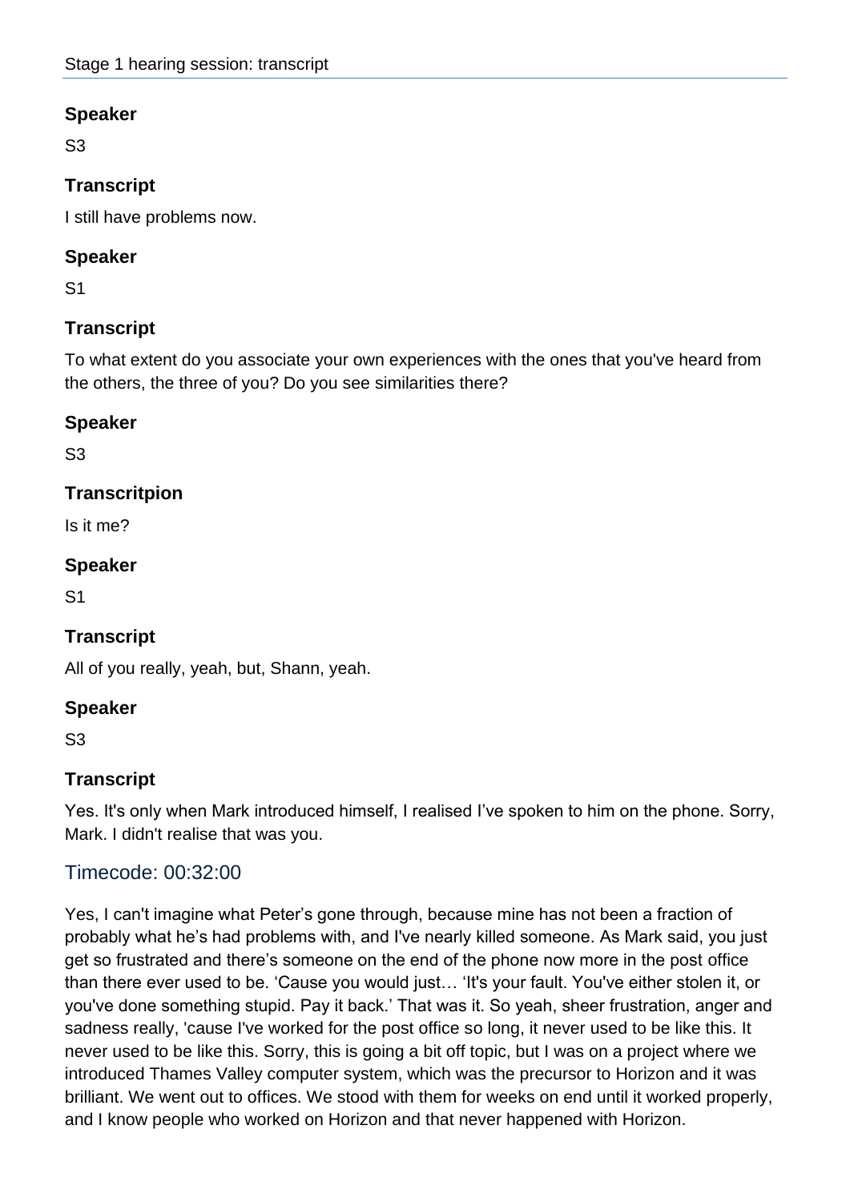## Speaker

S3

## Transcript

I still have problems now.

## Speaker

S1

## Transcript

To what extent do you associate your own experiences with the ones that you've heard from the others, the three of you? Do you see similarities there?

## Speaker

S3

## Transcritpion

Is it me?

## Speaker

S1

## Transcript

All of you really, yeah, but, Shann, yeah.

## Speaker

S3

## Transcript

Yes. It's only when Mark introduced himself, I realised I've spoken to him on the phone. Sorry, Mark. I didn't realise that was you.

### Timecode: 00:32:00

Yes, I can't imagine what Peter's gone through, because mine has not been a fraction of probably what he's had problems with, and I've nearly killed someone. As Mark said, you just get so frustrated and there's someone on the end of the phone now more in the post office than there ever used to be. 'Cause you would just… 'It's your fault. You've either stolen it, or you've done something stupid. Pay it back.' That was it. So yeah, sheer frustration, anger and sadness really, 'cause I've worked for the post office so long, it never used to be like this. It never used to be like this. Sorry, this is going a bit off topic, but I was on a project where we introduced Thames Valley computer system, which was the precursor to Horizon and it was brilliant. We went out to offices. We stood with them for weeks on end until it worked properly, and I know people who worked on Horizon and that never happened with Horizon.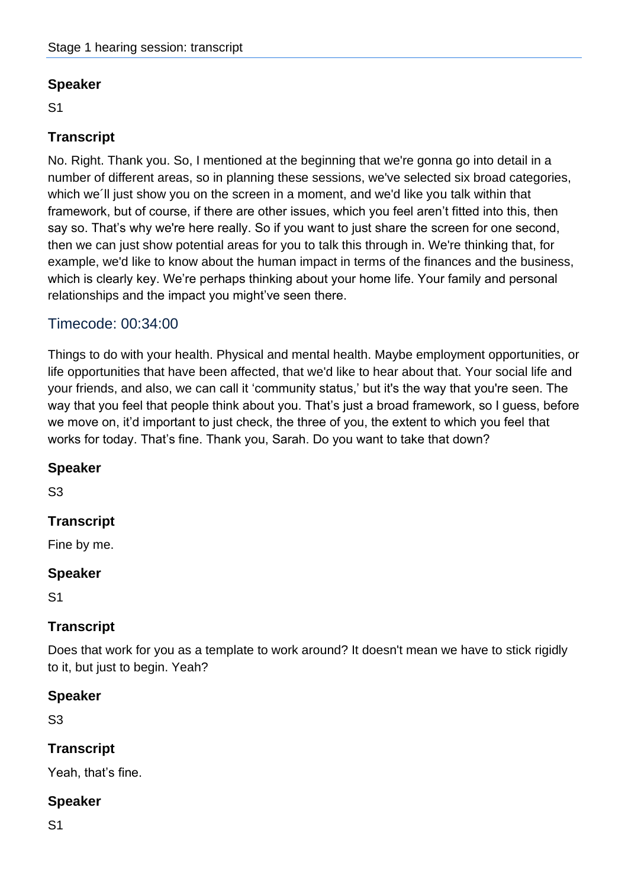## Speaker

S1

## Transcript

No. Right. Thank you. So, I mentioned at the beginning that we're gonna go into detail in a number of different areas, so in planning these sessions, we've selected six broad categories, which we´ll just show you on the screen in a moment, and we'd like you talk within that framework, but of course, if there are other issues, which you feel aren't fitted into this, then say so. That's why we're here really. So if you want to just share the screen for one second, then we can just show potential areas for you to talk this through in. We're thinking that, for example, we'd like to know about the human impact in terms of the finances and the business, which is clearly key. We're perhaps thinking about your home life. Your family and personal relationships and the impact you might've seen there.

## Timecode: 00:34:00

Things to do with your health. Physical and mental health. Maybe employment opportunities, or life opportunities that have been affected, that we'd like to hear about that. Your social life and your friends, and also, we can call it 'community status,' but it's the way that you're seen. The way that you feel that people think about you. That's just a broad framework, so I guess, before we move on, it'd important to just check, the three of you, the extent to which you feel that works for today. That's fine. Thank you, Sarah. Do you want to take that down?

## Speaker

S3

## Transcript

Fine by me.

## Speaker

S1

## Transcript

Does that work for you as a template to work around? It doesn't mean we have to stick rigidly to it, but just to begin. Yeah?

## Speaker

S3

## Transcript

Yeah, that's fine.

## Speaker

S1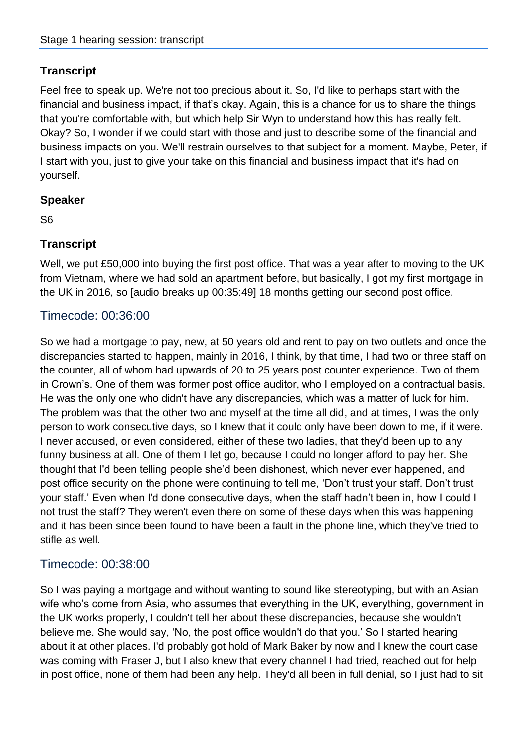## Transcript

Feel free to speak up. We're not too precious about it. So, I'd like to perhaps start with the financial and business impact, if that's okay. Again, this is a chance for us to share the things that you're comfortable with, but which help Sir Wyn to understand how this has really felt. Okay? So, I wonder if we could start with those and just to describe some of the financial and business impacts on you. We'll restrain ourselves to that subject for a moment. Maybe, Peter, if I start with you, just to give your take on this financial and business impact that it's had on yourself.

## Speaker

S6

## Transcript

Well, we put £50,000 into buying the first post office. That was a year after to moving to the UK from Vietnam, where we had sold an apartment before, but basically, I got my first mortgage in the UK in 2016, so [audio breaks up 00:35:49] 18 months getting our second post office.

## Timecode: 00:36:00

So we had a mortgage to pay, new, at 50 years old and rent to pay on two outlets and once the discrepancies started to happen, mainly in 2016, I think, by that time, I had two or three staff on the counter, all of whom had upwards of 20 to 25 years post counter experience. Two of them in Crown's. One of them was former post office auditor, who I employed on a contractual basis. He was the only one who didn't have any discrepancies, which was a matter of luck for him. The problem was that the other two and myself at the time all did, and at times, I was the only person to work consecutive days, so I knew that it could only have been down to me, if it were. I never accused, or even considered, either of these two ladies, that they'd been up to any funny business at all. One of them I let go, because I could no longer afford to pay her. She thought that I'd been telling people she'd been dishonest, which never ever happened, and post office security on the phone were continuing to tell me, 'Don't trust your staff. Don't trust your staff.' Even when I'd done consecutive days, when the staff hadn't been in, how could I not trust the staff? They weren't even there on some of these days when this was happening and it has been since been found to have been a fault in the phone line, which they've tried to stifle as well.

## Timecode: 00:38:00

So I was paying a mortgage and without wanting to sound like stereotyping, but with an Asian wife who's come from Asia, who assumes that everything in the UK, everything, government in the UK works properly, I couldn't tell her about these discrepancies, because she wouldn't believe me. She would say, 'No, the post office wouldn't do that you.' So I started hearing about it at other places. I'd probably got hold of Mark Baker by now and I knew the court case was coming with Fraser J, but I also knew that every channel I had tried, reached out for help in post office, none of them had been any help. They'd all been in full denial, so I just had to sit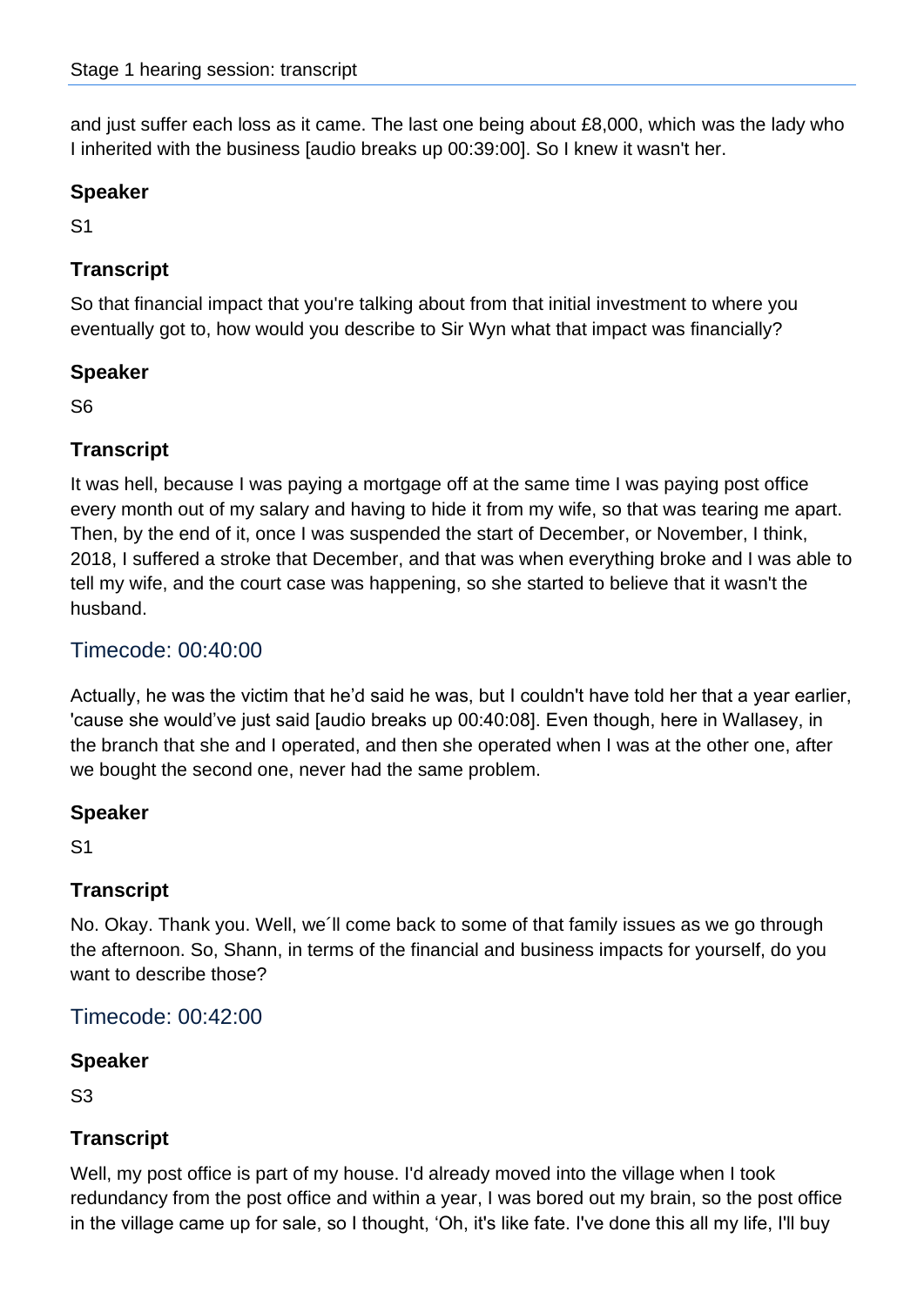and just suffer each loss as it came. The last one being about £8,000, which was the lady who I inherited with the business [audio breaks up 00:39:00]. So I knew it wasn't her.

### Speaker

S1

### Transcript

So that financial impact that you're talking about from that initial investment to where you eventually got to, how would you describe to Sir Wyn what that impact was financially?

### Speaker

S6

### Transcript

It was hell, because I was paying a mortgage off at the same time I was paying post office every month out of my salary and having to hide it from my wife, so that was tearing me apart. Then, by the end of it, once I was suspended the start of December, or November, I think, 2018, I suffered a stroke that December, and that was when everything broke and I was able to tell my wife, and the court case was happening, so she started to believe that it wasn't the husband.

## Timecode: 00:40:00

Actually, he was the victim that he'd said he was, but I couldn't have told her that a year earlier, 'cause she would've just said [audio breaks up 00:40:08]. Even though, here in Wallasey, in the branch that she and I operated, and then she operated when I was at the other one, after we bought the second one, never had the same problem.

### Speaker

S1

### Transcript

No. Okay. Thank you. Well, we´ll come back to some of that family issues as we go through the afternoon. So, Shann, in terms of the financial and business impacts for yourself, do you want to describe those?

## Timecode: 00:42:00

### Speaker

S3

### Transcript

Well, my post office is part of my house. I'd already moved into the village when I took redundancy from the post office and within a year, I was bored out my brain, so the post office in the village came up for sale, so I thought, 'Oh, it's like fate. I've done this all my life, I'll buy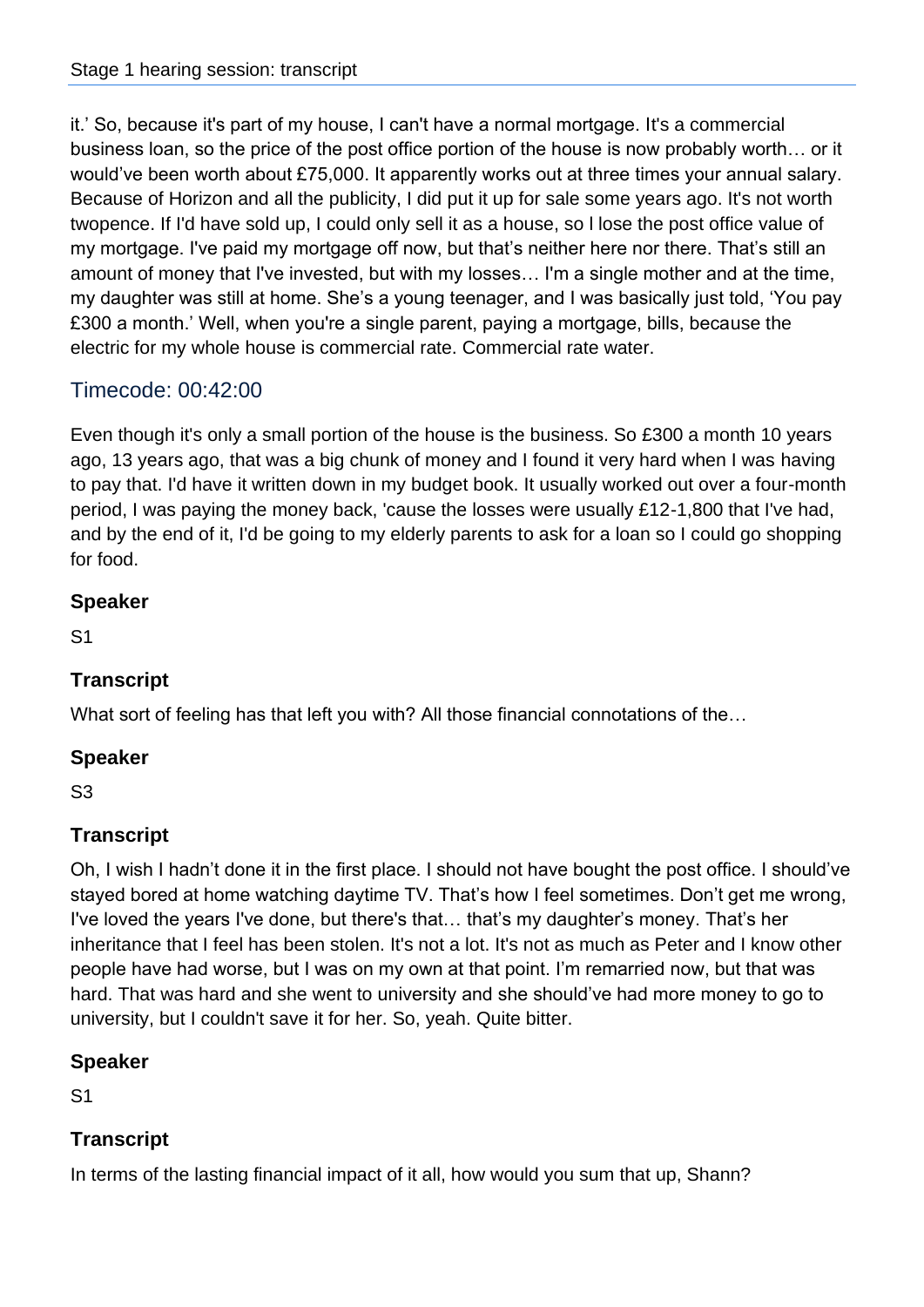it.' So, because it's part of my house, I can't have a normal mortgage. It's a commercial business loan, so the price of the post office portion of the house is now probably worth… or it would've been worth about £75,000. It apparently works out at three times your annual salary. Because of Horizon and all the publicity, I did put it up for sale some years ago. It's not worth twopence. If I'd have sold up, I could only sell it as a house, so l lose the post office value of my mortgage. I've paid my mortgage off now, but that's neither here nor there. That's still an amount of money that I've invested, but with my losses… I'm a single mother and at the time, my daughter was still at home. She's a young teenager, and I was basically just told, 'You pay £300 a month.' Well, when you're a single parent, paying a mortgage, bills, because the electric for my whole house is commercial rate. Commercial rate water.

## Timecode: 00:42:00

Even though it's only a small portion of the house is the business. So £300 a month 10 years ago, 13 years ago, that was a big chunk of money and I found it very hard when I was having to pay that. I'd have it written down in my budget book. It usually worked out over a four-month period, I was paying the money back, 'cause the losses were usually £12-1,800 that I've had, and by the end of it, I'd be going to my elderly parents to ask for a loan so I could go shopping for food.

### Speaker

S1

### Transcript

What sort of feeling has that left you with? All those financial connotations of the…

### Speaker

S3

### Transcript

Oh, I wish I hadn't done it in the first place. I should not have bought the post office. I should've stayed bored at home watching daytime TV. That's how I feel sometimes. Don't get me wrong, I've loved the years I've done, but there's that… that's my daughter's money. That's her inheritance that I feel has been stolen. It's not a lot. It's not as much as Peter and I know other people have had worse, but I was on my own at that point. I'm remarried now, but that was hard. That was hard and she went to university and she should've had more money to go to university, but I couldn't save it for her. So, yeah. Quite bitter.

### Speaker

S1

### Transcript

In terms of the lasting financial impact of it all, how would you sum that up, Shann?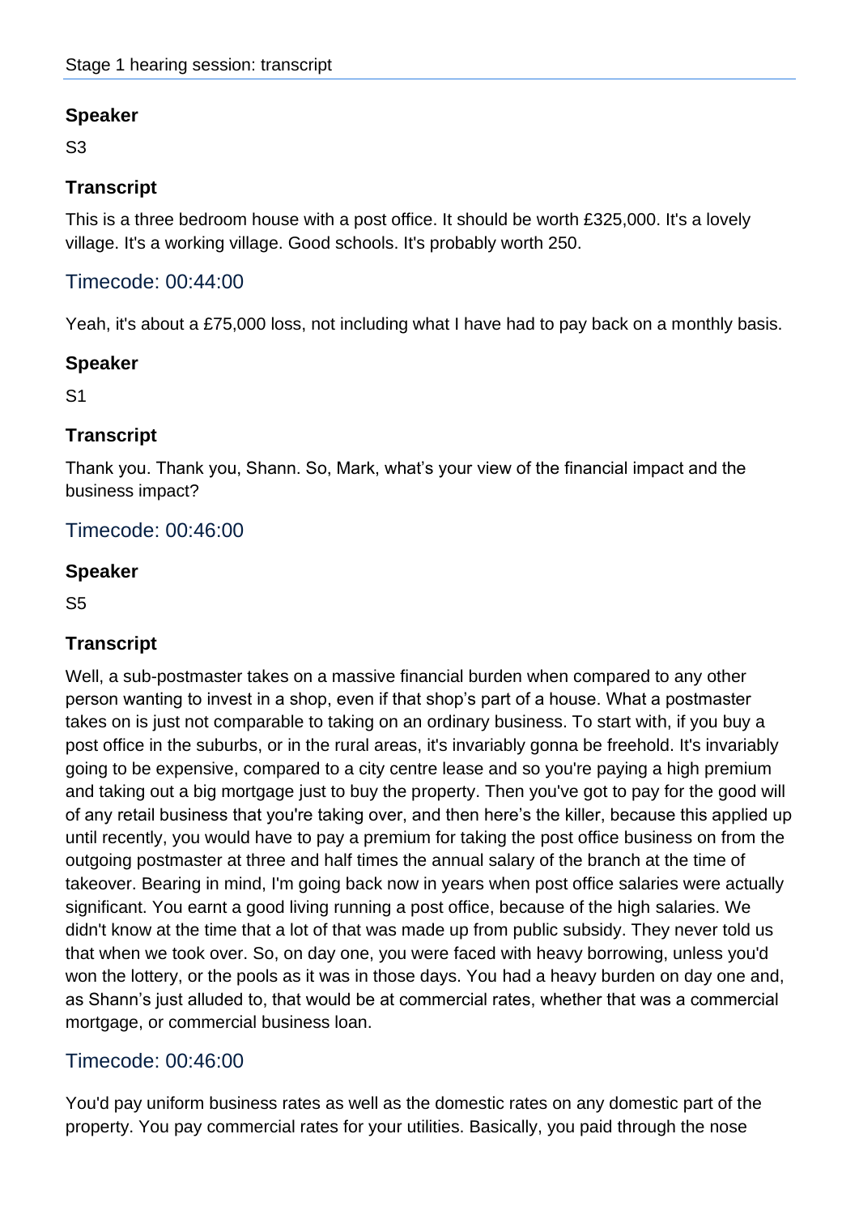## Speaker

S3

## Transcript

This is a three bedroom house with a post office. It should be worth £325,000. It's a lovely village. It's a working village. Good schools. It's probably worth 250.

## Timecode: 00:44:00

Yeah, it's about a £75,000 loss, not including what I have had to pay back on a monthly basis.

## Speaker

S1

## Transcript

Thank you. Thank you, Shann. So, Mark, what's your view of the financial impact and the business impact?

## Timecode: 00:46:00

## Speaker

S5

## Transcript

Well, a sub-postmaster takes on a massive financial burden when compared to any other person wanting to invest in a shop, even if that shop's part of a house. What a postmaster takes on is just not comparable to taking on an ordinary business. To start with, if you buy a post office in the suburbs, or in the rural areas, it's invariably gonna be freehold. It's invariably going to be expensive, compared to a city centre lease and so you're paying a high premium and taking out a big mortgage just to buy the property. Then you've got to pay for the good will of any retail business that you're taking over, and then here's the killer, because this applied up until recently, you would have to pay a premium for taking the post office business on from the outgoing postmaster at three and half times the annual salary of the branch at the time of takeover. Bearing in mind, I'm going back now in years when post office salaries were actually significant. You earnt a good living running a post office, because of the high salaries. We didn't know at the time that a lot of that was made up from public subsidy. They never told us that when we took over. So, on day one, you were faced with heavy borrowing, unless you'd won the lottery, or the pools as it was in those days. You had a heavy burden on day one and, as Shann's just alluded to, that would be at commercial rates, whether that was a commercial mortgage, or commercial business loan.

## Timecode: 00:46:00

You'd pay uniform business rates as well as the domestic rates on any domestic part of the property. You pay commercial rates for your utilities. Basically, you paid through the nose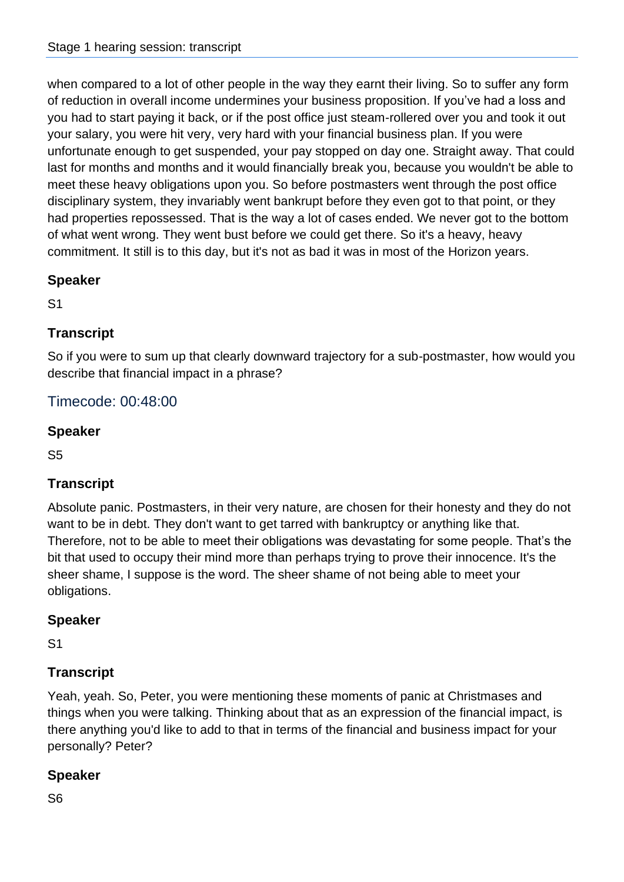when compared to a lot of other people in the way they earnt their living. So to suffer any form of reduction in overall income undermines your business proposition. If you’ve had a loss and you had to start paying it back, or if the post office just steam-rollered over you and took it out your salary, you were hit very, very hard with your financial business plan. If you were unfortunate enough to get suspended, your pay stopped on day one. Straight away. That could last for months and months and it would financially break you, because you wouldn't be able to meet these heavy obligations upon you. So before postmasters went through the post office disciplinary system, they invariably went bankrupt before they even got to that point, or they had properties repossessed. That is the way a lot of cases ended. We never got to the bottom of what went wrong. They went bust before we could get there. So it's a heavy, heavy commitment. It still is to this day, but it's not as bad it was in most of the Horizon years.

### Speaker

S1

### Transcript

So if you were to sum up that clearly downward trajectory for a sub-postmaster, how would you describe that financial impact in a phrase?

## Timecode: 00:48:00

### Speaker

S5

### Transcript

Absolute panic. Postmasters, in their very nature, are chosen for their honesty and they do not want to be in debt. They don't want to get tarred with bankruptcy or anything like that. Therefore, not to be able to meet their obligations was devastating for some people. That’s the bit that used to occupy their mind more than perhaps trying to prove their innocence. It's the sheer shame, I suppose is the word. The sheer shame of not being able to meet your obligations.

### Speaker

S1

### Transcript

Yeah, yeah. So, Peter, you were mentioning these moments of panic at Christmases and things when you were talking. Thinking about that as an expression of the financial impact, is there anything you'd like to add to that in terms of the financial and business impact for your personally? Peter?

### Speaker

S6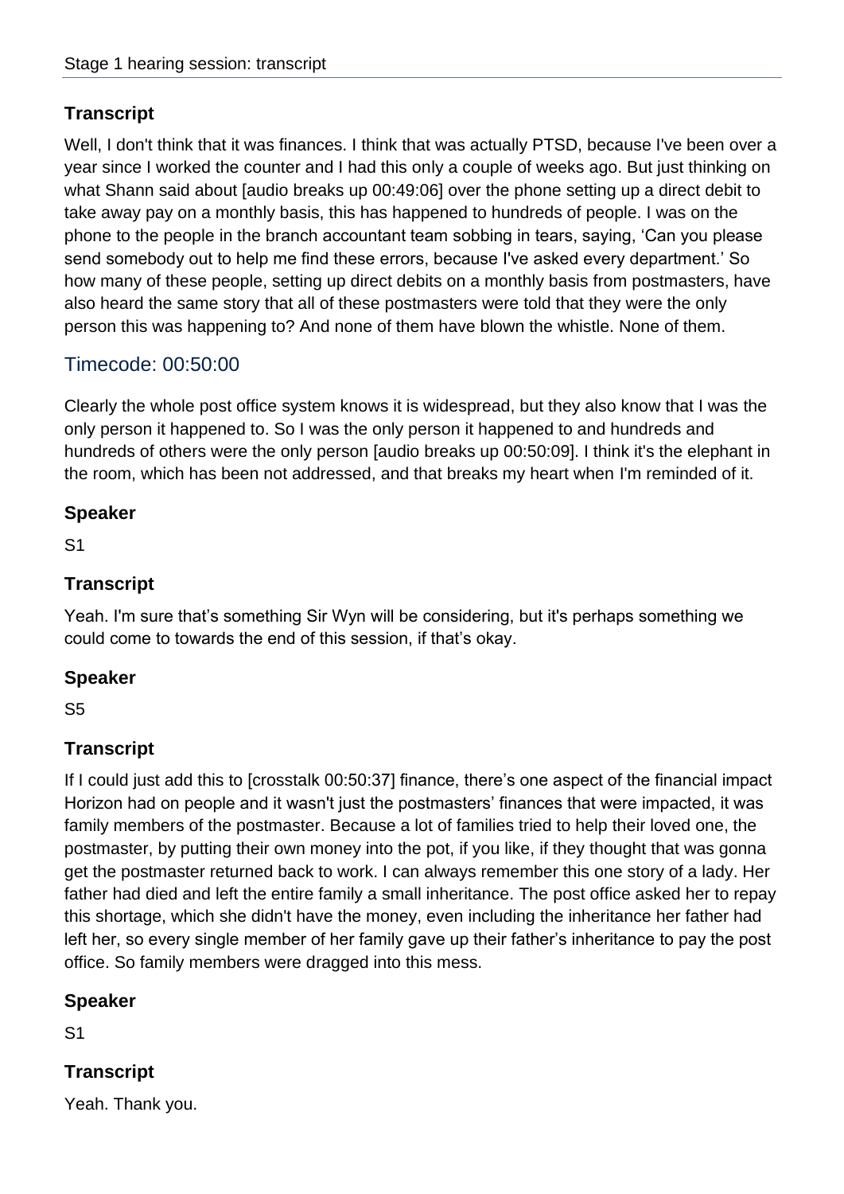## Transcript

Well, I don't think that it was finances. I think that was actually PTSD, because I've been over a year since I worked the counter and I had this only a couple of weeks ago. But just thinking on what Shann said about [audio breaks up 00:49:06] over the phone setting up a direct debit to take away pay on a monthly basis, this has happened to hundreds of people. I was on the phone to the people in the branch accountant team sobbing in tears, saying, 'Can you please send somebody out to help me find these errors, because I've asked every department.' So how many of these people, setting up direct debits on a monthly basis from postmasters, have also heard the same story that all of these postmasters were told that they were the only person this was happening to? And none of them have blown the whistle. None of them.

## Timecode: 00:50:00

Clearly the whole post office system knows it is widespread, but they also know that I was the only person it happened to. So I was the only person it happened to and hundreds and hundreds of others were the only person [audio breaks up 00:50:09]. I think it's the elephant in the room, which has been not addressed, and that breaks my heart when I'm reminded of it.

## Speaker

S1

## Transcript

Yeah. I'm sure that's something Sir Wyn will be considering, but it's perhaps something we could come to towards the end of this session, if that's okay.

## Speaker

S5

## Transcript

If I could just add this to [crosstalk 00:50:37] finance, there's one aspect of the financial impact Horizon had on people and it wasn't just the postmasters' finances that were impacted, it was family members of the postmaster. Because a lot of families tried to help their loved one, the postmaster, by putting their own money into the pot, if you like, if they thought that was gonna get the postmaster returned back to work. I can always remember this one story of a lady. Her father had died and left the entire family a small inheritance. The post office asked her to repay this shortage, which she didn't have the money, even including the inheritance her father had left her, so every single member of her family gave up their father's inheritance to pay the post office. So family members were dragged into this mess.

## Speaker

S1

## Transcript

Yeah. Thank you.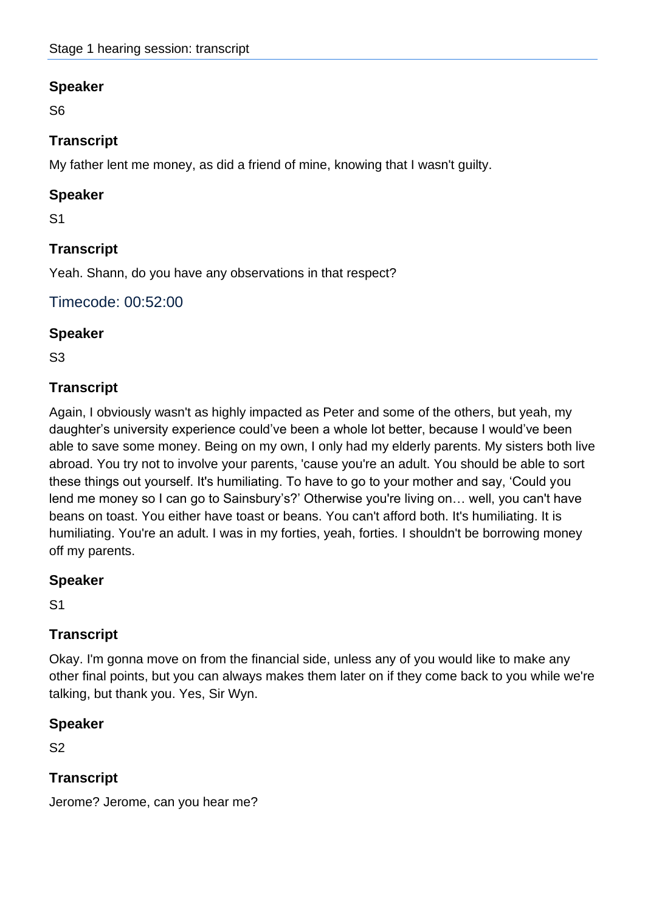## Speaker

S6

## Transcript

My father lent me money, as did a friend of mine, knowing that I wasn't guilty.

## Speaker

S1

## Transcript

Yeah. Shann, do you have any observations in that respect?

### Timecode: 00:52:00

## Speaker

S3

## Transcript

Again, I obviously wasn't as highly impacted as Peter and some of the others, but yeah, my daughter's university experience could've been a whole lot better, because I would've been able to save some money. Being on my own, I only had my elderly parents. My sisters both live abroad. You try not to involve your parents, 'cause you're an adult. You should be able to sort these things out yourself. It's humiliating. To have to go to your mother and say, 'Could you lend me money so I can go to Sainsbury's?' Otherwise you're living on… well, you can't have beans on toast. You either have toast or beans. You can't afford both. It's humiliating. It is humiliating. You're an adult. I was in my forties, yeah, forties. I shouldn't be borrowing money off my parents.

## Speaker

S1

## Transcript

Okay. I'm gonna move on from the financial side, unless any of you would like to make any other final points, but you can always makes them later on if they come back to you while we're talking, but thank you. Yes, Sir Wyn.

## Speaker

S2

## Transcript

Jerome? Jerome, can you hear me?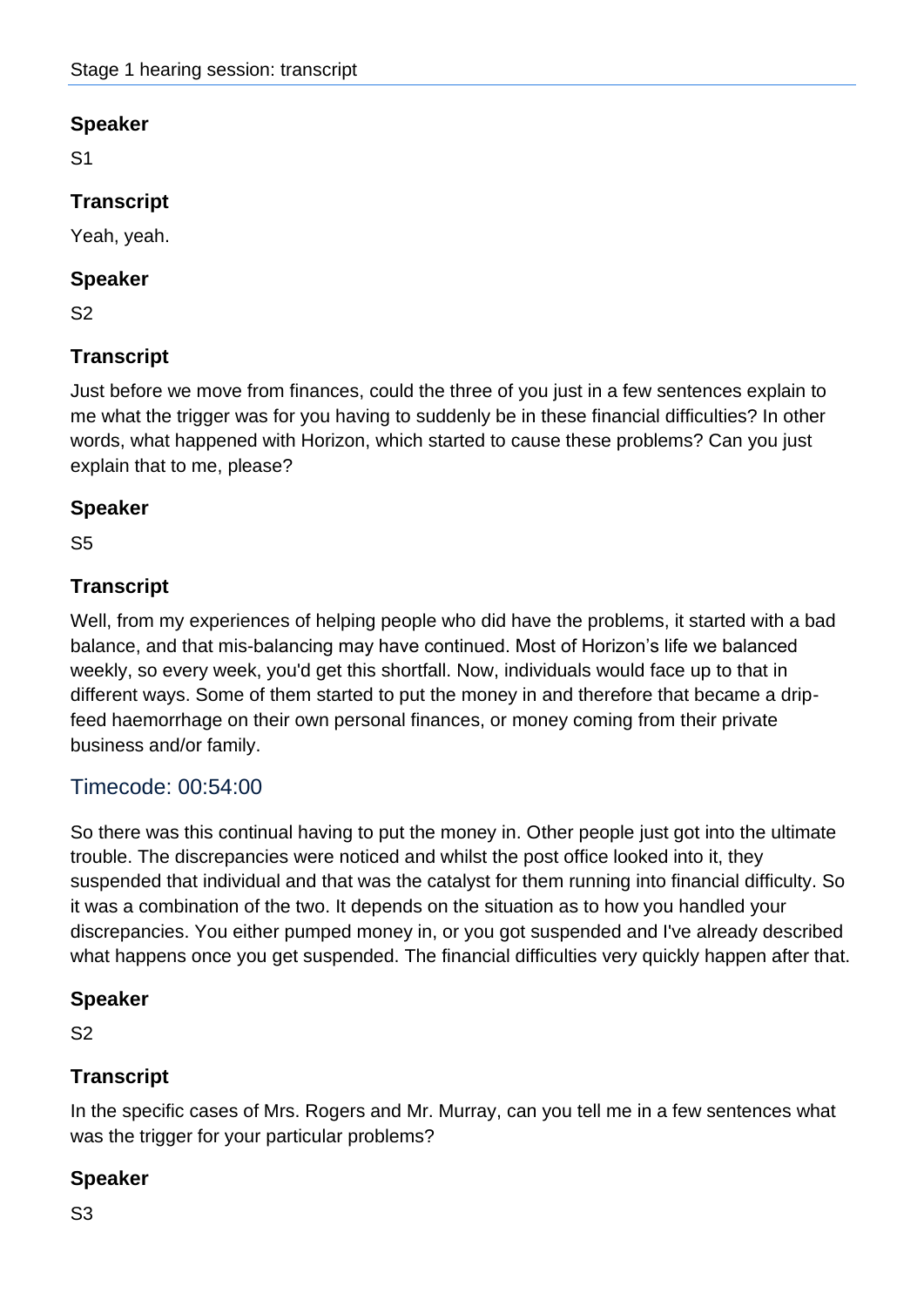## Speaker

S1

## Transcript

Yeah, yeah.

## Speaker

S2

## Transcript

Just before we move from finances, could the three of you just in a few sentences explain to me what the trigger was for you having to suddenly be in these financial difficulties? In other words, what happened with Horizon, which started to cause these problems? Can you just explain that to me, please?

## Speaker

S5

## Transcript

Well, from my experiences of helping people who did have the problems, it started with a bad balance, and that mis-balancing may have continued. Most of Horizon’s life we balanced weekly, so every week, you'd get this shortfall. Now, individuals would face up to that in different ways. Some of them started to put the money in and therefore that became a drip-feed haemorrhage on their own personal finances, or money coming from their private business and/or family.

### Timecode: 00:54:00

So there was this continual having to put the money in. Other people just got into the ultimate trouble. The discrepancies were noticed and whilst the post office looked into it, they suspended that individual and that was the catalyst for them running into financial difficulty. So it was a combination of the two. It depends on the situation as to how you handled your discrepancies. You either pumped money in, or you got suspended and I've already described what happens once you get suspended. The financial difficulties very quickly happen after that.

## Speaker

S2

## Transcript

In the specific cases of Mrs. Rogers and Mr. Murray, can you tell me in a few sentences what was the trigger for your particular problems?

## Speaker

S3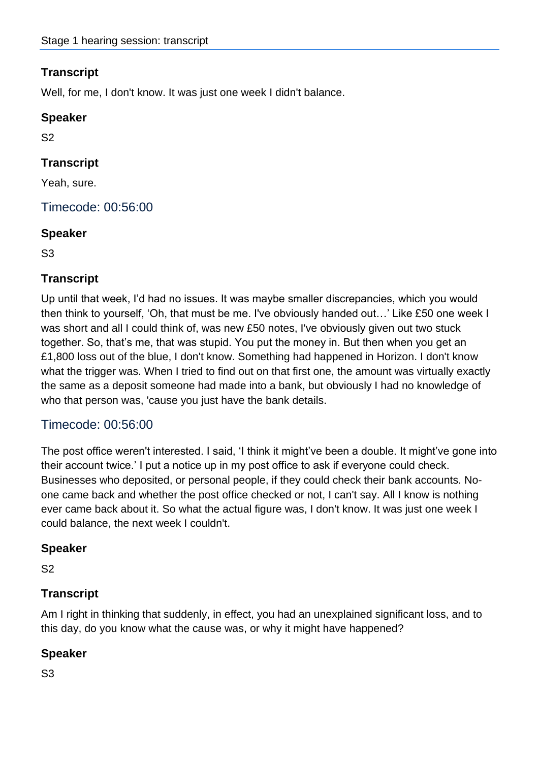## Transcript

Well, for me, I don't know. It was just one week I didn't balance.

## Speaker

S2

## Transcript

Yeah, sure.

### Timecode: 00:56:00

## Speaker

S3

## Transcript

Up until that week, I'd had no issues. It was maybe smaller discrepancies, which you would then think to yourself, 'Oh, that must be me. I've obviously handed out…' Like £50 one week I was short and all I could think of, was new £50 notes, I've obviously given out two stuck together. So, that's me, that was stupid. You put the money in. But then when you get an £1,800 loss out of the blue, I don't know. Something had happened in Horizon. I don't know what the trigger was. When I tried to find out on that first one, the amount was virtually exactly the same as a deposit someone had made into a bank, but obviously I had no knowledge of who that person was, 'cause you just have the bank details.

### Timecode: 00:56:00

The post office weren't interested. I said, 'I think it might've been a double. It might've gone into their account twice.' I put a notice up in my post office to ask if everyone could check. Businesses who deposited, or personal people, if they could check their bank accounts. No-one came back and whether the post office checked or not, I can't say. All I know is nothing ever came back about it. So what the actual figure was, I don't know. It was just one week I could balance, the next week I couldn't.

## Speaker

S2

## Transcript

Am I right in thinking that suddenly, in effect, you had an unexplained significant loss, and to this day, do you know what the cause was, or why it might have happened?

## Speaker

S3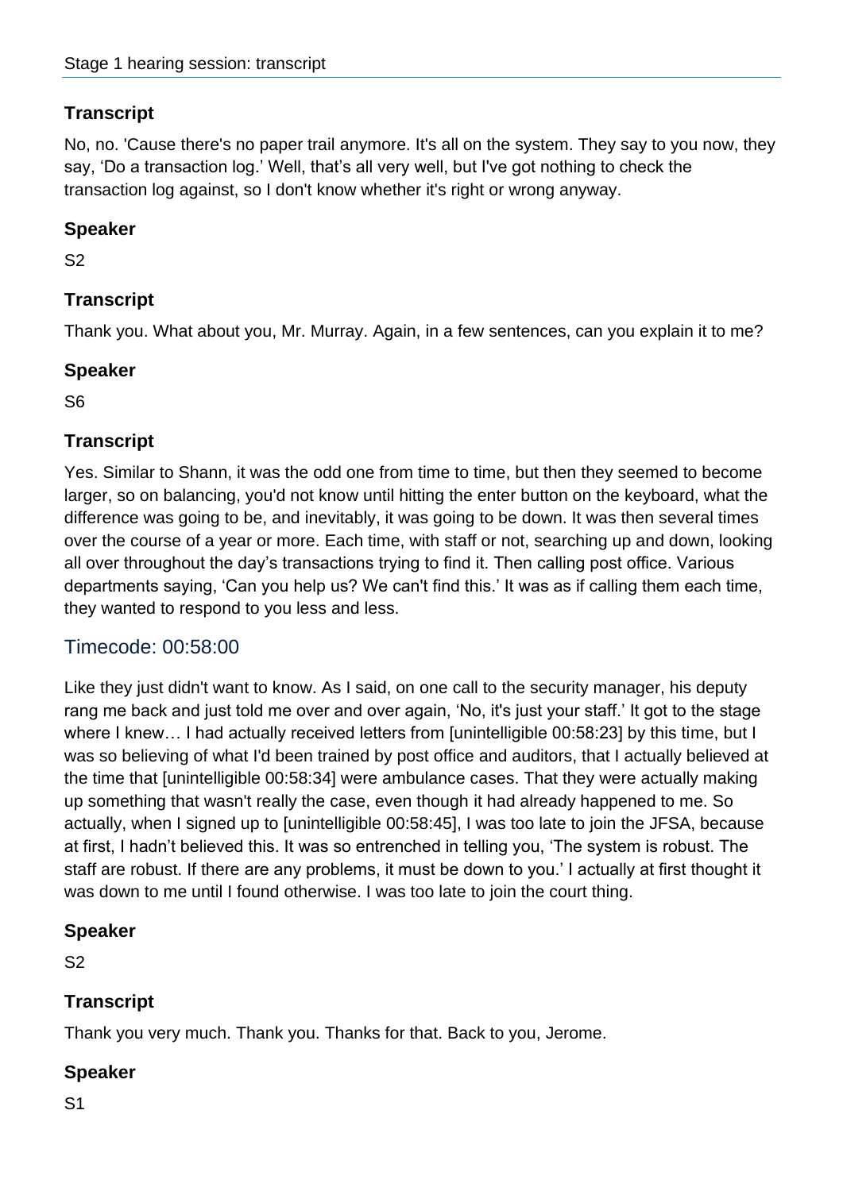## Transcript

No, no. 'Cause there's no paper trail anymore. It's all on the system. They say to you now, they say, 'Do a transaction log.' Well, that's all very well, but I've got nothing to check the transaction log against, so I don't know whether it's right or wrong anyway.

## Speaker

S2

## Transcript

Thank you. What about you, Mr. Murray. Again, in a few sentences, can you explain it to me?

## Speaker

S6

## Transcript

Yes. Similar to Shann, it was the odd one from time to time, but then they seemed to become larger, so on balancing, you'd not know until hitting the enter button on the keyboard, what the difference was going to be, and inevitably, it was going to be down. It was then several times over the course of a year or more. Each time, with staff or not, searching up and down, looking all over throughout the day's transactions trying to find it. Then calling post office. Various departments saying, 'Can you help us? We can't find this.' It was as if calling them each time, they wanted to respond to you less and less.

## Timecode: 00:58:00

Like they just didn't want to know. As I said, on one call to the security manager, his deputy rang me back and just told me over and over again, 'No, it's just your staff.' It got to the stage where I knew… I had actually received letters from [unintelligible 00:58:23] by this time, but I was so believing of what I'd been trained by post office and auditors, that I actually believed at the time that [unintelligible 00:58:34] were ambulance cases. That they were actually making up something that wasn't really the case, even though it had already happened to me. So actually, when I signed up to [unintelligible 00:58:45], I was too late to join the JFSA, because at first, I hadn't believed this. It was so entrenched in telling you, 'The system is robust. The staff are robust. If there are any problems, it must be down to you.' I actually at first thought it was down to me until I found otherwise. I was too late to join the court thing.

## Speaker

S2

## Transcript

Thank you very much. Thank you. Thanks for that. Back to you, Jerome.

## Speaker

S1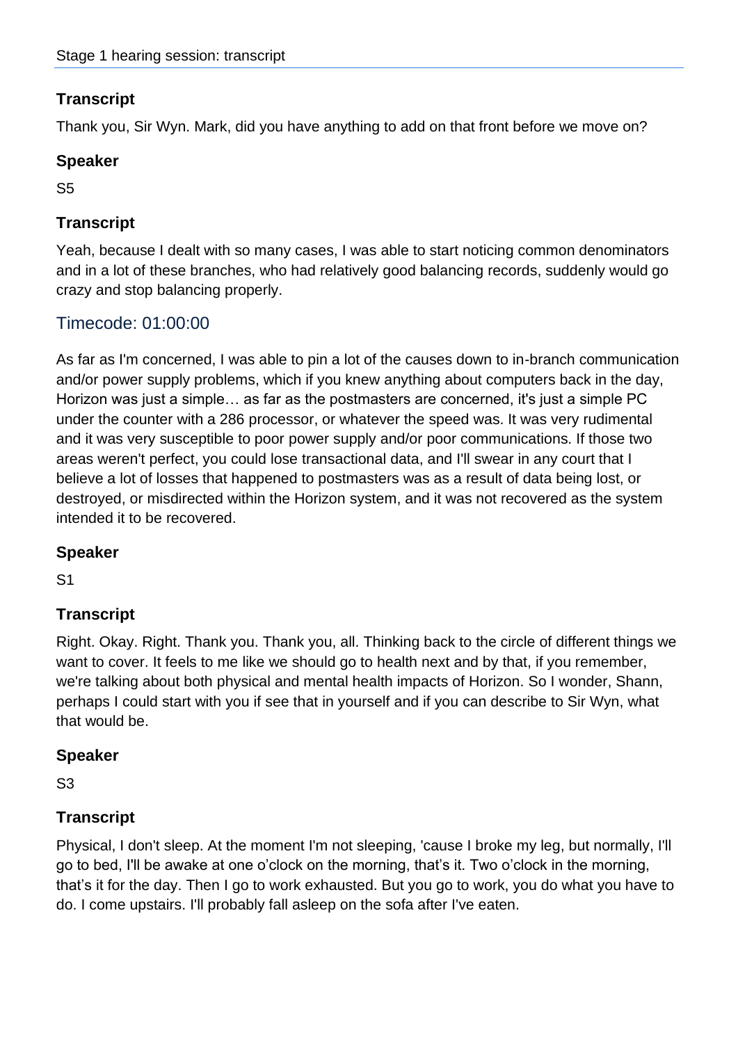## Transcript

Thank you, Sir Wyn. Mark, did you have anything to add on that front before we move on?

## Speaker

S5

## Transcript

Yeah, because I dealt with so many cases, I was able to start noticing common denominators and in a lot of these branches, who had relatively good balancing records, suddenly would go crazy and stop balancing properly.

## Timecode: 01:00:00

As far as I'm concerned, I was able to pin a lot of the causes down to in-branch communication and/or power supply problems, which if you knew anything about computers back in the day, Horizon was just a simple… as far as the postmasters are concerned, it's just a simple PC under the counter with a 286 processor, or whatever the speed was. It was very rudimental and it was very susceptible to poor power supply and/or poor communications. If those two areas weren't perfect, you could lose transactional data, and I'll swear in any court that I believe a lot of losses that happened to postmasters was as a result of data being lost, or destroyed, or misdirected within the Horizon system, and it was not recovered as the system intended it to be recovered.

## Speaker

S1

## Transcript

Right. Okay. Right. Thank you. Thank you, all. Thinking back to the circle of different things we want to cover. It feels to me like we should go to health next and by that, if you remember, we're talking about both physical and mental health impacts of Horizon. So I wonder, Shann, perhaps I could start with you if see that in yourself and if you can describe to Sir Wyn, what that would be.

## Speaker

S3

## Transcript

Physical, I don't sleep. At the moment I'm not sleeping, 'cause I broke my leg, but normally, I'll go to bed, I'll be awake at one o'clock on the morning, that's it. Two o'clock in the morning, that's it for the day. Then I go to work exhausted. But you go to work, you do what you have to do. I come upstairs. I'll probably fall asleep on the sofa after I've eaten.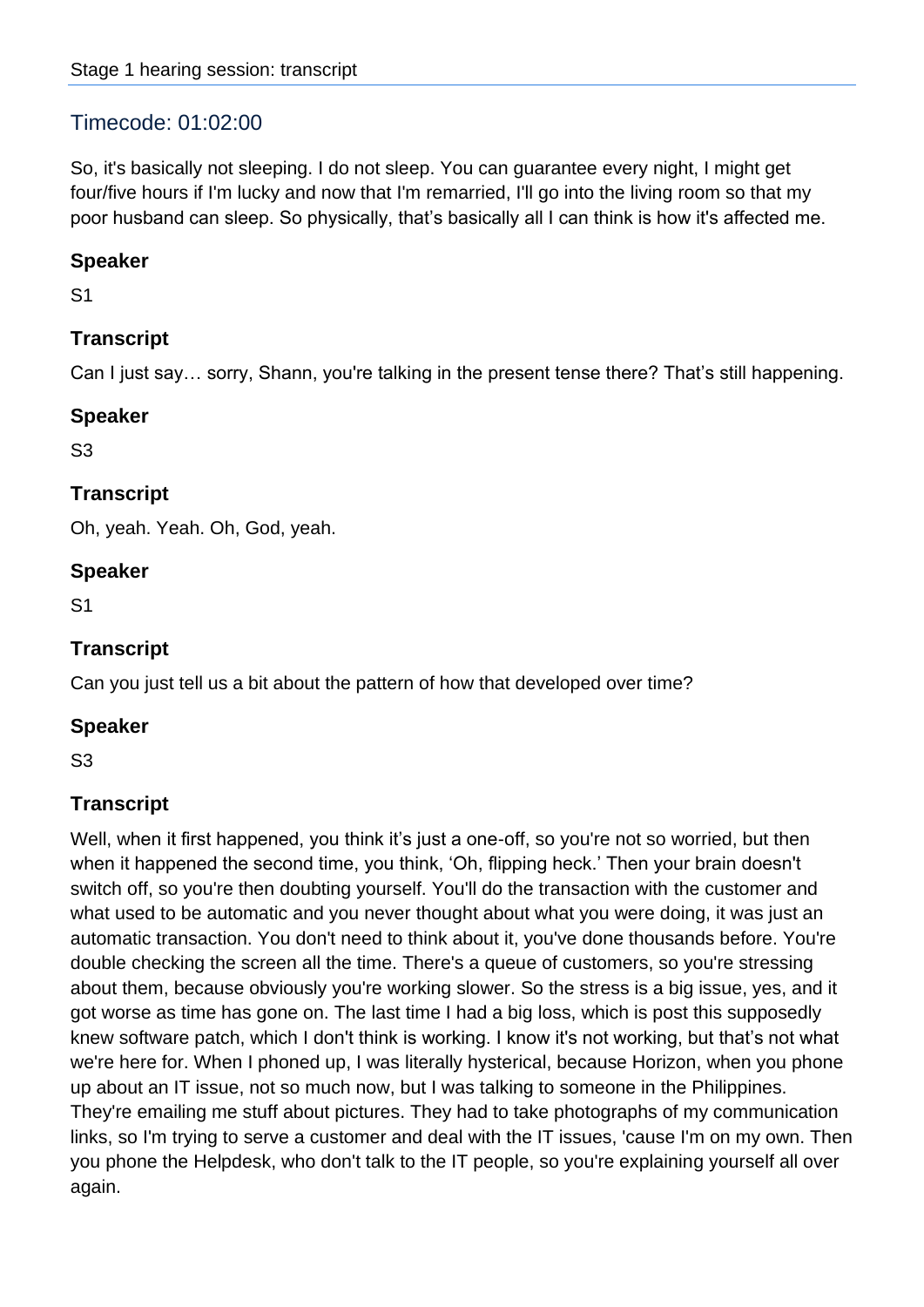## Timecode: 01:02:00

So, it's basically not sleeping. I do not sleep. You can guarantee every night, I might get four/five hours if I'm lucky and now that I'm remarried, I'll go into the living room so that my poor husband can sleep. So physically, that's basically all I can think is how it's affected me.

### Speaker

S1

### Transcript

Can I just say… sorry, Shann, you're talking in the present tense there? That's still happening.

### Speaker

S3

### Transcript

Oh, yeah. Yeah. Oh, God, yeah.

### Speaker

S1

### Transcript

Can you just tell us a bit about the pattern of how that developed over time?

### Speaker

S3

### Transcript

Well, when it first happened, you think it's just a one-off, so you're not so worried, but then when it happened the second time, you think, 'Oh, flipping heck.' Then your brain doesn't switch off, so you're then doubting yourself. You'll do the transaction with the customer and what used to be automatic and you never thought about what you were doing, it was just an automatic transaction. You don't need to think about it, you've done thousands before. You're double checking the screen all the time. There's a queue of customers, so you're stressing about them, because obviously you're working slower. So the stress is a big issue, yes, and it got worse as time has gone on. The last time I had a big loss, which is post this supposedly knew software patch, which I don't think is working. I know it's not working, but that's not what we're here for. When I phoned up, I was literally hysterical, because Horizon, when you phone up about an IT issue, not so much now, but I was talking to someone in the Philippines. They're emailing me stuff about pictures. They had to take photographs of my communication links, so I'm trying to serve a customer and deal with the IT issues, 'cause I'm on my own. Then you phone the Helpdesk, who don't talk to the IT people, so you're explaining yourself all over again.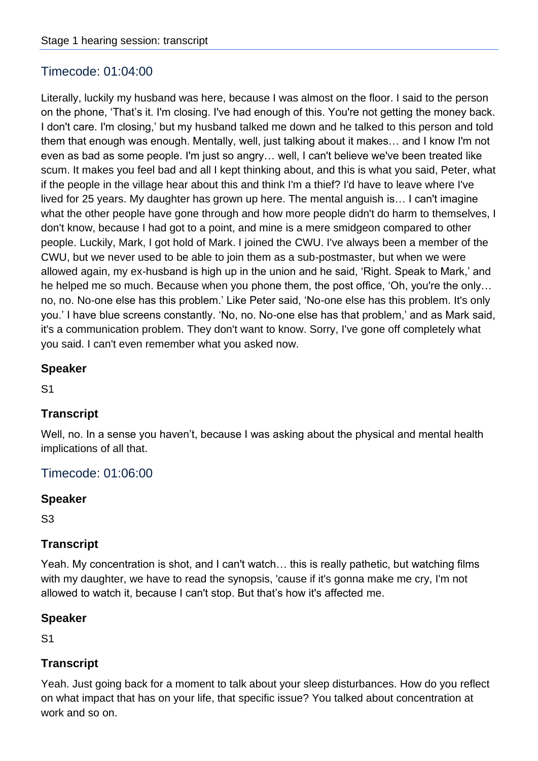## Timecode: 01:04:00

Literally, luckily my husband was here, because I was almost on the floor. I said to the person on the phone, 'That's it. I'm closing. I've had enough of this. You're not getting the money back. I don't care. I'm closing,' but my husband talked me down and he talked to this person and told them that enough was enough. Mentally, well, just talking about it makes… and I know I'm not even as bad as some people. I'm just so angry… well, I can't believe we've been treated like scum. It makes you feel bad and all I kept thinking about, and this is what you said, Peter, what if the people in the village hear about this and think I'm a thief? I'd have to leave where I've lived for 25 years. My daughter has grown up here. The mental anguish is… I can't imagine what the other people have gone through and how more people didn't do harm to themselves, I don't know, because I had got to a point, and mine is a mere smidgeon compared to other people. Luckily, Mark, I got hold of Mark. I joined the CWU. I've always been a member of the CWU, but we never used to be able to join them as a sub-postmaster, but when we were allowed again, my ex-husband is high up in the union and he said, 'Right. Speak to Mark,' and he helped me so much. Because when you phone them, the post office, 'Oh, you're the only… no, no. No-one else has this problem.' Like Peter said, 'No-one else has this problem. It's only you.' I have blue screens constantly. 'No, no. No-one else has that problem,' and as Mark said, it's a communication problem. They don't want to know. Sorry, I've gone off completely what you said. I can't even remember what you asked now.

### Speaker

S1

### Transcript

Well, no. In a sense you haven't, because I was asking about the physical and mental health implications of all that.

## Timecode: 01:06:00

### Speaker

S3

### Transcript

Yeah. My concentration is shot, and I can't watch… this is really pathetic, but watching films with my daughter, we have to read the synopsis, 'cause if it's gonna make me cry, I'm not allowed to watch it, because I can't stop. But that's how it's affected me.

### Speaker

S1

### Transcript

Yeah. Just going back for a moment to talk about your sleep disturbances. How do you reflect on what impact that has on your life, that specific issue? You talked about concentration at work and so on.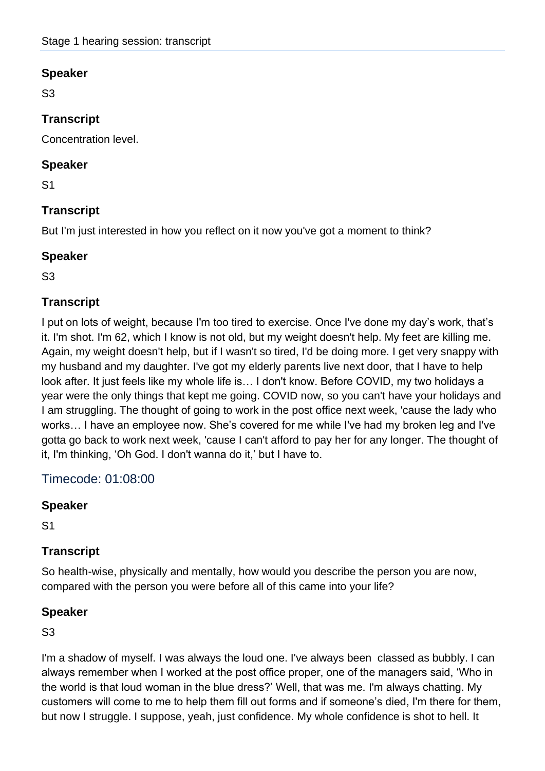### Speaker

S3

### Transcript

Concentration level.

### Speaker

S1

### Transcript

But I'm just interested in how you reflect on it now you've got a moment to think?

### Speaker

S3

### Transcript

I put on lots of weight, because I'm too tired to exercise. Once I've done my day's work, that's it. I'm shot. I'm 62, which I know is not old, but my weight doesn't help. My feet are killing me. Again, my weight doesn't help, but if I wasn't so tired, I'd be doing more. I get very snappy with my husband and my daughter. I've got my elderly parents live next door, that I have to help look after. It just feels like my whole life is… I don't know. Before COVID, my two holidays a year were the only things that kept me going. COVID now, so you can't have your holidays and I am struggling. The thought of going to work in the post office next week, 'cause the lady who works… I have an employee now. She's covered for me while I've had my broken leg and I've gotta go back to work next week, 'cause I can't afford to pay her for any longer. The thought of it, I'm thinking, 'Oh God. I don't wanna do it,' but I have to.

## Timecode: 01:08:00

### Speaker

S1

### Transcript

So health-wise, physically and mentally, how would you describe the person you are now, compared with the person you were before all of this came into your life?

### Speaker

S3

I'm a shadow of myself. I was always the loud one. I've always been classed as bubbly. I can always remember when I worked at the post office proper, one of the managers said, 'Who in the world is that loud woman in the blue dress?' Well, that was me. I'm always chatting. My customers will come to me to help them fill out forms and if someone's died, I'm there for them, but now I struggle. I suppose, yeah, just confidence. My whole confidence is shot to hell. It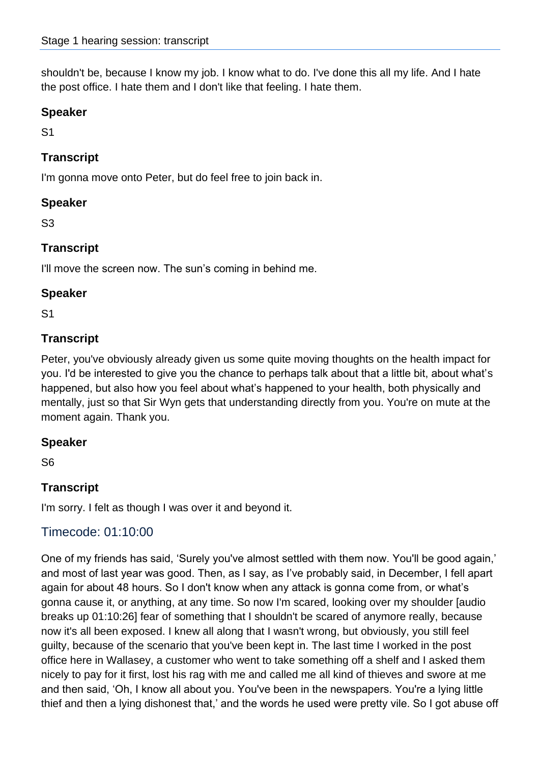shouldn't be, because I know my job. I know what to do. I've done this all my life. And I hate the post office. I hate them and I don't like that feeling. I hate them.

### Speaker

S1

### Transcript

I'm gonna move onto Peter, but do feel free to join back in.

### Speaker

S3

### Transcript

I'll move the screen now. The sun's coming in behind me.

### Speaker

S1

### Transcript

Peter, you've obviously already given us some quite moving thoughts on the health impact for you. I'd be interested to give you the chance to perhaps talk about that a little bit, about what's happened, but also how you feel about what's happened to your health, both physically and mentally, just so that Sir Wyn gets that understanding directly from you. You're on mute at the moment again. Thank you.

### Speaker

S6

### Transcript

I'm sorry. I felt as though I was over it and beyond it.

## Timecode: 01:10:00

One of my friends has said, 'Surely you've almost settled with them now. You'll be good again,' and most of last year was good. Then, as I say, as I've probably said, in December, I fell apart again for about 48 hours. So I don't know when any attack is gonna come from, or what's gonna cause it, or anything, at any time. So now I'm scared, looking over my shoulder [audio breaks up 01:10:26] fear of something that I shouldn't be scared of anymore really, because now it's all been exposed. I knew all along that I wasn't wrong, but obviously, you still feel guilty, because of the scenario that you've been kept in. The last time I worked in the post office here in Wallasey, a customer who went to take something off a shelf and I asked them nicely to pay for it first, lost his rag with me and called me all kind of thieves and swore at me and then said, 'Oh, I know all about you. You've been in the newspapers. You're a lying little thief and then a lying dishonest that,' and the words he used were pretty vile. So I got abuse off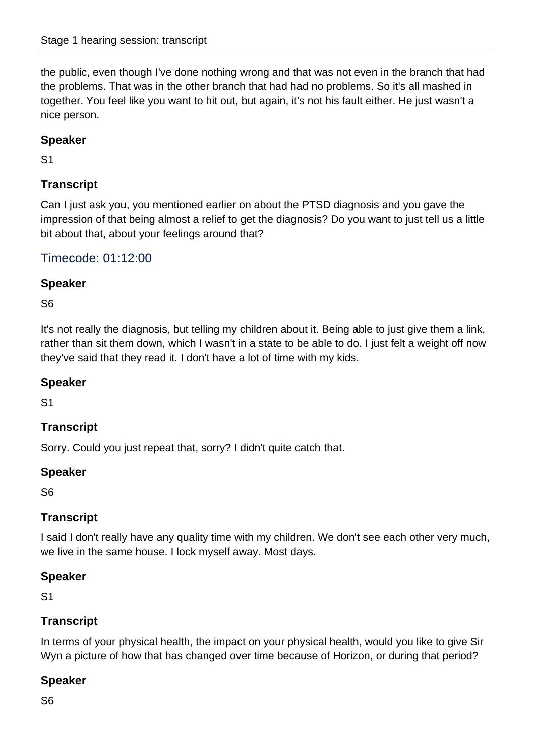the public, even though I've done nothing wrong and that was not even in the branch that had the problems. That was in the other branch that had had no problems. So it's all mashed in together. You feel like you want to hit out, but again, it's not his fault either. He just wasn't a nice person.

### Speaker

S1

### Transcript

Can I just ask you, you mentioned earlier on about the PTSD diagnosis and you gave the impression of that being almost a relief to get the diagnosis? Do you want to just tell us a little bit about that, about your feelings around that?

## Timecode: 01:12:00

### Speaker

S6

It's not really the diagnosis, but telling my children about it. Being able to just give them a link, rather than sit them down, which I wasn't in a state to be able to do. I just felt a weight off now they've said that they read it. I don't have a lot of time with my kids.

### Speaker

S1

### Transcript

Sorry. Could you just repeat that, sorry? I didn't quite catch that.

### Speaker

S6

### Transcript

I said I don't really have any quality time with my children. We don't see each other very much, we live in the same house. I lock myself away. Most days.

### Speaker

S1

### Transcript

In terms of your physical health, the impact on your physical health, would you like to give Sir Wyn a picture of how that has changed over time because of Horizon, or during that period?

### Speaker

S6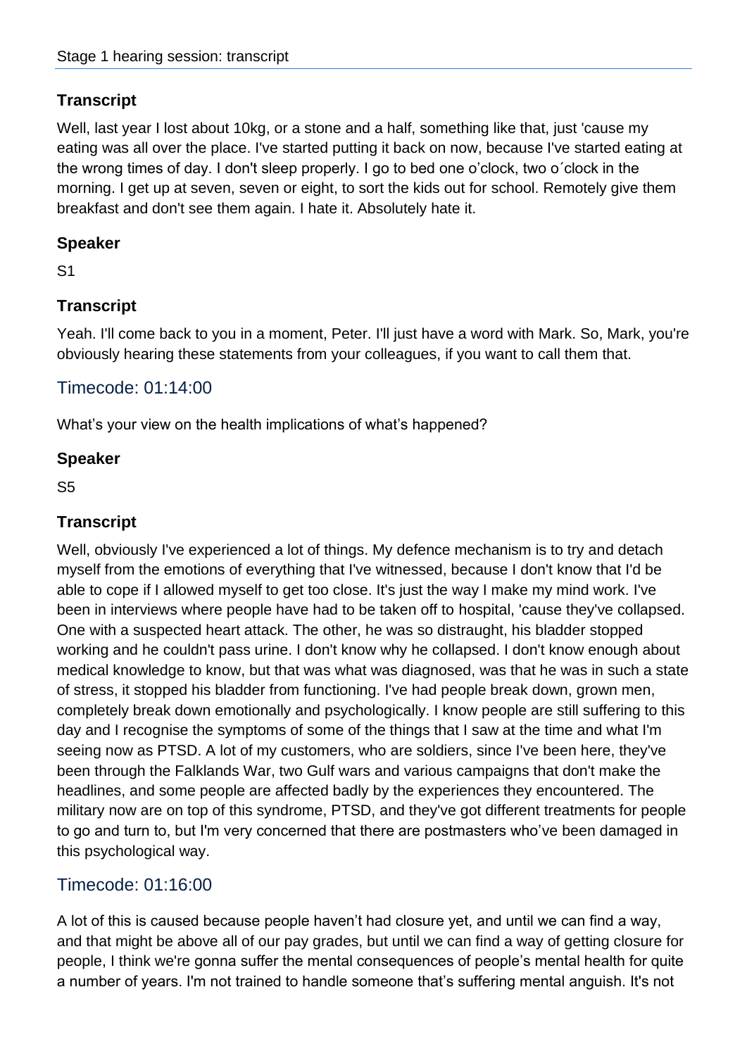## Transcript

Well, last year I lost about 10kg, or a stone and a half, something like that, just 'cause my eating was all over the place. I've started putting it back on now, because I've started eating at the wrong times of day. I don't sleep properly. I go to bed one o'clock, two o´clock in the morning. I get up at seven, seven or eight, to sort the kids out for school. Remotely give them breakfast and don't see them again. I hate it. Absolutely hate it.

## Speaker

S1

## Transcript

Yeah. I'll come back to you in a moment, Peter. I'll just have a word with Mark. So, Mark, you're obviously hearing these statements from your colleagues, if you want to call them that.

## Timecode: 01:14:00

What's your view on the health implications of what's happened?

## Speaker

S5

## Transcript

Well, obviously I've experienced a lot of things. My defence mechanism is to try and detach myself from the emotions of everything that I've witnessed, because I don't know that I'd be able to cope if I allowed myself to get too close. It's just the way I make my mind work. I've been in interviews where people have had to be taken off to hospital, 'cause they've collapsed. One with a suspected heart attack. The other, he was so distraught, his bladder stopped working and he couldn't pass urine. I don't know why he collapsed. I don't know enough about medical knowledge to know, but that was what was diagnosed, was that he was in such a state of stress, it stopped his bladder from functioning. I've had people break down, grown men, completely break down emotionally and psychologically. I know people are still suffering to this day and I recognise the symptoms of some of the things that I saw at the time and what I'm seeing now as PTSD. A lot of my customers, who are soldiers, since I've been here, they've been through the Falklands War, two Gulf wars and various campaigns that don't make the headlines, and some people are affected badly by the experiences they encountered. The military now are on top of this syndrome, PTSD, and they've got different treatments for people to go and turn to, but I'm very concerned that there are postmasters who've been damaged in this psychological way.

## Timecode: 01:16:00

A lot of this is caused because people haven't had closure yet, and until we can find a way, and that might be above all of our pay grades, but until we can find a way of getting closure for people, I think we're gonna suffer the mental consequences of people's mental health for quite a number of years. I'm not trained to handle someone that's suffering mental anguish. It's not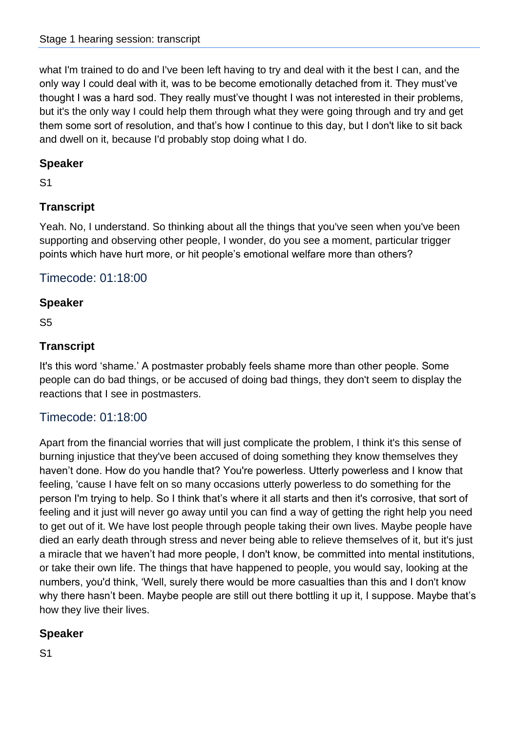what I'm trained to do and I've been left having to try and deal with it the best I can, and the only way I could deal with it, was to be become emotionally detached from it. They must've thought I was a hard sod. They really must've thought I was not interested in their problems, but it's the only way I could help them through what they were going through and try and get them some sort of resolution, and that's how I continue to this day, but I don't like to sit back and dwell on it, because I'd probably stop doing what I do.

### Speaker

S1

### Transcript

Yeah. No, I understand. So thinking about all the things that you've seen when you've been supporting and observing other people, I wonder, do you see a moment, particular trigger points which have hurt more, or hit people's emotional welfare more than others?

## Timecode: 01:18:00

### Speaker

S5

### Transcript

It's this word 'shame.' A postmaster probably feels shame more than other people. Some people can do bad things, or be accused of doing bad things, they don't seem to display the reactions that I see in postmasters.

## Timecode: 01:18:00

Apart from the financial worries that will just complicate the problem, I think it's this sense of burning injustice that they've been accused of doing something they know themselves they haven't done. How do you handle that? You're powerless. Utterly powerless and I know that feeling, 'cause I have felt on so many occasions utterly powerless to do something for the person I'm trying to help. So I think that's where it all starts and then it's corrosive, that sort of feeling and it just will never go away until you can find a way of getting the right help you need to get out of it. We have lost people through people taking their own lives. Maybe people have died an early death through stress and never being able to relieve themselves of it, but it's just a miracle that we haven't had more people, I don't know, be committed into mental institutions, or take their own life. The things that have happened to people, you would say, looking at the numbers, you'd think, 'Well, surely there would be more casualties than this and I don't know why there hasn't been. Maybe people are still out there bottling it up it, I suppose. Maybe that's how they live their lives.

### Speaker

S1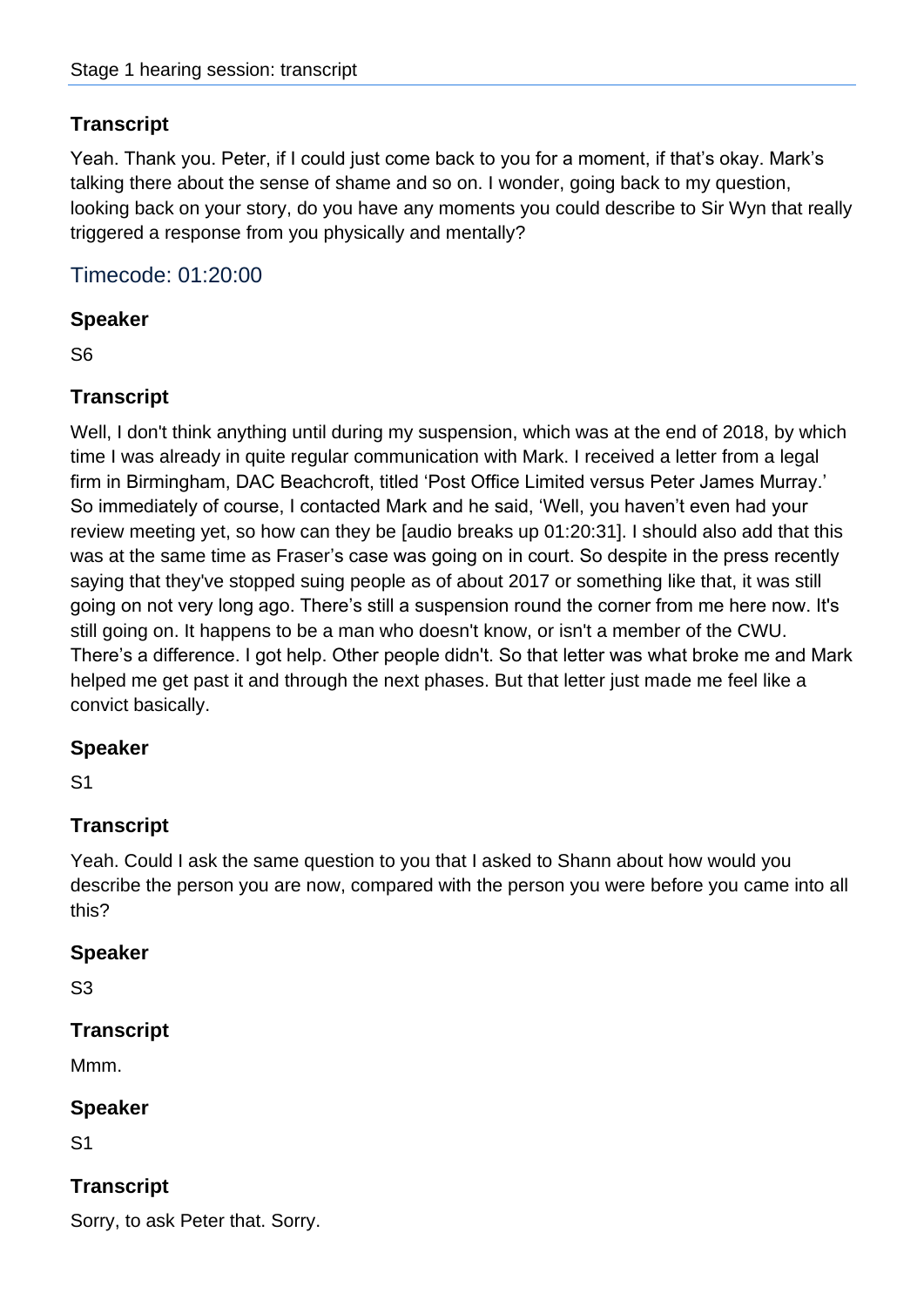## Transcript

Yeah. Thank you. Peter, if I could just come back to you for a moment, if that's okay. Mark's talking there about the sense of shame and so on. I wonder, going back to my question, looking back on your story, do you have any moments you could describe to Sir Wyn that really triggered a response from you physically and mentally?

## Timecode: 01:20:00

### Speaker

S6

### Transcript

Well, I don't think anything until during my suspension, which was at the end of 2018, by which time I was already in quite regular communication with Mark. I received a letter from a legal firm in Birmingham, DAC Beachcroft, titled 'Post Office Limited versus Peter James Murray.' So immediately of course, I contacted Mark and he said, 'Well, you haven't even had your review meeting yet, so how can they be [audio breaks up 01:20:31]. I should also add that this was at the same time as Fraser's case was going on in court. So despite in the press recently saying that they've stopped suing people as of about 2017 or something like that, it was still going on not very long ago. There's still a suspension round the corner from me here now. It's still going on. It happens to be a man who doesn't know, or isn't a member of the CWU. There's a difference. I got help. Other people didn't. So that letter was what broke me and Mark helped me get past it and through the next phases. But that letter just made me feel like a convict basically.

### Speaker

S1

### Transcript

Yeah. Could I ask the same question to you that I asked to Shann about how would you describe the person you are now, compared with the person you were before you came into all this?

### Speaker

S3

### Transcript

Mmm.

### Speaker

S1

### Transcript

Sorry, to ask Peter that. Sorry.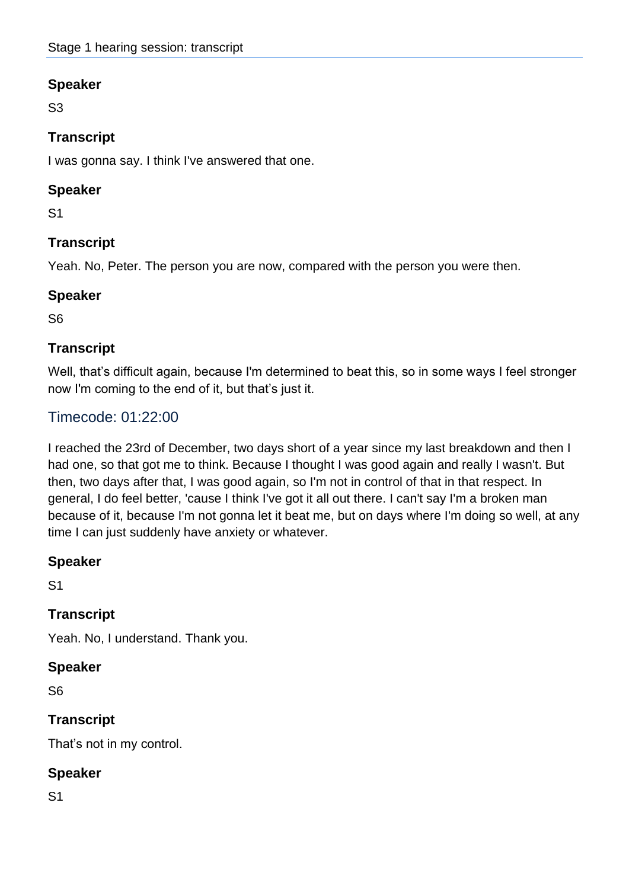## Speaker

S3

## Transcript

I was gonna say. I think I've answered that one.

## Speaker

S1

## Transcript

Yeah. No, Peter. The person you are now, compared with the person you were then.

## Speaker

S6

## Transcript

Well, that’s difficult again, because I'm determined to beat this, so in some ways I feel stronger now I'm coming to the end of it, but that’s just it.

## Timecode: 01:22:00

I reached the 23rd of December, two days short of a year since my last breakdown and then I had one, so that got me to think. Because I thought I was good again and really I wasn't. But then, two days after that, I was good again, so I'm not in control of that in that respect. In general, I do feel better, 'cause I think I've got it all out there. I can't say I'm a broken man because of it, because I'm not gonna let it beat me, but on days where I'm doing so well, at any time I can just suddenly have anxiety or whatever.

## Speaker

S1

## Transcript

Yeah. No, I understand. Thank you.

## Speaker

S6

## Transcript

That’s not in my control.

## Speaker

S1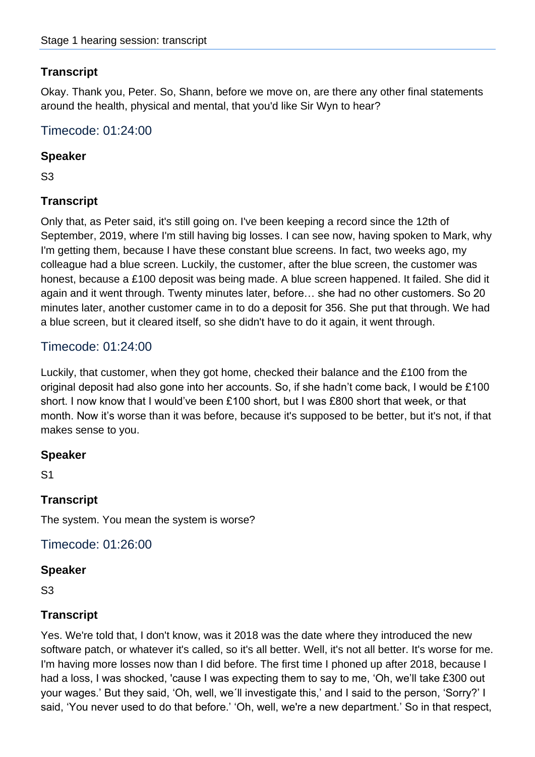### Transcript

Okay. Thank you, Peter. So, Shann, before we move on, are there any other final statements around the health, physical and mental, that you'd like Sir Wyn to hear?

## Timecode: 01:24:00

### Speaker

S3

### Transcript

Only that, as Peter said, it's still going on. I've been keeping a record since the 12th of September, 2019, where I'm still having big losses. I can see now, having spoken to Mark, why I'm getting them, because I have these constant blue screens. In fact, two weeks ago, my colleague had a blue screen. Luckily, the customer, after the blue screen, the customer was honest, because a £100 deposit was being made. A blue screen happened. It failed. She did it again and it went through. Twenty minutes later, before… she had no other customers. So 20 minutes later, another customer came in to do a deposit for 356. She put that through. We had a blue screen, but it cleared itself, so she didn't have to do it again, it went through.

## Timecode: 01:24:00

Luckily, that customer, when they got home, checked their balance and the £100 from the original deposit had also gone into her accounts. So, if she hadn't come back, I would be £100 short. I now know that I would've been £100 short, but I was £800 short that week, or that month. Now it's worse than it was before, because it's supposed to be better, but it's not, if that makes sense to you.

### Speaker

S1

### Transcript

The system. You mean the system is worse?

## Timecode: 01:26:00

### Speaker

S3

### Transcript

Yes. We're told that, I don't know, was it 2018 was the date where they introduced the new software patch, or whatever it's called, so it's all better. Well, it's not all better. It's worse for me. I'm having more losses now than I did before. The first time I phoned up after 2018, because I had a loss, I was shocked, 'cause I was expecting them to say to me, 'Oh, we'll take £300 out your wages.' But they said, 'Oh, well, we´ll investigate this,' and I said to the person, 'Sorry?' I said, 'You never used to do that before.' 'Oh, well, we're a new department.' So in that respect,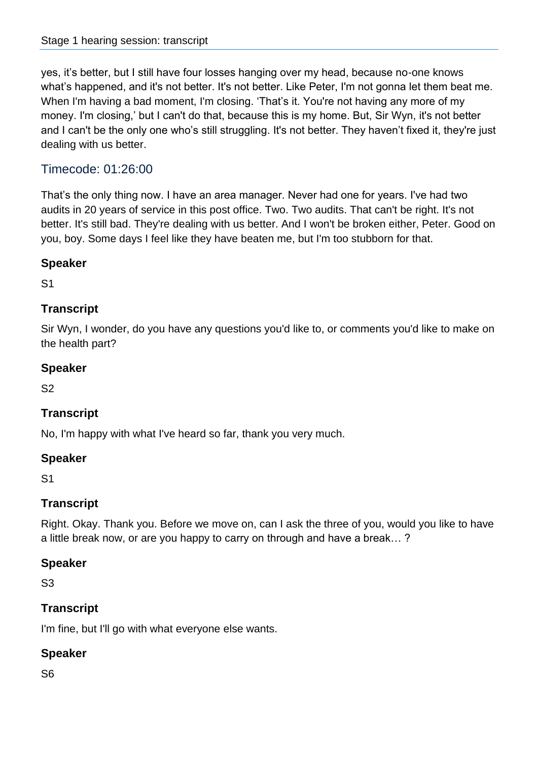yes, it's better, but I still have four losses hanging over my head, because no-one knows what's happened, and it's not better. It's not better. Like Peter, I'm not gonna let them beat me. When I'm having a bad moment, I'm closing. 'That's it. You're not having any more of my money. I'm closing,' but I can't do that, because this is my home. But, Sir Wyn, it's not better and I can't be the only one who's still struggling. It's not better. They haven't fixed it, they're just dealing with us better.

## Timecode: 01:26:00

That's the only thing now. I have an area manager. Never had one for years. I've had two audits in 20 years of service in this post office. Two. Two audits. That can't be right. It's not better. It's still bad. They're dealing with us better. And I won't be broken either, Peter. Good on you, boy. Some days I feel like they have beaten me, but I'm too stubborn for that.

### Speaker

S1

### Transcript

Sir Wyn, I wonder, do you have any questions you'd like to, or comments you'd like to make on the health part?

### Speaker

S2

### Transcript

No, I'm happy with what I've heard so far, thank you very much.

### Speaker

S1

### Transcript

Right. Okay. Thank you. Before we move on, can I ask the three of you, would you like to have a little break now, or are you happy to carry on through and have a break… ?

### Speaker

S3

### Transcript

I'm fine, but I'll go with what everyone else wants.

### Speaker

S6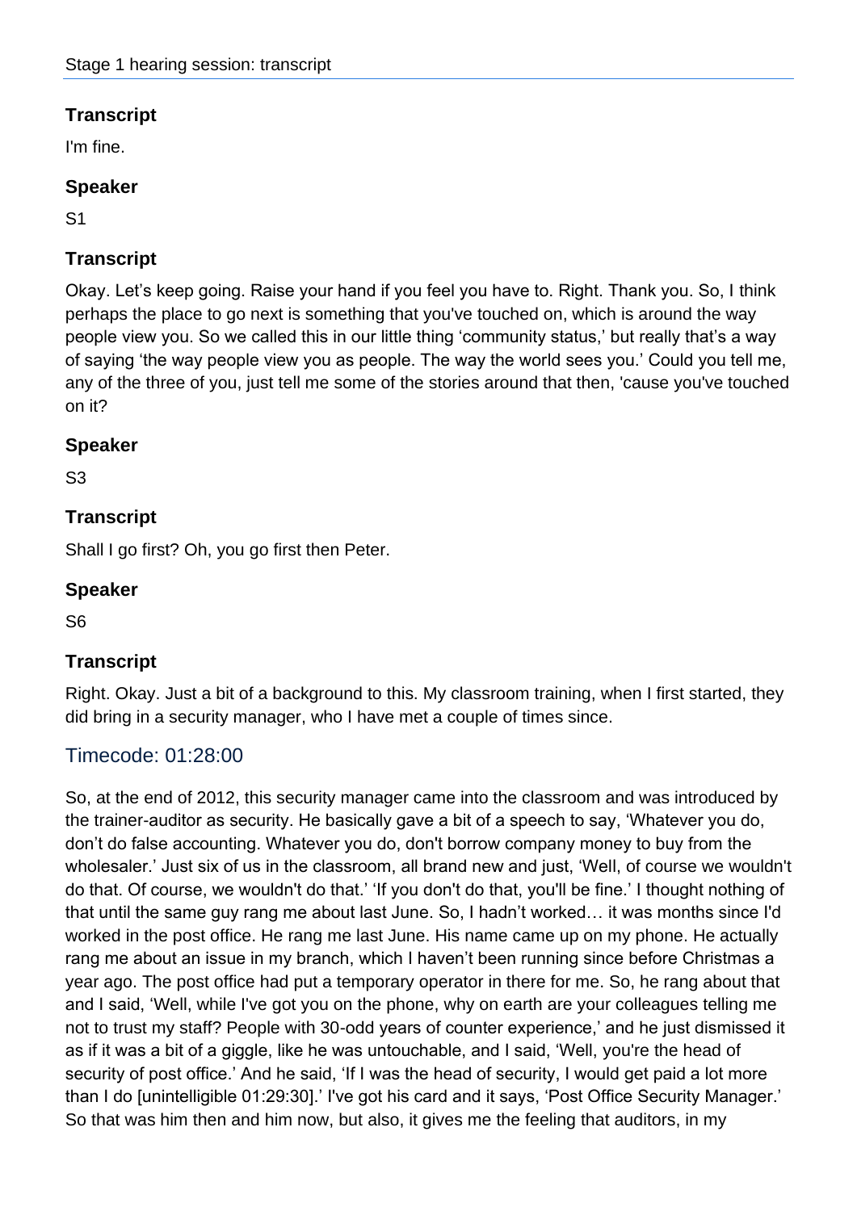## Transcript

I'm fine.

## Speaker

S1

## Transcript

Okay. Let's keep going. Raise your hand if you feel you have to. Right. Thank you. So, I think perhaps the place to go next is something that you've touched on, which is around the way people view you. So we called this in our little thing 'community status,' but really that's a way of saying 'the way people view you as people. The way the world sees you.' Could you tell me, any of the three of you, just tell me some of the stories around that then, 'cause you've touched on it?

## Speaker

S3

## Transcript

Shall I go first? Oh, you go first then Peter.

## Speaker

S6

## Transcript

Right. Okay. Just a bit of a background to this. My classroom training, when I first started, they did bring in a security manager, who I have met a couple of times since.

## Timecode: 01:28:00

So, at the end of 2012, this security manager came into the classroom and was introduced by the trainer-auditor as security. He basically gave a bit of a speech to say, 'Whatever you do, don't do false accounting. Whatever you do, don't borrow company money to buy from the wholesaler.' Just six of us in the classroom, all brand new and just, 'Well, of course we wouldn't do that. Of course, we wouldn't do that.' 'If you don't do that, you'll be fine.' I thought nothing of that until the same guy rang me about last June. So, I hadn't worked… it was months since I'd worked in the post office. He rang me last June. His name came up on my phone. He actually rang me about an issue in my branch, which I haven't been running since before Christmas a year ago. The post office had put a temporary operator in there for me. So, he rang about that and I said, 'Well, while I've got you on the phone, why on earth are your colleagues telling me not to trust my staff? People with 30-odd years of counter experience,' and he just dismissed it as if it was a bit of a giggle, like he was untouchable, and I said, 'Well, you're the head of security of post office.' And he said, 'If I was the head of security, I would get paid a lot more than I do [unintelligible 01:29:30].' I've got his card and it says, 'Post Office Security Manager.' So that was him then and him now, but also, it gives me the feeling that auditors, in my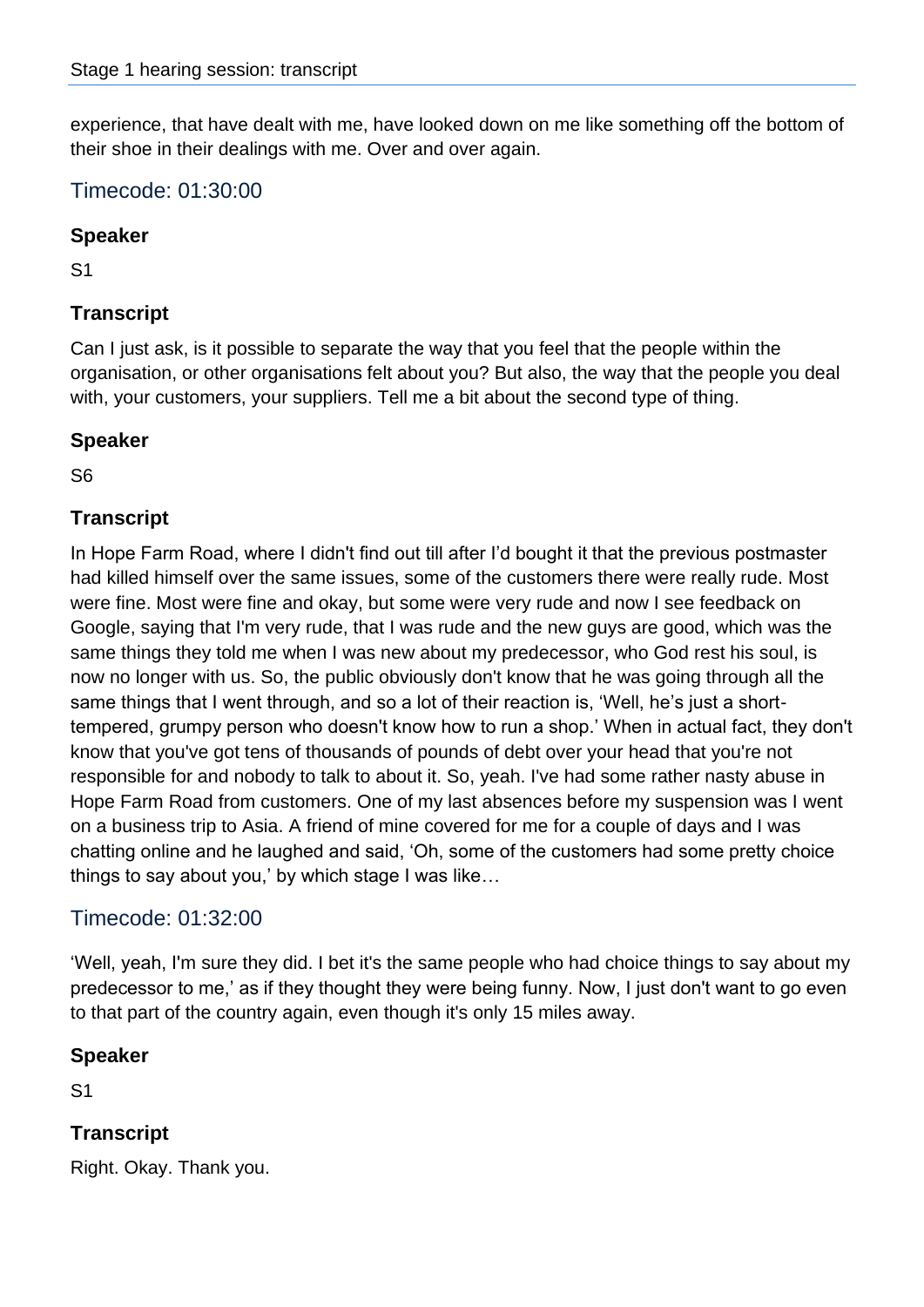experience, that have dealt with me, have looked down on me like something off the bottom of their shoe in their dealings with me. Over and over again.

## Timecode: 01:30:00

### Speaker

S1

### Transcript

Can I just ask, is it possible to separate the way that you feel that the people within the organisation, or other organisations felt about you? But also, the way that the people you deal with, your customers, your suppliers. Tell me a bit about the second type of thing.

### Speaker

S6

### Transcript

In Hope Farm Road, where I didn't find out till after I'd bought it that the previous postmaster had killed himself over the same issues, some of the customers there were really rude. Most were fine. Most were fine and okay, but some were very rude and now I see feedback on Google, saying that I'm very rude, that I was rude and the new guys are good, which was the same things they told me when I was new about my predecessor, who God rest his soul, is now no longer with us. So, the public obviously don't know that he was going through all the same things that I went through, and so a lot of their reaction is, 'Well, he's just a short-tempered, grumpy person who doesn't know how to run a shop.' When in actual fact, they don't know that you've got tens of thousands of pounds of debt over your head that you're not responsible for and nobody to talk to about it. So, yeah. I've had some rather nasty abuse in Hope Farm Road from customers. One of my last absences before my suspension was I went on a business trip to Asia. A friend of mine covered for me for a couple of days and I was chatting online and he laughed and said, 'Oh, some of the customers had some pretty choice things to say about you,' by which stage I was like…

## Timecode: 01:32:00

'Well, yeah, I'm sure they did. I bet it's the same people who had choice things to say about my predecessor to me,' as if they thought they were being funny. Now, I just don't want to go even to that part of the country again, even though it's only 15 miles away.

### Speaker

S1

### Transcript

Right. Okay. Thank you.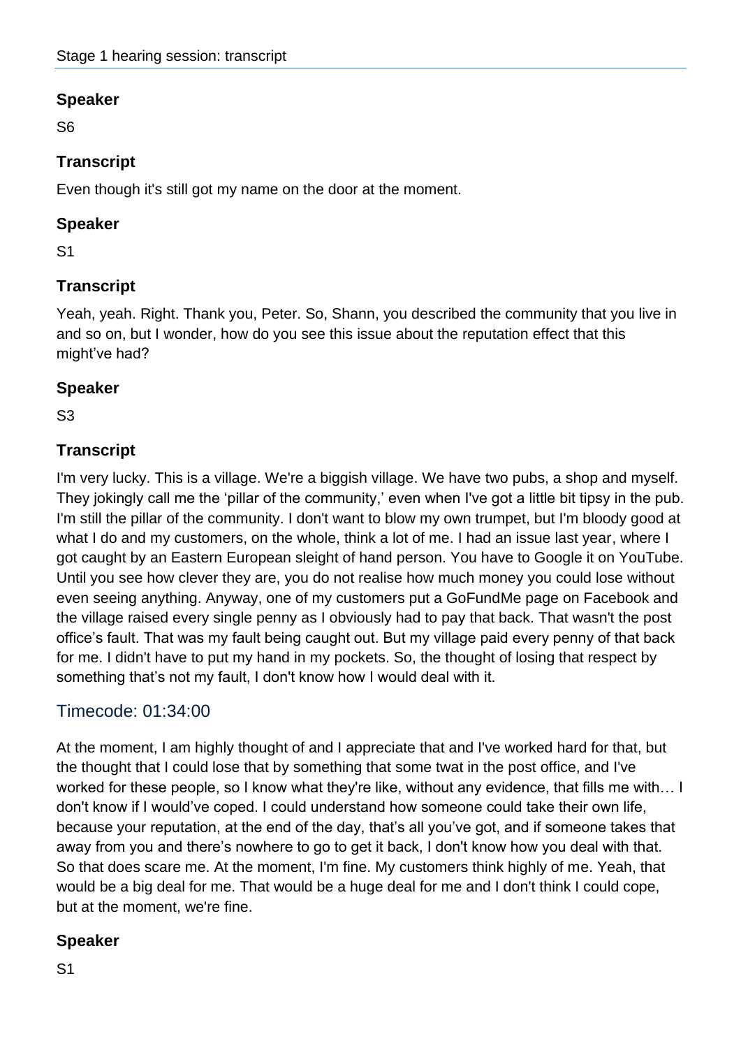## Speaker

S6

## Transcript

Even though it's still got my name on the door at the moment.

## Speaker

S1

## Transcript

Yeah, yeah. Right. Thank you, Peter. So, Shann, you described the community that you live in and so on, but I wonder, how do you see this issue about the reputation effect that this might've had?

## Speaker

S3

## Transcript

I'm very lucky. This is a village. We're a biggish village. We have two pubs, a shop and myself. They jokingly call me the 'pillar of the community,' even when I've got a little bit tipsy in the pub. I'm still the pillar of the community. I don't want to blow my own trumpet, but I'm bloody good at what I do and my customers, on the whole, think a lot of me. I had an issue last year, where I got caught by an Eastern European sleight of hand person. You have to Google it on YouTube. Until you see how clever they are, you do not realise how much money you could lose without even seeing anything. Anyway, one of my customers put a GoFundMe page on Facebook and the village raised every single penny as I obviously had to pay that back. That wasn't the post office's fault. That was my fault being caught out. But my village paid every penny of that back for me. I didn't have to put my hand in my pockets. So, the thought of losing that respect by something that's not my fault, I don't know how I would deal with it.

## Timecode: 01:34:00

At the moment, I am highly thought of and I appreciate that and I've worked hard for that, but the thought that I could lose that by something that some twat in the post office, and I've worked for these people, so I know what they're like, without any evidence, that fills me with… I don't know if I would've coped. I could understand how someone could take their own life, because your reputation, at the end of the day, that's all you've got, and if someone takes that away from you and there's nowhere to go to get it back, I don't know how you deal with that. So that does scare me. At the moment, I'm fine. My customers think highly of me. Yeah, that would be a big deal for me. That would be a huge deal for me and I don't think I could cope, but at the moment, we're fine.

## Speaker

S1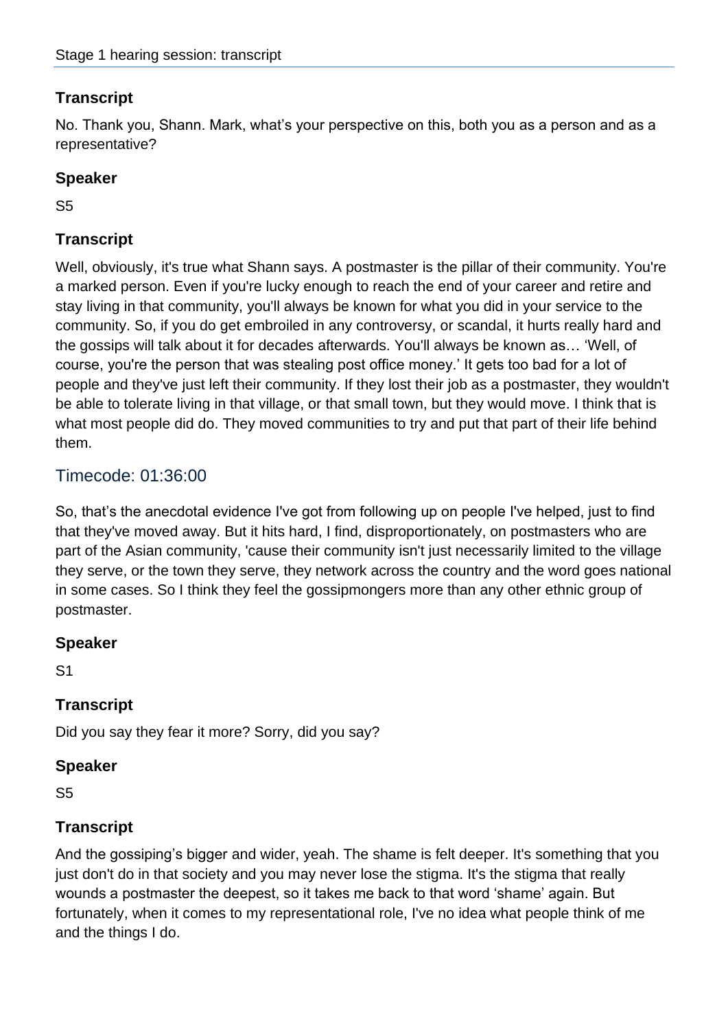### Transcript

No. Thank you, Shann. Mark, what's your perspective on this, both you as a person and as a representative?

### Speaker

S5

### Transcript

Well, obviously, it's true what Shann says. A postmaster is the pillar of their community. You're a marked person. Even if you're lucky enough to reach the end of your career and retire and stay living in that community, you'll always be known for what you did in your service to the community. So, if you do get embroiled in any controversy, or scandal, it hurts really hard and the gossips will talk about it for decades afterwards. You'll always be known as… 'Well, of course, you're the person that was stealing post office money.' It gets too bad for a lot of people and they've just left their community. If they lost their job as a postmaster, they wouldn't be able to tolerate living in that village, or that small town, but they would move. I think that is what most people did do. They moved communities to try and put that part of their life behind them.

## Timecode: 01:36:00

So, that's the anecdotal evidence I've got from following up on people I've helped, just to find that they've moved away. But it hits hard, I find, disproportionately, on postmasters who are part of the Asian community, 'cause their community isn't just necessarily limited to the village they serve, or the town they serve, they network across the country and the word goes national in some cases. So I think they feel the gossipmongers more than any other ethnic group of postmaster.

### Speaker

S1

### Transcript

Did you say they fear it more? Sorry, did you say?

### Speaker

S5

### Transcript

And the gossiping's bigger and wider, yeah. The shame is felt deeper. It's something that you just don't do in that society and you may never lose the stigma. It's the stigma that really wounds a postmaster the deepest, so it takes me back to that word 'shame' again. But fortunately, when it comes to my representational role, I've no idea what people think of me and the things I do.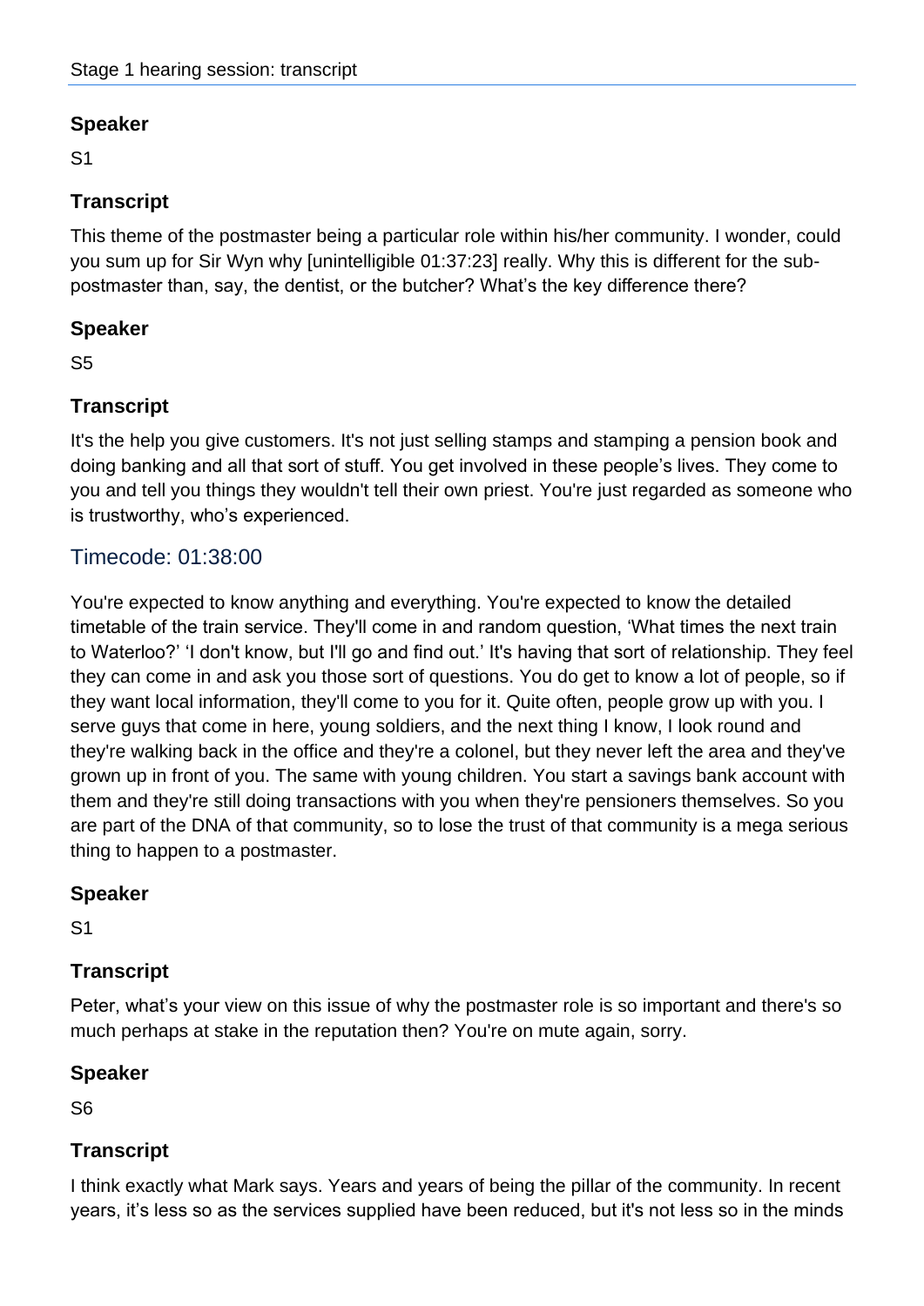### Speaker

S1

### Transcript

This theme of the postmaster being a particular role within his/her community. I wonder, could you sum up for Sir Wyn why [unintelligible 01:37:23] really. Why this is different for the sub-postmaster than, say, the dentist, or the butcher? What's the key difference there?

### Speaker

S5

### Transcript

It's the help you give customers. It's not just selling stamps and stamping a pension book and doing banking and all that sort of stuff. You get involved in these people's lives. They come to you and tell you things they wouldn't tell their own priest. You're just regarded as someone who is trustworthy, who's experienced.

## Timecode: 01:38:00

You're expected to know anything and everything. You're expected to know the detailed timetable of the train service. They'll come in and random question, 'What times the next train to Waterloo?' 'I don't know, but I'll go and find out.' It's having that sort of relationship. They feel they can come in and ask you those sort of questions. You do get to know a lot of people, so if they want local information, they'll come to you for it. Quite often, people grow up with you. I serve guys that come in here, young soldiers, and the next thing I know, I look round and they're walking back in the office and they're a colonel, but they never left the area and they've grown up in front of you. The same with young children. You start a savings bank account with them and they're still doing transactions with you when they're pensioners themselves. So you are part of the DNA of that community, so to lose the trust of that community is a mega serious thing to happen to a postmaster.

### Speaker

S1

### Transcript

Peter, what's your view on this issue of why the postmaster role is so important and there's so much perhaps at stake in the reputation then? You're on mute again, sorry.

### Speaker

S6

### Transcript

I think exactly what Mark says. Years and years of being the pillar of the community. In recent years, it's less so as the services supplied have been reduced, but it's not less so in the minds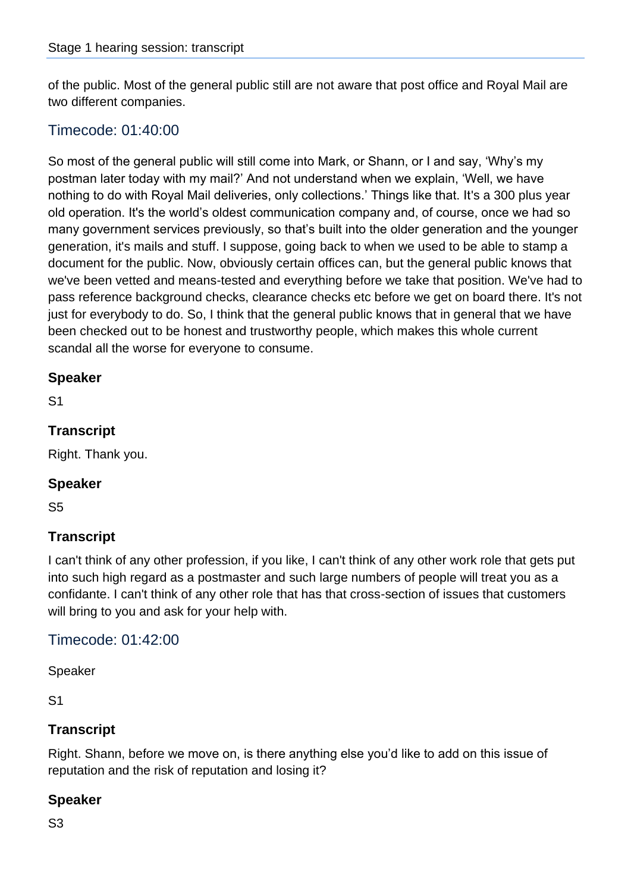of the public. Most of the general public still are not aware that post office and Royal Mail are two different companies.

## Timecode: 01:40:00

So most of the general public will still come into Mark, or Shann, or I and say, 'Why's my postman later today with my mail?' And not understand when we explain, 'Well, we have nothing to do with Royal Mail deliveries, only collections.' Things like that. It's a 300 plus year old operation. It's the world's oldest communication company and, of course, once we had so many government services previously, so that's built into the older generation and the younger generation, it's mails and stuff. I suppose, going back to when we used to be able to stamp a document for the public. Now, obviously certain offices can, but the general public knows that we've been vetted and means-tested and everything before we take that position. We've had to pass reference background checks, clearance checks etc before we get on board there. It's not just for everybody to do. So, I think that the general public knows that in general that we have been checked out to be honest and trustworthy people, which makes this whole current scandal all the worse for everyone to consume.

### Speaker

S1

### Transcript

Right. Thank you.

### Speaker

S5

### Transcript

I can't think of any other profession, if you like, I can't think of any other work role that gets put into such high regard as a postmaster and such large numbers of people will treat you as a confidante. I can't think of any other role that has that cross-section of issues that customers will bring to you and ask for your help with.

## Timecode: 01:42:00

Speaker

S1

### Transcript

Right. Shann, before we move on, is there anything else you'd like to add on this issue of reputation and the risk of reputation and losing it?

### Speaker

S3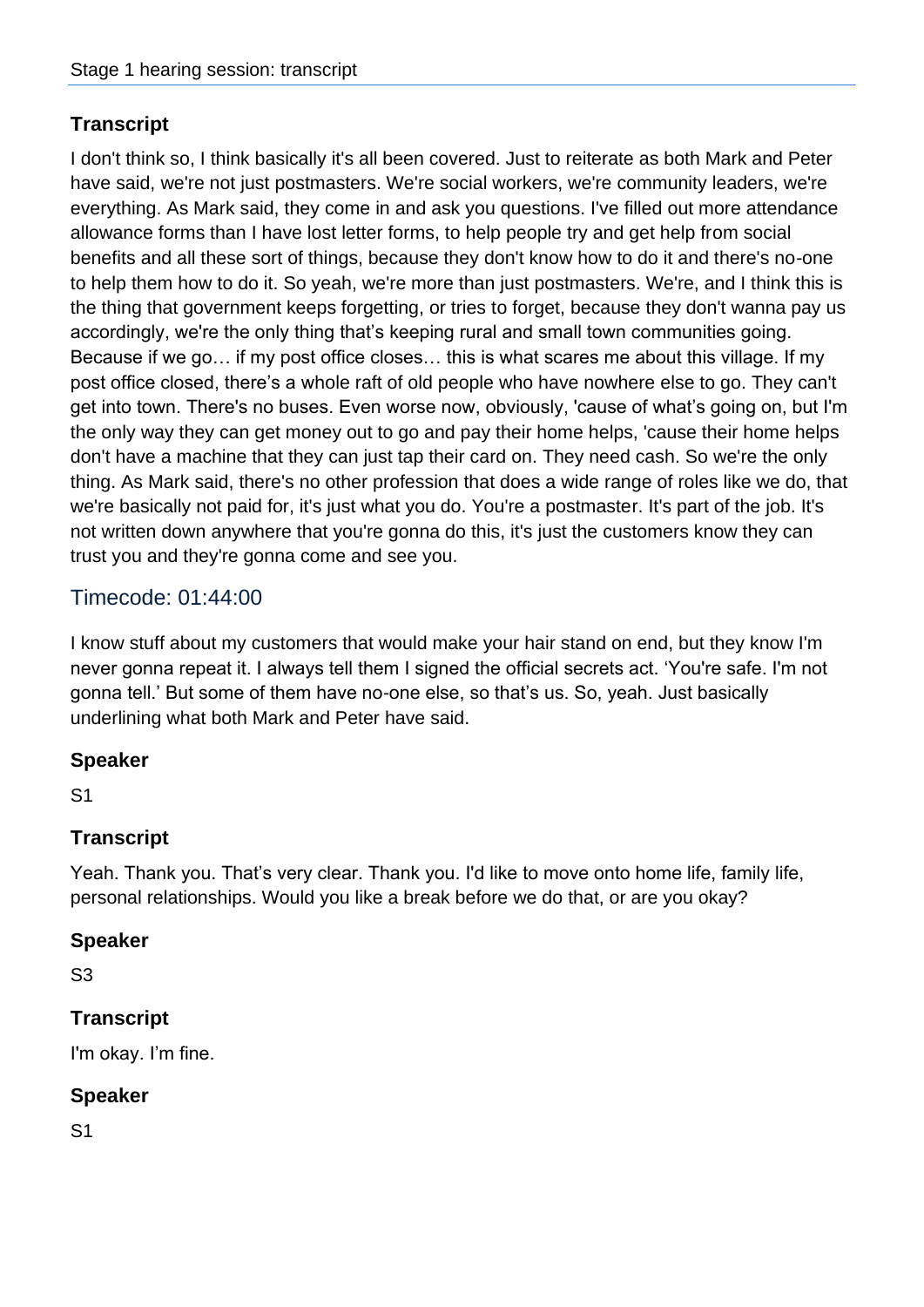## Transcript

I don't think so, I think basically it's all been covered. Just to reiterate as both Mark and Peter have said, we're not just postmasters. We're social workers, we're community leaders, we're everything. As Mark said, they come in and ask you questions. I've filled out more attendance allowance forms than I have lost letter forms, to help people try and get help from social benefits and all these sort of things, because they don't know how to do it and there's no-one to help them how to do it. So yeah, we're more than just postmasters. We're, and I think this is the thing that government keeps forgetting, or tries to forget, because they don't wanna pay us accordingly, we're the only thing that's keeping rural and small town communities going. Because if we go… if my post office closes… this is what scares me about this village. If my post office closed, there's a whole raft of old people who have nowhere else to go. They can't get into town. There's no buses. Even worse now, obviously, 'cause of what's going on, but I'm the only way they can get money out to go and pay their home helps, 'cause their home helps don't have a machine that they can just tap their card on. They need cash. So we're the only thing. As Mark said, there's no other profession that does a wide range of roles like we do, that we're basically not paid for, it's just what you do. You're a postmaster. It's part of the job. It's not written down anywhere that you're gonna do this, it's just the customers know they can trust you and they're gonna come and see you.

## Timecode: 01:44:00

I know stuff about my customers that would make your hair stand on end, but they know I'm never gonna repeat it. I always tell them I signed the official secrets act. 'You're safe. I'm not gonna tell.' But some of them have no-one else, so that's us. So, yeah. Just basically underlining what both Mark and Peter have said.

## Speaker

S1

## Transcript

Yeah. Thank you. That's very clear. Thank you. I'd like to move onto home life, family life, personal relationships. Would you like a break before we do that, or are you okay?

## Speaker

S3

## Transcript

I'm okay. I'm fine.

## Speaker

S1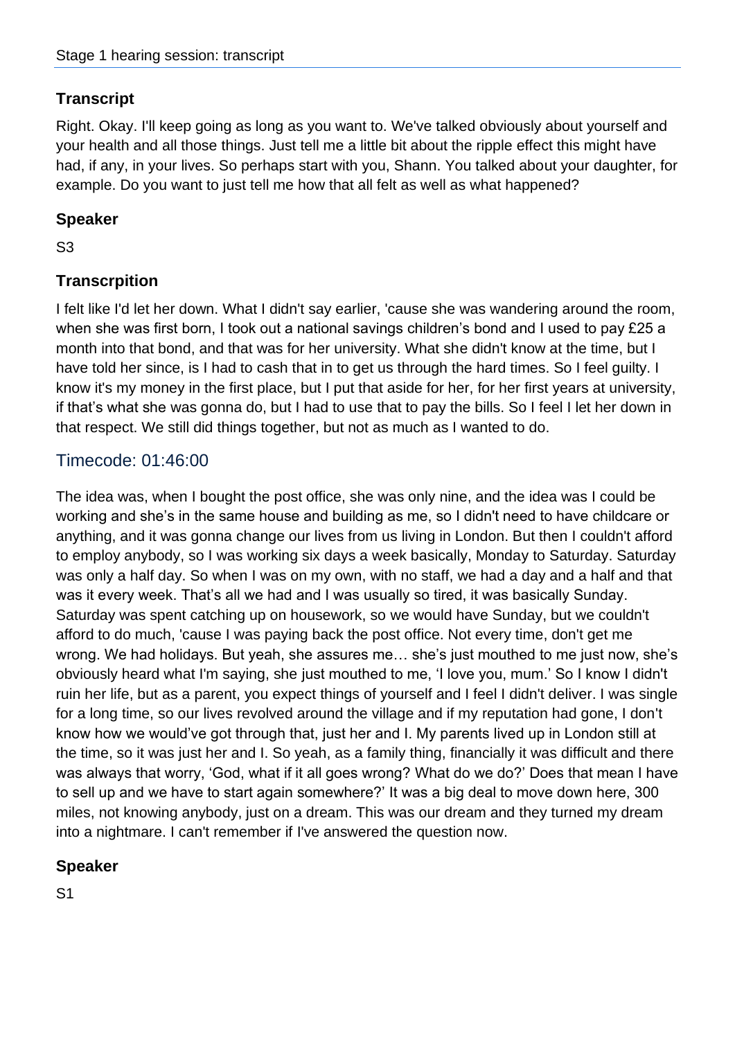## Transcript

Right. Okay. I'll keep going as long as you want to. We've talked obviously about yourself and your health and all those things. Just tell me a little bit about the ripple effect this might have had, if any, in your lives. So perhaps start with you, Shann. You talked about your daughter, for example. Do you want to just tell me how that all felt as well as what happened?

## Speaker

S3

## Transcrpition

I felt like I'd let her down. What I didn't say earlier, 'cause she was wandering around the room, when she was first born, I took out a national savings children's bond and I used to pay £25 a month into that bond, and that was for her university. What she didn't know at the time, but I have told her since, is I had to cash that in to get us through the hard times. So I feel guilty. I know it's my money in the first place, but I put that aside for her, for her first years at university, if that's what she was gonna do, but I had to use that to pay the bills. So I feel I let her down in that respect. We still did things together, but not as much as I wanted to do.

## Timecode: 01:46:00

The idea was, when I bought the post office, she was only nine, and the idea was I could be working and she's in the same house and building as me, so I didn't need to have childcare or anything, and it was gonna change our lives from us living in London. But then I couldn't afford to employ anybody, so I was working six days a week basically, Monday to Saturday. Saturday was only a half day. So when I was on my own, with no staff, we had a day and a half and that was it every week. That's all we had and I was usually so tired, it was basically Sunday. Saturday was spent catching up on housework, so we would have Sunday, but we couldn't afford to do much, 'cause I was paying back the post office. Not every time, don't get me wrong. We had holidays. But yeah, she assures me… she's just mouthed to me just now, she's obviously heard what I'm saying, she just mouthed to me, 'I love you, mum.' So I know I didn't ruin her life, but as a parent, you expect things of yourself and I feel I didn't deliver. I was single for a long time, so our lives revolved around the village and if my reputation had gone, I don't know how we would've got through that, just her and I. My parents lived up in London still at the time, so it was just her and I. So yeah, as a family thing, financially it was difficult and there was always that worry, 'God, what if it all goes wrong? What do we do?' Does that mean I have to sell up and we have to start again somewhere?' It was a big deal to move down here, 300 miles, not knowing anybody, just on a dream. This was our dream and they turned my dream into a nightmare. I can't remember if I've answered the question now.

## Speaker

S1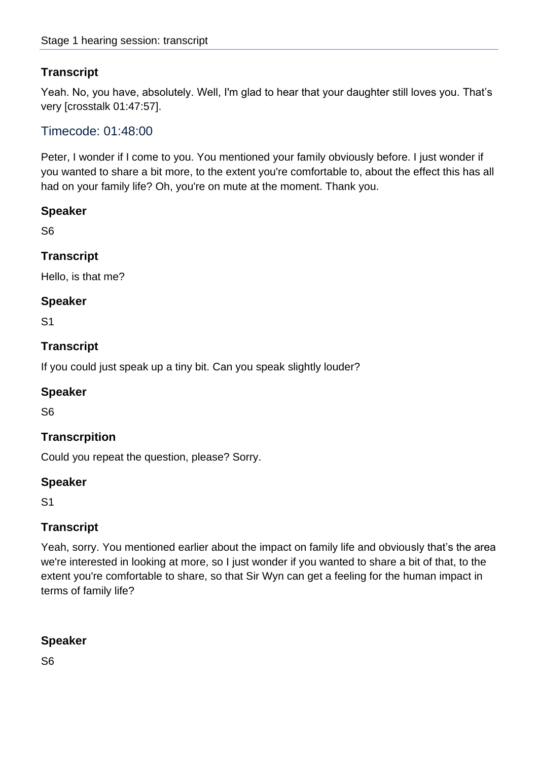### Transcript

Yeah. No, you have, absolutely. Well, I'm glad to hear that your daughter still loves you. That's very [crosstalk 01:47:57].

## Timecode: 01:48:00

Peter, I wonder if I come to you. You mentioned your family obviously before. I just wonder if you wanted to share a bit more, to the extent you're comfortable to, about the effect this has all had on your family life? Oh, you're on mute at the moment. Thank you.

### Speaker

S6

### Transcript

Hello, is that me?

### Speaker

S1

### Transcript

If you could just speak up a tiny bit. Can you speak slightly louder?

### Speaker

S6

### Transcrpition

Could you repeat the question, please? Sorry.

### Speaker

S1

### Transcript

Yeah, sorry. You mentioned earlier about the impact on family life and obviously that's the area we're interested in looking at more, so I just wonder if you wanted to share a bit of that, to the extent you're comfortable to share, so that Sir Wyn can get a feeling for the human impact in terms of family life?

### Speaker

S6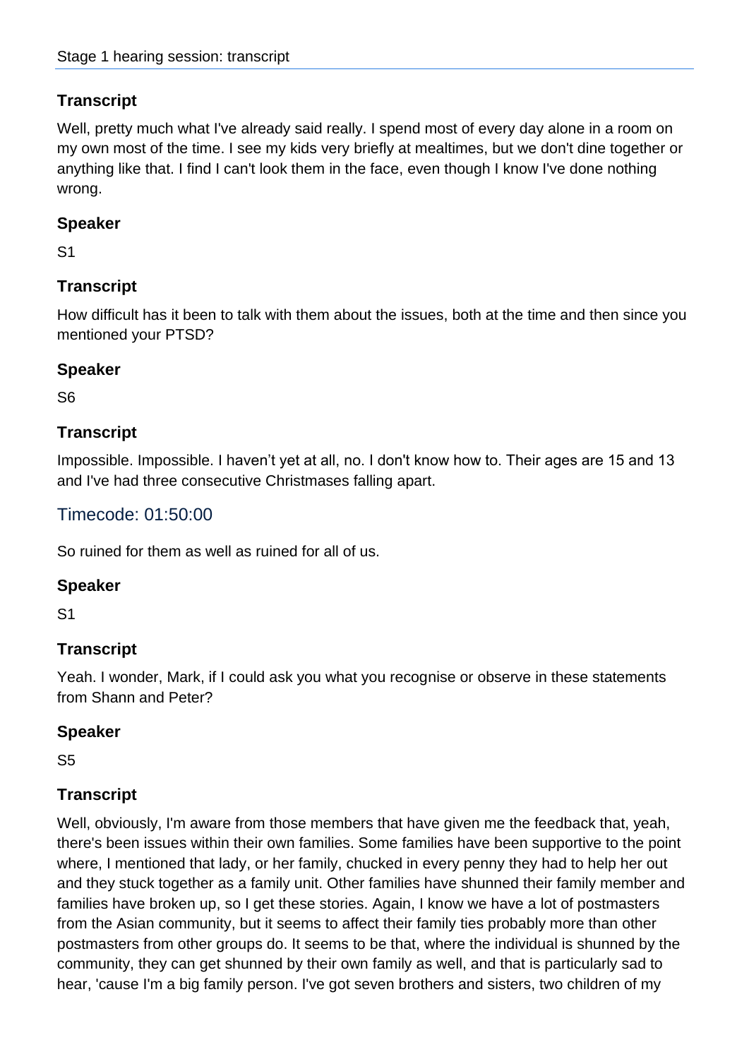### Transcript

Well, pretty much what I've already said really. I spend most of every day alone in a room on my own most of the time. I see my kids very briefly at mealtimes, but we don't dine together or anything like that. I find I can't look them in the face, even though I know I've done nothing wrong.

### Speaker

S1

### Transcript

How difficult has it been to talk with them about the issues, both at the time and then since you mentioned your PTSD?

### Speaker

S6

### Transcript

Impossible. Impossible. I haven't yet at all, no. I don't know how to. Their ages are 15 and 13 and I've had three consecutive Christmases falling apart.

## Timecode: 01:50:00

So ruined for them as well as ruined for all of us.

### Speaker

S1

### Transcript

Yeah. I wonder, Mark, if I could ask you what you recognise or observe in these statements from Shann and Peter?

### Speaker

S5

### Transcript

Well, obviously, I'm aware from those members that have given me the feedback that, yeah, there's been issues within their own families. Some families have been supportive to the point where, I mentioned that lady, or her family, chucked in every penny they had to help her out and they stuck together as a family unit. Other families have shunned their family member and families have broken up, so I get these stories. Again, I know we have a lot of postmasters from the Asian community, but it seems to affect their family ties probably more than other postmasters from other groups do. It seems to be that, where the individual is shunned by the community, they can get shunned by their own family as well, and that is particularly sad to hear, 'cause I'm a big family person. I've got seven brothers and sisters, two children of my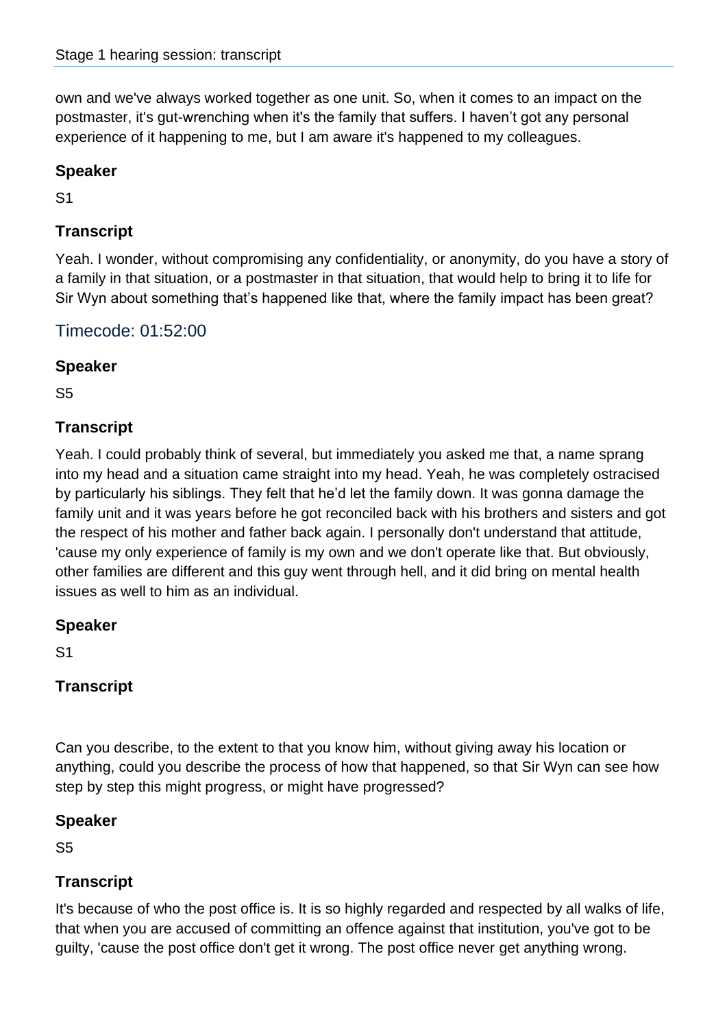own and we've always worked together as one unit. So, when it comes to an impact on the postmaster, it's gut-wrenching when it's the family that suffers. I haven't got any personal experience of it happening to me, but I am aware it's happened to my colleagues.

### Speaker

S1

### Transcript

Yeah. I wonder, without compromising any confidentiality, or anonymity, do you have a story of a family in that situation, or a postmaster in that situation, that would help to bring it to life for Sir Wyn about something that's happened like that, where the family impact has been great?

## Timecode: 01:52:00

### Speaker

S5

### Transcript

Yeah. I could probably think of several, but immediately you asked me that, a name sprang into my head and a situation came straight into my head. Yeah, he was completely ostracised by particularly his siblings. They felt that he'd let the family down. It was gonna damage the family unit and it was years before he got reconciled back with his brothers and sisters and got the respect of his mother and father back again. I personally don't understand that attitude, 'cause my only experience of family is my own and we don't operate like that. But obviously, other families are different and this guy went through hell, and it did bring on mental health issues as well to him as an individual.

### Speaker

S1

### Transcript

Can you describe, to the extent to that you know him, without giving away his location or anything, could you describe the process of how that happened, so that Sir Wyn can see how step by step this might progress, or might have progressed?

### Speaker

S5

### Transcript

It's because of who the post office is. It is so highly regarded and respected by all walks of life, that when you are accused of committing an offence against that institution, you've got to be guilty, 'cause the post office don't get it wrong. The post office never get anything wrong.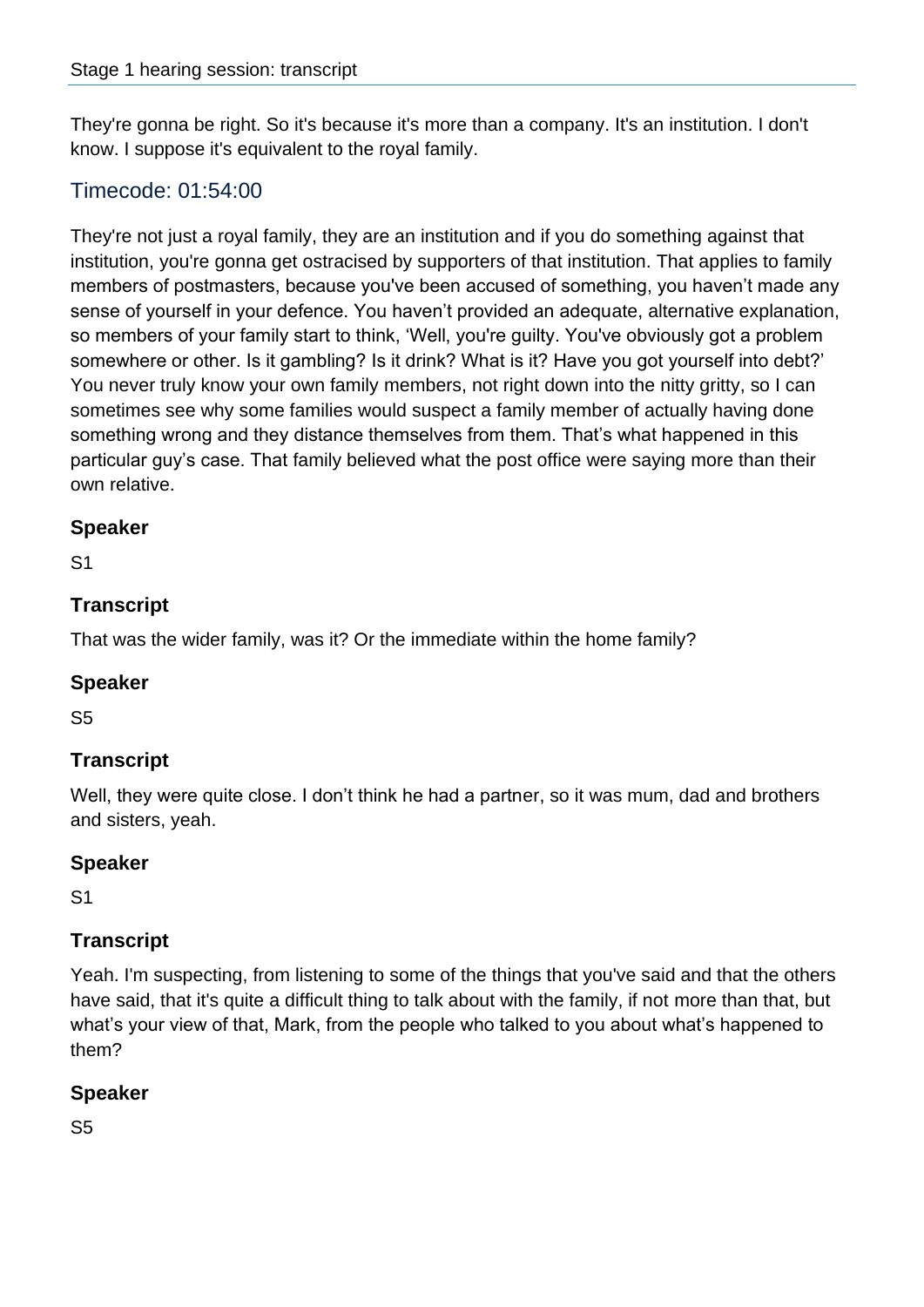They're gonna be right. So it's because it's more than a company. It's an institution. I don't know. I suppose it's equivalent to the royal family.

## Timecode: 01:54:00

They're not just a royal family, they are an institution and if you do something against that institution, you're gonna get ostracised by supporters of that institution. That applies to family members of postmasters, because you've been accused of something, you haven't made any sense of yourself in your defence. You haven't provided an adequate, alternative explanation, so members of your family start to think, 'Well, you're guilty. You've obviously got a problem somewhere or other. Is it gambling? Is it drink? What is it? Have you got yourself into debt?' You never truly know your own family members, not right down into the nitty gritty, so I can sometimes see why some families would suspect a family member of actually having done something wrong and they distance themselves from them. That's what happened in this particular guy's case. That family believed what the post office were saying more than their own relative.

### Speaker

S1

### Transcript

That was the wider family, was it? Or the immediate within the home family?

### Speaker

S5

### Transcript

Well, they were quite close. I don't think he had a partner, so it was mum, dad and brothers and sisters, yeah.

### Speaker

S1

### Transcript

Yeah. I'm suspecting, from listening to some of the things that you've said and that the others have said, that it's quite a difficult thing to talk about with the family, if not more than that, but what's your view of that, Mark, from the people who talked to you about what's happened to them?

### Speaker

S5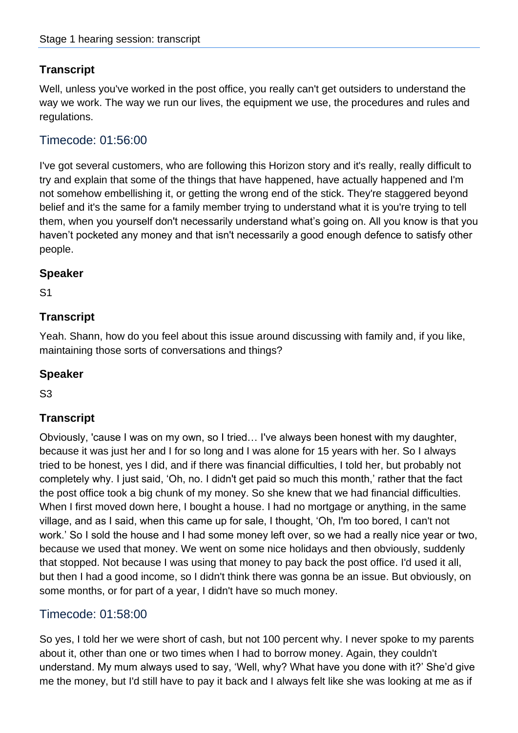### Transcript

Well, unless you've worked in the post office, you really can't get outsiders to understand the way we work. The way we run our lives, the equipment we use, the procedures and rules and regulations.

## Timecode: 01:56:00

I've got several customers, who are following this Horizon story and it's really, really difficult to try and explain that some of the things that have happened, have actually happened and I'm not somehow embellishing it, or getting the wrong end of the stick. They're staggered beyond belief and it's the same for a family member trying to understand what it is you're trying to tell them, when you yourself don't necessarily understand what's going on. All you know is that you haven't pocketed any money and that isn't necessarily a good enough defence to satisfy other people.

### Speaker

S1

### Transcript

Yeah. Shann, how do you feel about this issue around discussing with family and, if you like, maintaining those sorts of conversations and things?

### Speaker

S3

### Transcript

Obviously, 'cause I was on my own, so I tried… I've always been honest with my daughter, because it was just her and I for so long and I was alone for 15 years with her. So I always tried to be honest, yes I did, and if there was financial difficulties, I told her, but probably not completely why. I just said, 'Oh, no. I didn't get paid so much this month,' rather that the fact the post office took a big chunk of my money. So she knew that we had financial difficulties. When I first moved down here, I bought a house. I had no mortgage or anything, in the same village, and as I said, when this came up for sale, I thought, 'Oh, I'm too bored, I can't not work.' So I sold the house and I had some money left over, so we had a really nice year or two, because we used that money. We went on some nice holidays and then obviously, suddenly that stopped. Not because I was using that money to pay back the post office. I'd used it all, but then I had a good income, so I didn't think there was gonna be an issue. But obviously, on some months, or for part of a year, I didn't have so much money.

## Timecode: 01:58:00

So yes, I told her we were short of cash, but not 100 percent why. I never spoke to my parents about it, other than one or two times when I had to borrow money. Again, they couldn't understand. My mum always used to say, 'Well, why? What have you done with it?' She'd give me the money, but I'd still have to pay it back and I always felt like she was looking at me as if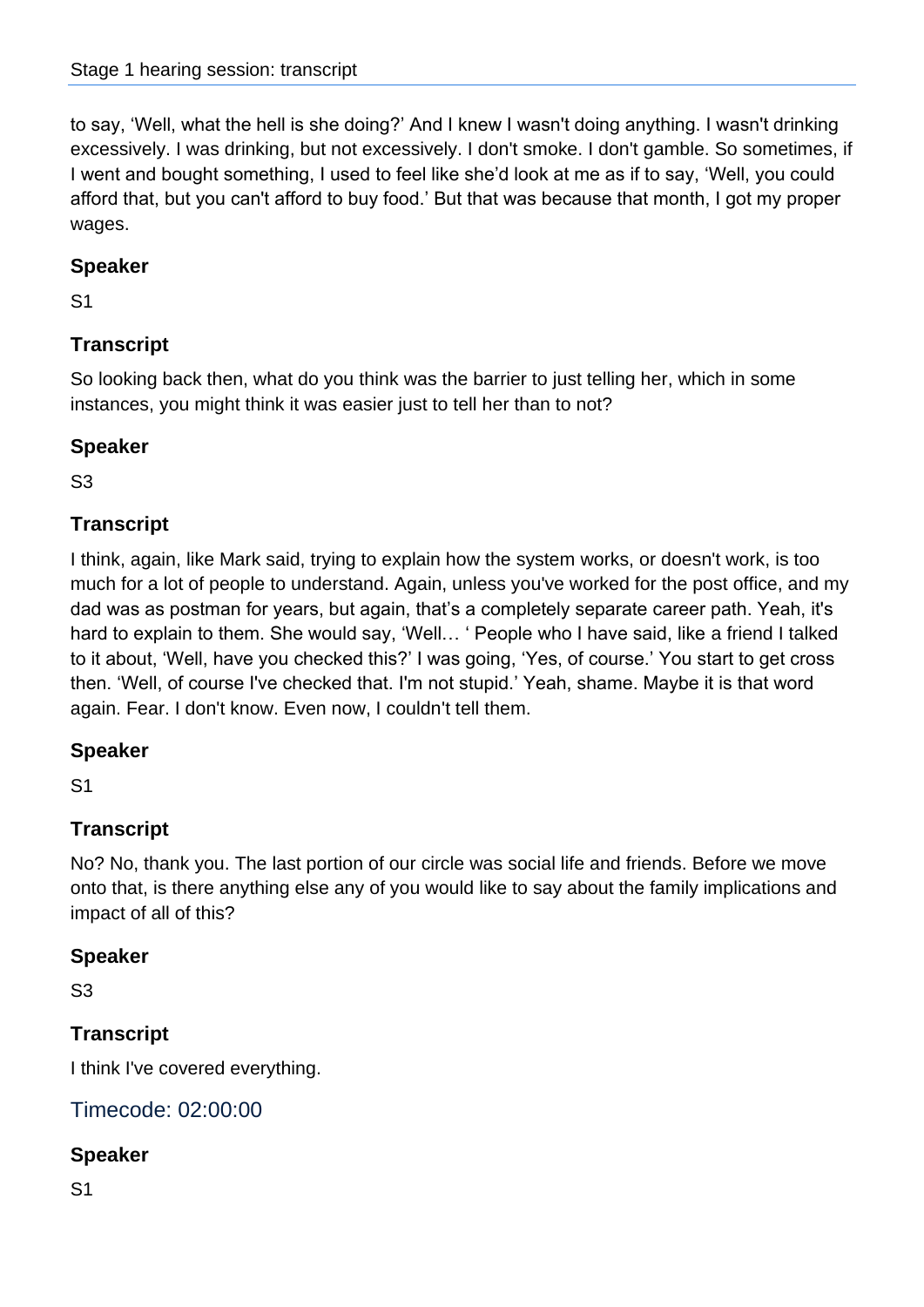to say, 'Well, what the hell is she doing?' And I knew I wasn't doing anything. I wasn't drinking excessively. I was drinking, but not excessively. I don't smoke. I don't gamble. So sometimes, if I went and bought something, I used to feel like she'd look at me as if to say, 'Well, you could afford that, but you can't afford to buy food.' But that was because that month, I got my proper wages.

### Speaker

S1

### Transcript

So looking back then, what do you think was the barrier to just telling her, which in some instances, you might think it was easier just to tell her than to not?

### Speaker

S3

### Transcript

I think, again, like Mark said, trying to explain how the system works, or doesn't work, is too much for a lot of people to understand. Again, unless you've worked for the post office, and my dad was as postman for years, but again, that's a completely separate career path. Yeah, it's hard to explain to them. She would say, 'Well… ' People who I have said, like a friend I talked to it about, 'Well, have you checked this?' I was going, 'Yes, of course.' You start to get cross then. 'Well, of course I've checked that. I'm not stupid.' Yeah, shame. Maybe it is that word again. Fear. I don't know. Even now, I couldn't tell them.

### Speaker

S1

### Transcript

No? No, thank you. The last portion of our circle was social life and friends. Before we move onto that, is there anything else any of you would like to say about the family implications and impact of all of this?

### Speaker

S3

### Transcript

I think I've covered everything.

## Timecode: 02:00:00

### Speaker

S1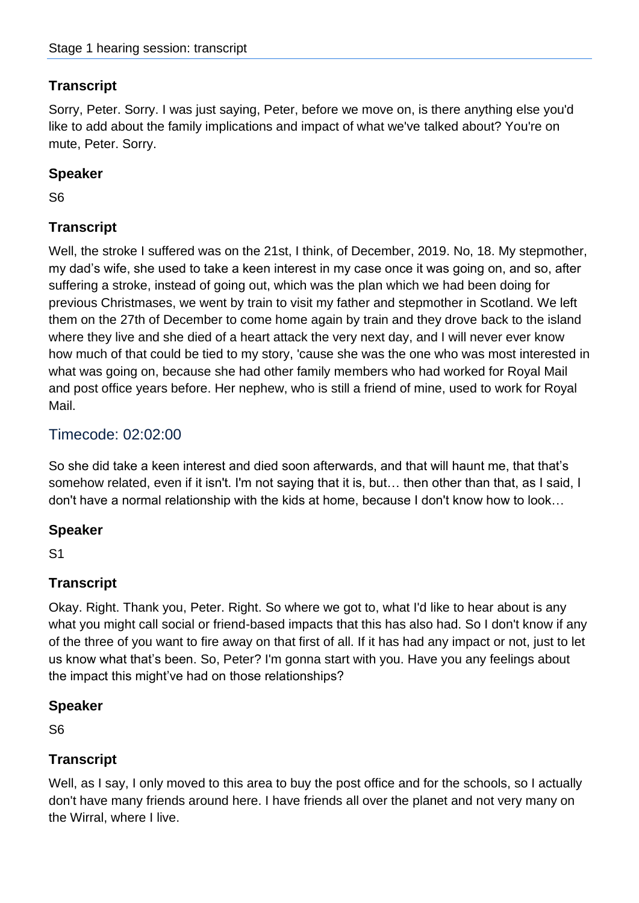### Transcript

Sorry, Peter. Sorry. I was just saying, Peter, before we move on, is there anything else you'd like to add about the family implications and impact of what we've talked about? You're on mute, Peter. Sorry.

### Speaker

S6

### Transcript

Well, the stroke I suffered was on the 21st, I think, of December, 2019. No, 18. My stepmother, my dad's wife, she used to take a keen interest in my case once it was going on, and so, after suffering a stroke, instead of going out, which was the plan which we had been doing for previous Christmases, we went by train to visit my father and stepmother in Scotland. We left them on the 27th of December to come home again by train and they drove back to the island where they live and she died of a heart attack the very next day, and I will never ever know how much of that could be tied to my story, 'cause she was the one who was most interested in what was going on, because she had other family members who had worked for Royal Mail and post office years before. Her nephew, who is still a friend of mine, used to work for Royal Mail.

## Timecode: 02:02:00

So she did take a keen interest and died soon afterwards, and that will haunt me, that that's somehow related, even if it isn't. I'm not saying that it is, but… then other than that, as I said, I don't have a normal relationship with the kids at home, because I don't know how to look…

### Speaker

S1

### Transcript

Okay. Right. Thank you, Peter. Right. So where we got to, what I'd like to hear about is any what you might call social or friend-based impacts that this has also had. So I don't know if any of the three of you want to fire away on that first of all. If it has had any impact or not, just to let us know what that's been. So, Peter? I'm gonna start with you. Have you any feelings about the impact this might've had on those relationships?

### Speaker

S6

### Transcript

Well, as I say, I only moved to this area to buy the post office and for the schools, so I actually don't have many friends around here. I have friends all over the planet and not very many on the Wirral, where I live.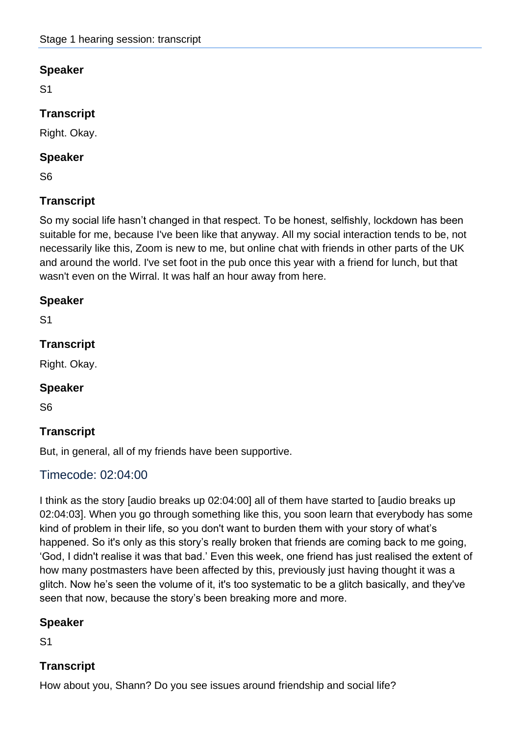### Speaker

S1

### Transcript

Right. Okay.

### Speaker

S6

### Transcript

So my social life hasn't changed in that respect. To be honest, selfishly, lockdown has been suitable for me, because I've been like that anyway. All my social interaction tends to be, not necessarily like this, Zoom is new to me, but online chat with friends in other parts of the UK and around the world. I've set foot in the pub once this year with a friend for lunch, but that wasn't even on the Wirral. It was half an hour away from here.

### Speaker

S1

### Transcript

Right. Okay.

### Speaker

S6

### Transcript

But, in general, all of my friends have been supportive.

## Timecode: 02:04:00

I think as the story [audio breaks up 02:04:00] all of them have started to [audio breaks up 02:04:03]. When you go through something like this, you soon learn that everybody has some kind of problem in their life, so you don't want to burden them with your story of what's happened. So it's only as this story's really broken that friends are coming back to me going, 'God, I didn't realise it was that bad.' Even this week, one friend has just realised the extent of how many postmasters have been affected by this, previously just having thought it was a glitch. Now he's seen the volume of it, it's too systematic to be a glitch basically, and they've seen that now, because the story's been breaking more and more.

### Speaker

S1

### Transcript

How about you, Shann? Do you see issues around friendship and social life?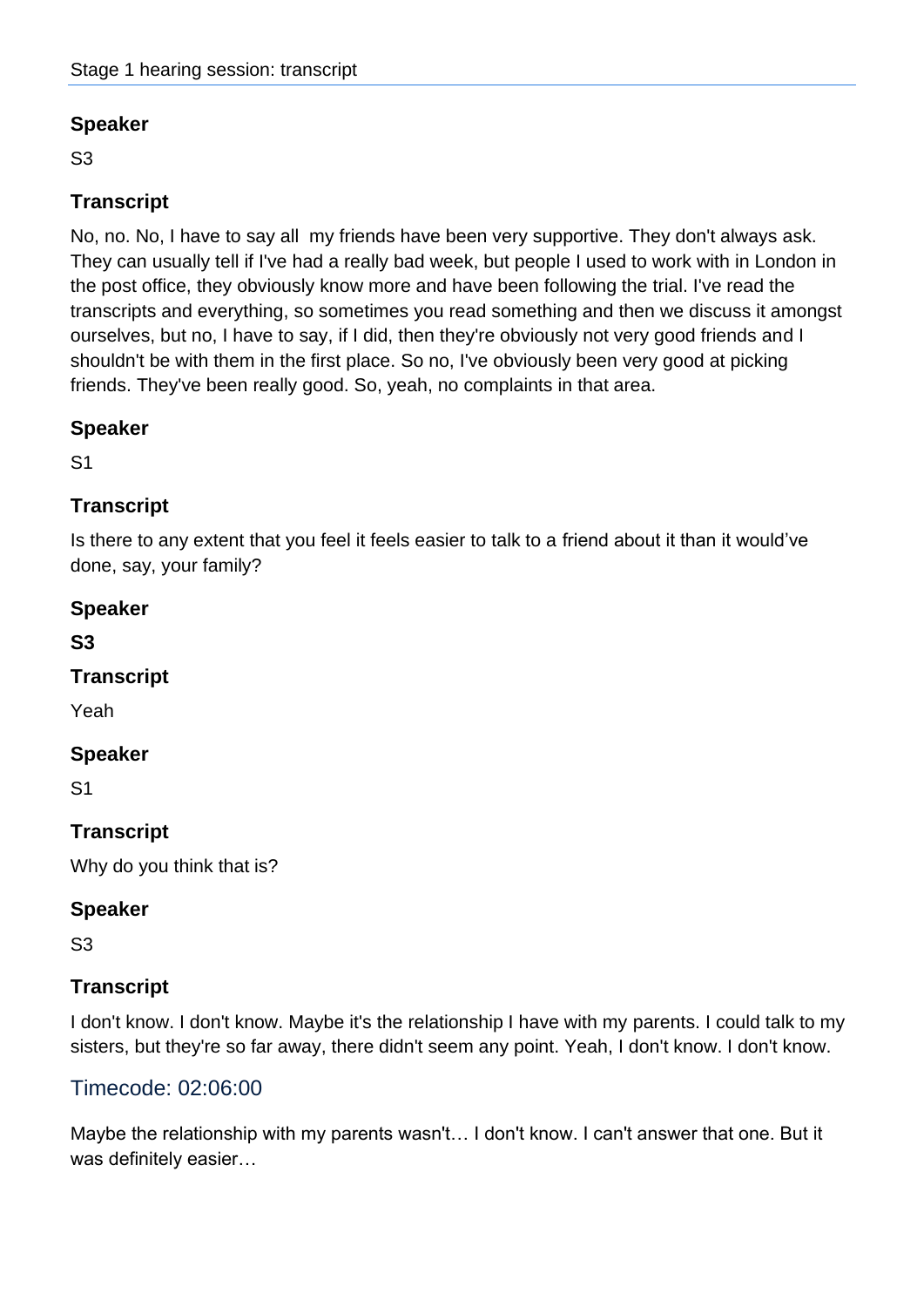### Speaker

S3

### Transcript

No, no. No, I have to say all my friends have been very supportive. They don't always ask. They can usually tell if I've had a really bad week, but people I used to work with in London in the post office, they obviously know more and have been following the trial. I've read the transcripts and everything, so sometimes you read something and then we discuss it amongst ourselves, but no, I have to say, if I did, then they're obviously not very good friends and I shouldn't be with them in the first place. So no, I've obviously been very good at picking friends. They've been really good. So, yeah, no complaints in that area.

### Speaker

S1

### Transcript

Is there to any extent that you feel it feels easier to talk to a friend about it than it would've done, say, your family?

### Speaker

**S3**

### Transcript

Yeah

### Speaker

S1

### Transcript

Why do you think that is?

### Speaker

S3

### Transcript

I don't know. I don't know. Maybe it's the relationship I have with my parents. I could talk to my sisters, but they're so far away, there didn't seem any point. Yeah, I don't know. I don't know.

## Timecode: 02:06:00

Maybe the relationship with my parents wasn't… I don't know. I can't answer that one. But it was definitely easier…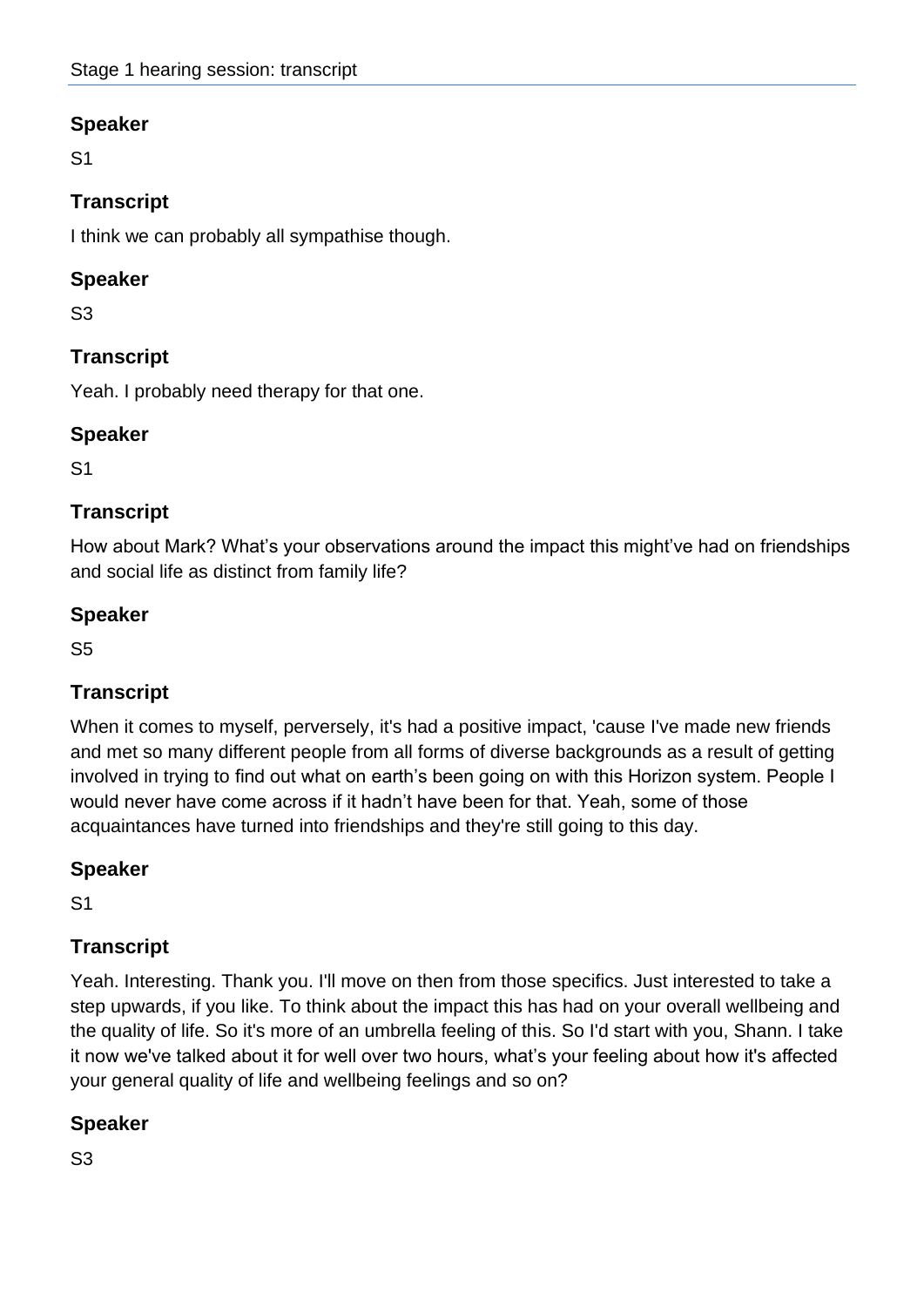## Speaker

S1

## Transcript

I think we can probably all sympathise though.

## Speaker

S3

## Transcript

Yeah. I probably need therapy for that one.

## Speaker

S1

## Transcript

How about Mark? What's your observations around the impact this might've had on friendships and social life as distinct from family life?

## Speaker

S5

## Transcript

When it comes to myself, perversely, it's had a positive impact, 'cause I've made new friends and met so many different people from all forms of diverse backgrounds as a result of getting involved in trying to find out what on earth's been going on with this Horizon system. People I would never have come across if it hadn't have been for that. Yeah, some of those acquaintances have turned into friendships and they're still going to this day.

## Speaker

S1

## Transcript

Yeah. Interesting. Thank you. I'll move on then from those specifics. Just interested to take a step upwards, if you like. To think about the impact this has had on your overall wellbeing and the quality of life. So it's more of an umbrella feeling of this. So I'd start with you, Shann. I take it now we've talked about it for well over two hours, what's your feeling about how it's affected your general quality of life and wellbeing feelings and so on?

## Speaker

S3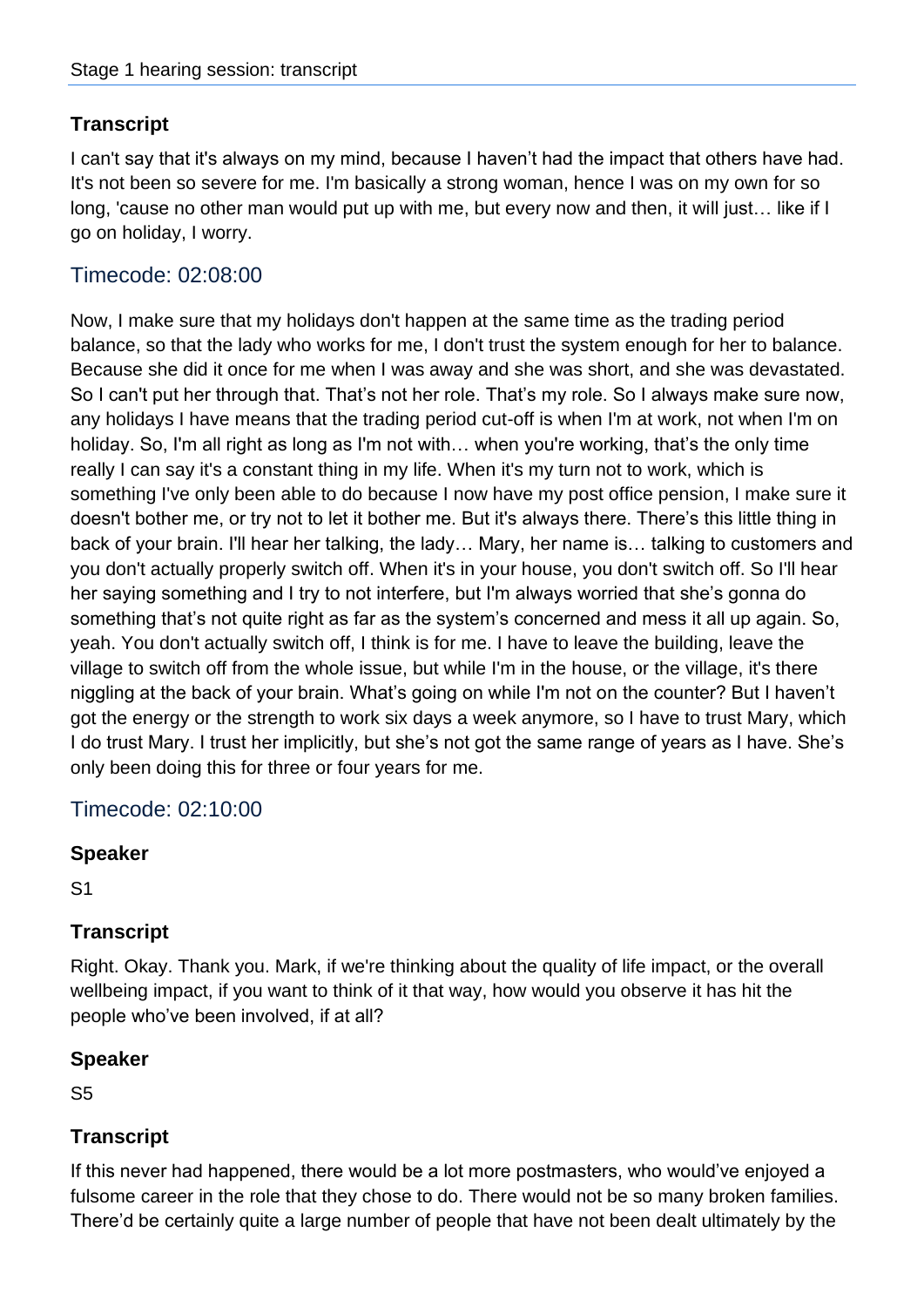### Transcript

I can't say that it's always on my mind, because I haven't had the impact that others have had. It's not been so severe for me. I'm basically a strong woman, hence I was on my own for so long, 'cause no other man would put up with me, but every now and then, it will just… like if I go on holiday, I worry.

## Timecode: 02:08:00

Now, I make sure that my holidays don't happen at the same time as the trading period balance, so that the lady who works for me, I don't trust the system enough for her to balance. Because she did it once for me when I was away and she was short, and she was devastated. So I can't put her through that. That's not her role. That's my role. So I always make sure now, any holidays I have means that the trading period cut-off is when I'm at work, not when I'm on holiday. So, I'm all right as long as I'm not with… when you're working, that's the only time really I can say it's a constant thing in my life. When it's my turn not to work, which is something I've only been able to do because I now have my post office pension, I make sure it doesn't bother me, or try not to let it bother me. But it's always there. There's this little thing in back of your brain. I'll hear her talking, the lady… Mary, her name is… talking to customers and you don't actually properly switch off. When it's in your house, you don't switch off. So I'll hear her saying something and I try to not interfere, but I'm always worried that she's gonna do something that's not quite right as far as the system's concerned and mess it all up again. So, yeah. You don't actually switch off, I think is for me. I have to leave the building, leave the village to switch off from the whole issue, but while I'm in the house, or the village, it's there niggling at the back of your brain. What's going on while I'm not on the counter? But I haven't got the energy or the strength to work six days a week anymore, so I have to trust Mary, which I do trust Mary. I trust her implicitly, but she's not got the same range of years as I have. She's only been doing this for three or four years for me.

## Timecode: 02:10:00

### Speaker

S1

### Transcript

Right. Okay. Thank you. Mark, if we're thinking about the quality of life impact, or the overall wellbeing impact, if you want to think of it that way, how would you observe it has hit the people who've been involved, if at all?

### Speaker

S5

### Transcript

If this never had happened, there would be a lot more postmasters, who would've enjoyed a fulsome career in the role that they chose to do. There would not be so many broken families. There'd be certainly quite a large number of people that have not been dealt ultimately by the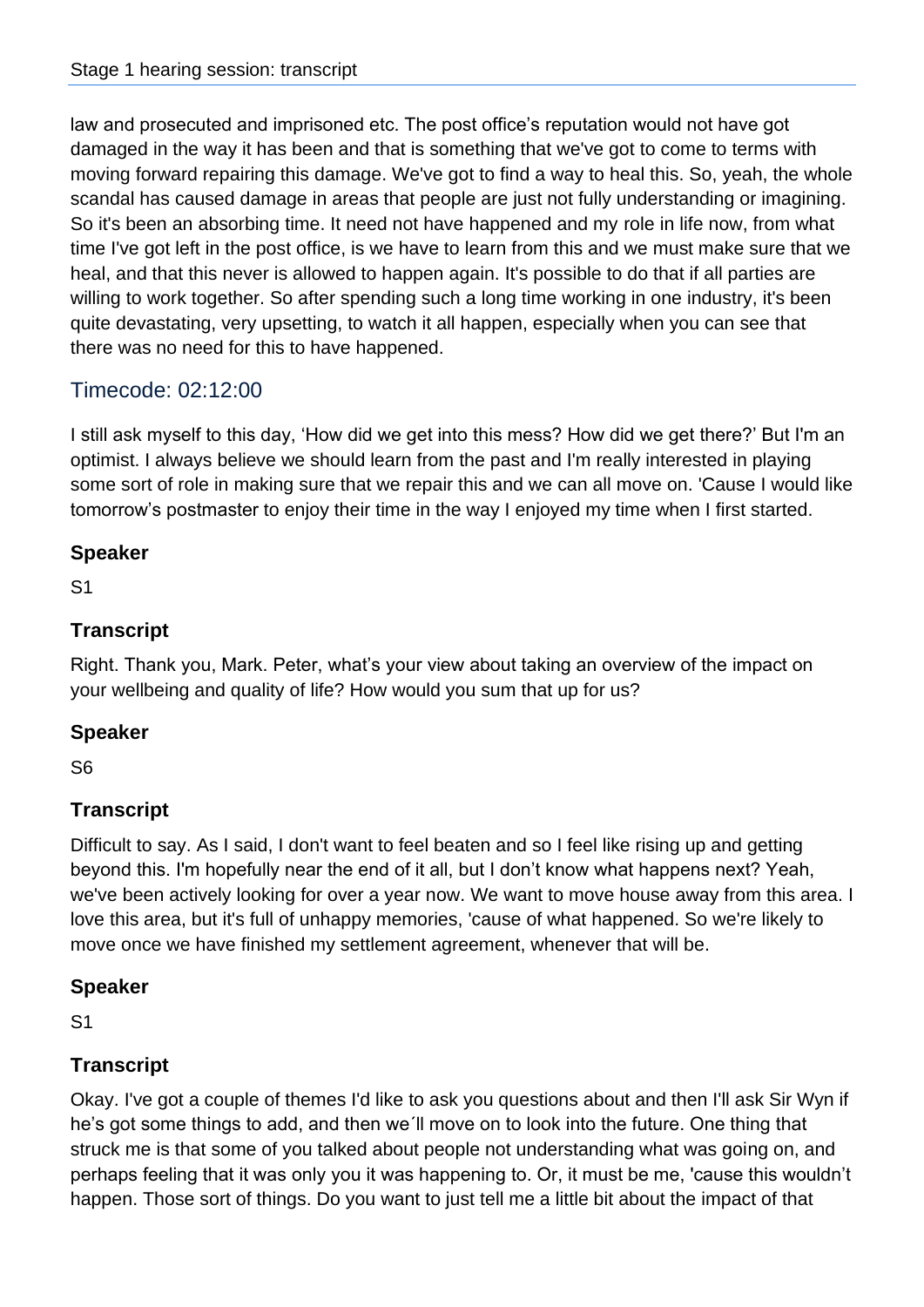law and prosecuted and imprisoned etc. The post office's reputation would not have got damaged in the way it has been and that is something that we've got to come to terms with moving forward repairing this damage. We've got to find a way to heal this. So, yeah, the whole scandal has caused damage in areas that people are just not fully understanding or imagining. So it's been an absorbing time. It need not have happened and my role in life now, from what time I've got left in the post office, is we have to learn from this and we must make sure that we heal, and that this never is allowed to happen again. It's possible to do that if all parties are willing to work together. So after spending such a long time working in one industry, it's been quite devastating, very upsetting, to watch it all happen, especially when you can see that there was no need for this to have happened.

## Timecode: 02:12:00

I still ask myself to this day, 'How did we get into this mess? How did we get there?' But I'm an optimist. I always believe we should learn from the past and I'm really interested in playing some sort of role in making sure that we repair this and we can all move on. 'Cause I would like tomorrow's postmaster to enjoy their time in the way I enjoyed my time when I first started.

### Speaker

S1

### Transcript

Right. Thank you, Mark. Peter, what's your view about taking an overview of the impact on your wellbeing and quality of life? How would you sum that up for us?

### Speaker

S6

### Transcript

Difficult to say. As I said, I don't want to feel beaten and so I feel like rising up and getting beyond this. I'm hopefully near the end of it all, but I don't know what happens next? Yeah, we've been actively looking for over a year now. We want to move house away from this area. I love this area, but it's full of unhappy memories, 'cause of what happened. So we're likely to move once we have finished my settlement agreement, whenever that will be.

### Speaker

S1

### Transcript

Okay. I've got a couple of themes I'd like to ask you questions about and then I'll ask Sir Wyn if he's got some things to add, and then we´ll move on to look into the future. One thing that struck me is that some of you talked about people not understanding what was going on, and perhaps feeling that it was only you it was happening to. Or, it must be me, 'cause this wouldn't happen. Those sort of things. Do you want to just tell me a little bit about the impact of that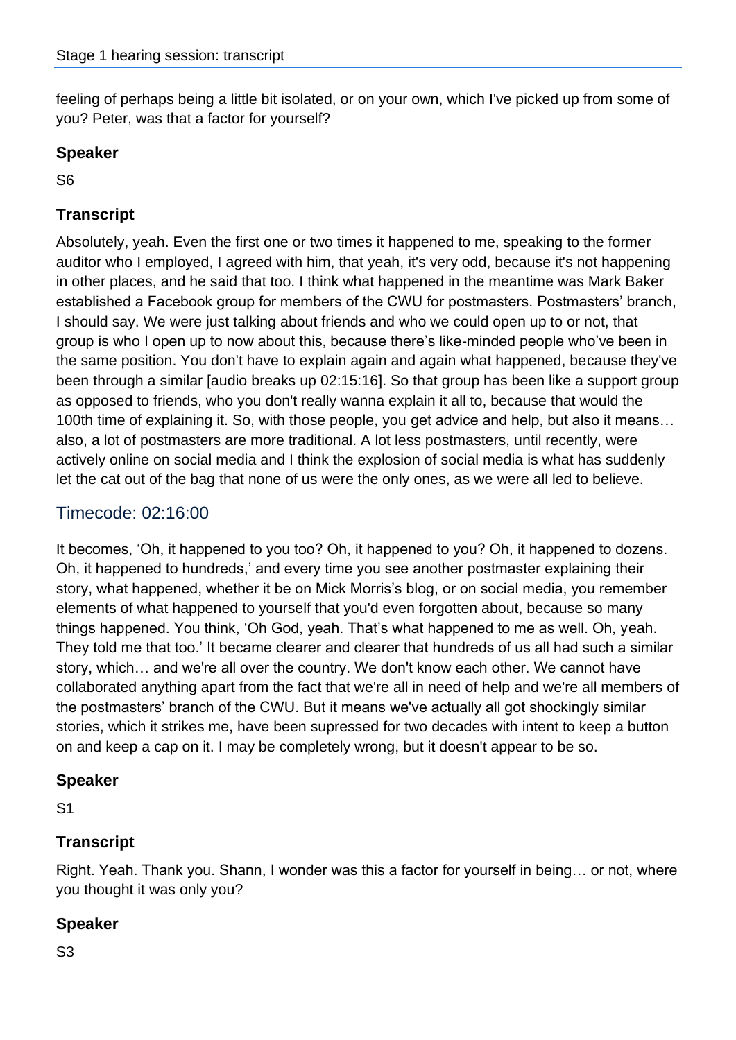feeling of perhaps being a little bit isolated, or on your own, which I've picked up from some of you? Peter, was that a factor for yourself?

### Speaker

S6

### Transcript

Absolutely, yeah. Even the first one or two times it happened to me, speaking to the former auditor who I employed, I agreed with him, that yeah, it's very odd, because it's not happening in other places, and he said that too. I think what happened in the meantime was Mark Baker established a Facebook group for members of the CWU for postmasters. Postmasters' branch, I should say. We were just talking about friends and who we could open up to or not, that group is who I open up to now about this, because there's like-minded people who've been in the same position. You don't have to explain again and again what happened, because they've been through a similar [audio breaks up 02:15:16]. So that group has been like a support group as opposed to friends, who you don't really wanna explain it all to, because that would the 100th time of explaining it. So, with those people, you get advice and help, but also it means… also, a lot of postmasters are more traditional. A lot less postmasters, until recently, were actively online on social media and I think the explosion of social media is what has suddenly let the cat out of the bag that none of us were the only ones, as we were all led to believe.

## Timecode: 02:16:00

It becomes, 'Oh, it happened to you too? Oh, it happened to you? Oh, it happened to dozens. Oh, it happened to hundreds,' and every time you see another postmaster explaining their story, what happened, whether it be on Mick Morris's blog, or on social media, you remember elements of what happened to yourself that you'd even forgotten about, because so many things happened. You think, 'Oh God, yeah. That's what happened to me as well. Oh, yeah. They told me that too.' It became clearer and clearer that hundreds of us all had such a similar story, which… and we're all over the country. We don't know each other. We cannot have collaborated anything apart from the fact that we're all in need of help and we're all members of the postmasters' branch of the CWU. But it means we've actually all got shockingly similar stories, which it strikes me, have been supressed for two decades with intent to keep a button on and keep a cap on it. I may be completely wrong, but it doesn't appear to be so.

### Speaker

S1

### Transcript

Right. Yeah. Thank you. Shann, I wonder was this a factor for yourself in being… or not, where you thought it was only you?

### Speaker

S3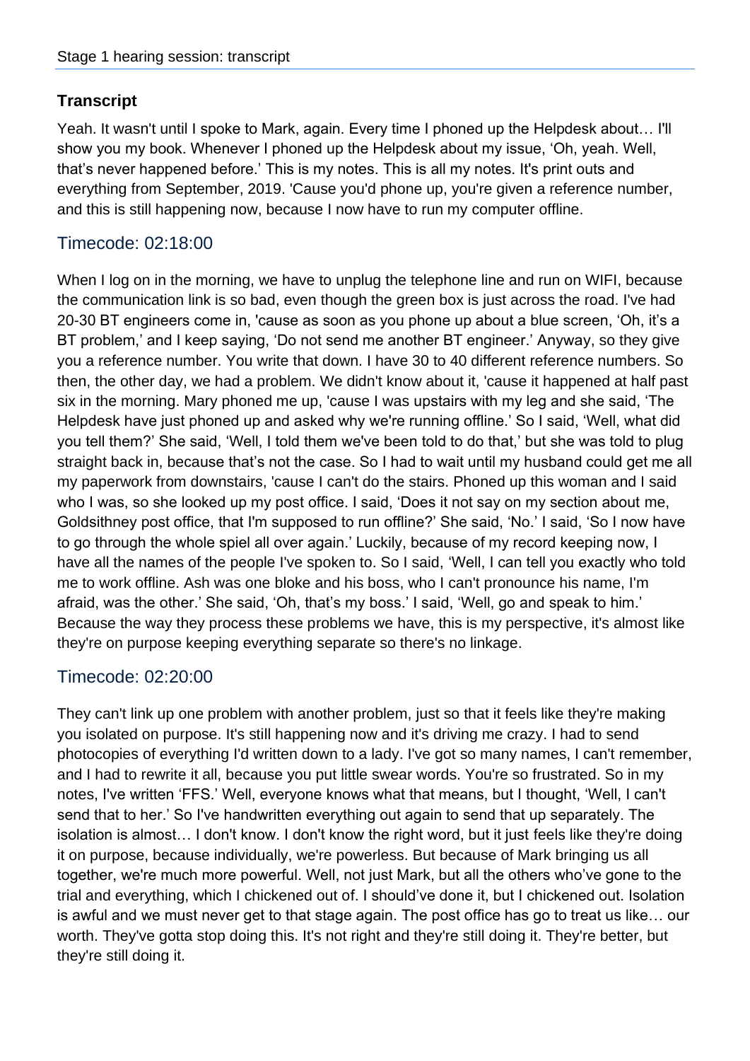## Transcript

Yeah. It wasn't until I spoke to Mark, again. Every time I phoned up the Helpdesk about… I'll show you my book. Whenever I phoned up the Helpdesk about my issue, 'Oh, yeah. Well, that's never happened before.' This is my notes. This is all my notes. It's print outs and everything from September, 2019. 'Cause you'd phone up, you're given a reference number, and this is still happening now, because I now have to run my computer offline.

## Timecode: 02:18:00

When I log on in the morning, we have to unplug the telephone line and run on WIFI, because the communication link is so bad, even though the green box is just across the road. I've had 20-30 BT engineers come in, 'cause as soon as you phone up about a blue screen, 'Oh, it's a BT problem,' and I keep saying, 'Do not send me another BT engineer.' Anyway, so they give you a reference number. You write that down. I have 30 to 40 different reference numbers. So then, the other day, we had a problem. We didn't know about it, 'cause it happened at half past six in the morning. Mary phoned me up, 'cause I was upstairs with my leg and she said, 'The Helpdesk have just phoned up and asked why we're running offline.' So I said, 'Well, what did you tell them?' She said, 'Well, I told them we've been told to do that,' but she was told to plug straight back in, because that's not the case. So I had to wait until my husband could get me all my paperwork from downstairs, 'cause I can't do the stairs. Phoned up this woman and I said who I was, so she looked up my post office. I said, 'Does it not say on my section about me, Goldsithney post office, that I'm supposed to run offline?' She said, 'No.' I said, 'So I now have to go through the whole spiel all over again.' Luckily, because of my record keeping now, I have all the names of the people I've spoken to. So I said, 'Well, I can tell you exactly who told me to work offline. Ash was one bloke and his boss, who I can't pronounce his name, I'm afraid, was the other.' She said, 'Oh, that's my boss.' I said, 'Well, go and speak to him.' Because the way they process these problems we have, this is my perspective, it's almost like they're on purpose keeping everything separate so there's no linkage.

## Timecode: 02:20:00

They can't link up one problem with another problem, just so that it feels like they're making you isolated on purpose. It's still happening now and it's driving me crazy. I had to send photocopies of everything I'd written down to a lady. I've got so many names, I can't remember, and I had to rewrite it all, because you put little swear words. You're so frustrated. So in my notes, I've written 'FFS.' Well, everyone knows what that means, but I thought, 'Well, I can't send that to her.' So I've handwritten everything out again to send that up separately. The isolation is almost… I don't know. I don't know the right word, but it just feels like they're doing it on purpose, because individually, we're powerless. But because of Mark bringing us all together, we're much more powerful. Well, not just Mark, but all the others who've gone to the trial and everything, which I chickened out of. I should've done it, but I chickened out. Isolation is awful and we must never get to that stage again. The post office has go to treat us like… our worth. They've gotta stop doing this. It's not right and they're still doing it. They're better, but they're still doing it.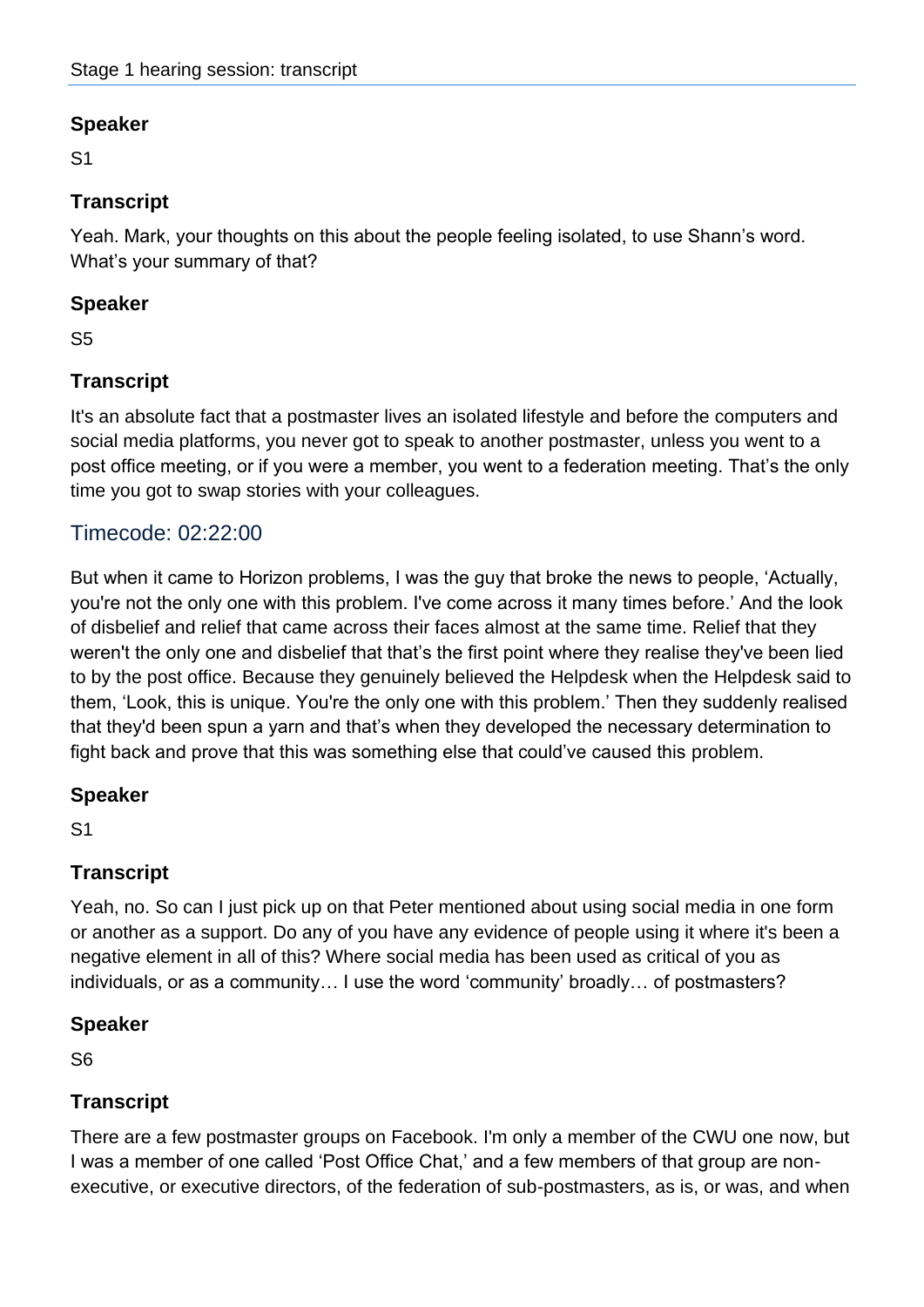### Speaker

S1

### Transcript

Yeah. Mark, your thoughts on this about the people feeling isolated, to use Shann's word. What's your summary of that?

### Speaker

S5

### Transcript

It's an absolute fact that a postmaster lives an isolated lifestyle and before the computers and social media platforms, you never got to speak to another postmaster, unless you went to a post office meeting, or if you were a member, you went to a federation meeting. That's the only time you got to swap stories with your colleagues.

## Timecode: 02:22:00

But when it came to Horizon problems, I was the guy that broke the news to people, 'Actually, you're not the only one with this problem. I've come across it many times before.' And the look of disbelief and relief that came across their faces almost at the same time. Relief that they weren't the only one and disbelief that that's the first point where they realise they've been lied to by the post office. Because they genuinely believed the Helpdesk when the Helpdesk said to them, 'Look, this is unique. You're the only one with this problem.' Then they suddenly realised that they'd been spun a yarn and that's when they developed the necessary determination to fight back and prove that this was something else that could've caused this problem.

### Speaker

S1

### Transcript

Yeah, no. So can I just pick up on that Peter mentioned about using social media in one form or another as a support. Do any of you have any evidence of people using it where it's been a negative element in all of this? Where social media has been used as critical of you as individuals, or as a community… I use the word 'community' broadly… of postmasters?

### Speaker

S6

### Transcript

There are a few postmaster groups on Facebook. I'm only a member of the CWU one now, but I was a member of one called 'Post Office Chat,' and a few members of that group are non-executive, or executive directors, of the federation of sub-postmasters, as is, or was, and when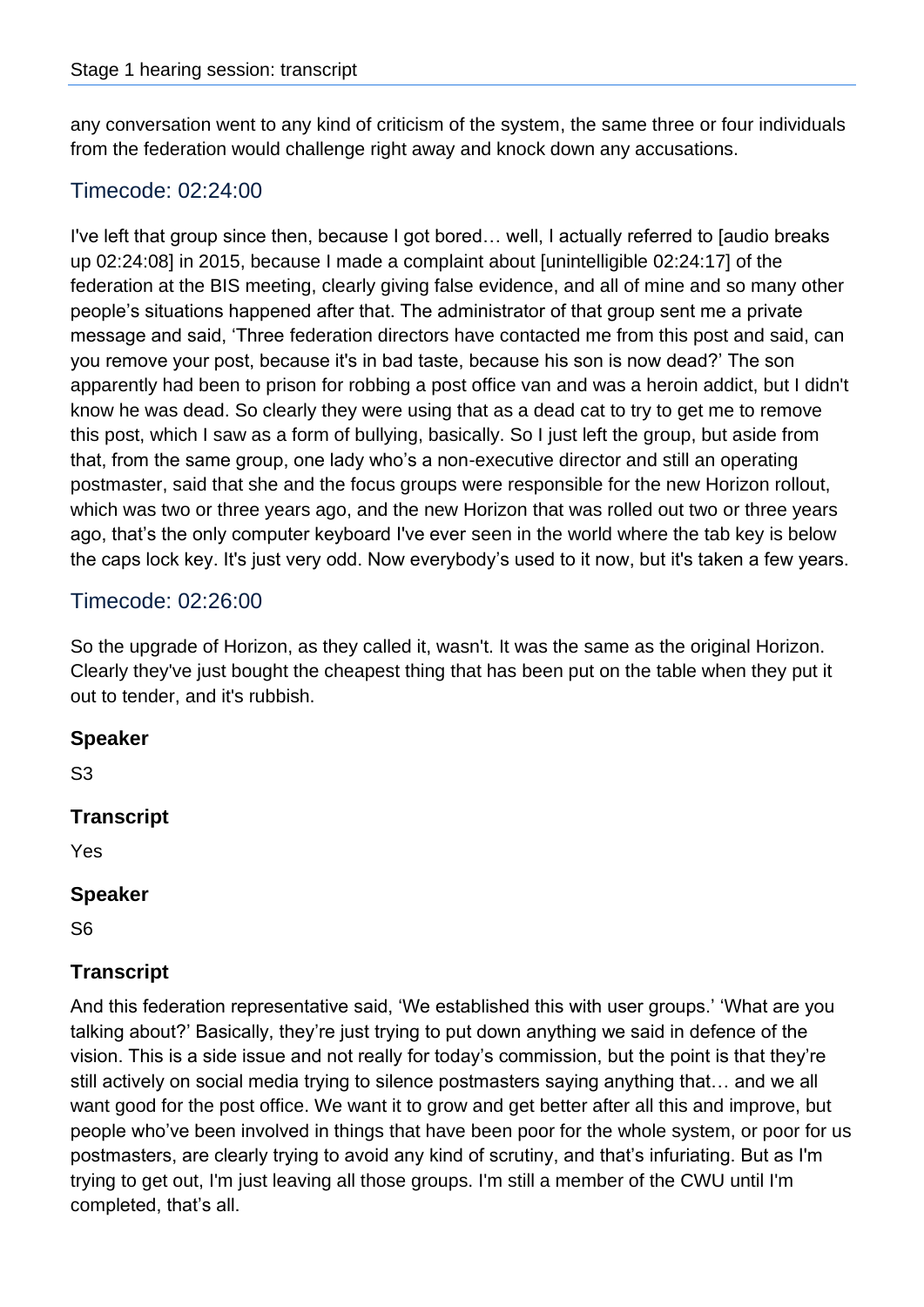any conversation went to any kind of criticism of the system, the same three or four individuals from the federation would challenge right away and knock down any accusations.

## Timecode: 02:24:00

I've left that group since then, because I got bored… well, I actually referred to [audio breaks up 02:24:08] in 2015, because I made a complaint about [unintelligible 02:24:17] of the federation at the BIS meeting, clearly giving false evidence, and all of mine and so many other people's situations happened after that. The administrator of that group sent me a private message and said, 'Three federation directors have contacted me from this post and said, can you remove your post, because it's in bad taste, because his son is now dead?' The son apparently had been to prison for robbing a post office van and was a heroin addict, but I didn't know he was dead. So clearly they were using that as a dead cat to try to get me to remove this post, which I saw as a form of bullying, basically. So I just left the group, but aside from that, from the same group, one lady who's a non-executive director and still an operating postmaster, said that she and the focus groups were responsible for the new Horizon rollout, which was two or three years ago, and the new Horizon that was rolled out two or three years ago, that's the only computer keyboard I've ever seen in the world where the tab key is below the caps lock key. It's just very odd. Now everybody's used to it now, but it's taken a few years.

## Timecode: 02:26:00

So the upgrade of Horizon, as they called it, wasn't. It was the same as the original Horizon. Clearly they've just bought the cheapest thing that has been put on the table when they put it out to tender, and it's rubbish.

### Speaker

S3

### Transcript

Yes

### Speaker

S6

### Transcript

And this federation representative said, 'We established this with user groups.' 'What are you talking about?' Basically, they're just trying to put down anything we said in defence of the vision. This is a side issue and not really for today's commission, but the point is that they're still actively on social media trying to silence postmasters saying anything that… and we all want good for the post office. We want it to grow and get better after all this and improve, but people who've been involved in things that have been poor for the whole system, or poor for us postmasters, are clearly trying to avoid any kind of scrutiny, and that's infuriating. But as I'm trying to get out, I'm just leaving all those groups. I'm still a member of the CWU until I'm completed, that's all.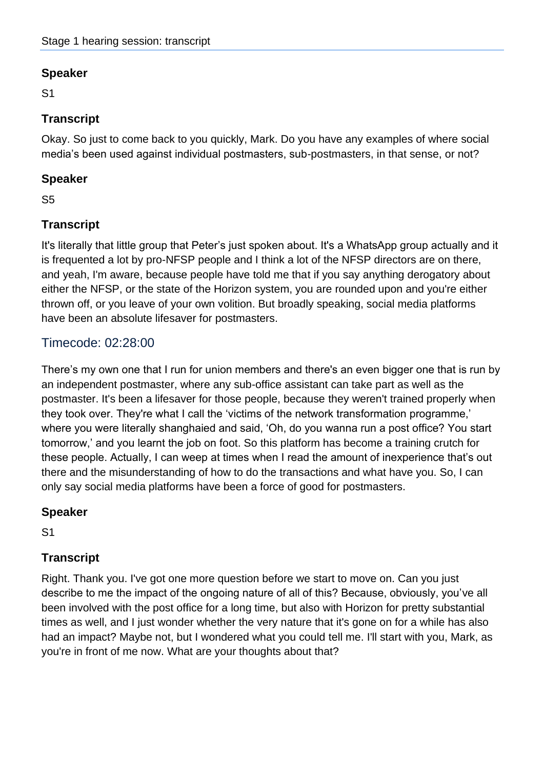### Speaker

S1

### Transcript

Okay. So just to come back to you quickly, Mark. Do you have any examples of where social media's been used against individual postmasters, sub-postmasters, in that sense, or not?

### Speaker

S5

### Transcript

It's literally that little group that Peter's just spoken about. It's a WhatsApp group actually and it is frequented a lot by pro-NFSP people and I think a lot of the NFSP directors are on there, and yeah, I'm aware, because people have told me that if you say anything derogatory about either the NFSP, or the state of the Horizon system, you are rounded upon and you're either thrown off, or you leave of your own volition. But broadly speaking, social media platforms have been an absolute lifesaver for postmasters.

## Timecode: 02:28:00

There's my own one that I run for union members and there's an even bigger one that is run by an independent postmaster, where any sub-office assistant can take part as well as the postmaster. It's been a lifesaver for those people, because they weren't trained properly when they took over. They're what I call the 'victims of the network transformation programme,' where you were literally shanghaied and said, 'Oh, do you wanna run a post office? You start tomorrow,' and you learnt the job on foot. So this platform has become a training crutch for these people. Actually, I can weep at times when I read the amount of inexperience that's out there and the misunderstanding of how to do the transactions and what have you. So, I can only say social media platforms have been a force of good for postmasters.

### Speaker

S1

### Transcript

Right. Thank you. I've got one more question before we start to move on. Can you just describe to me the impact of the ongoing nature of all of this? Because, obviously, you've all been involved with the post office for a long time, but also with Horizon for pretty substantial times as well, and I just wonder whether the very nature that it's gone on for a while has also had an impact? Maybe not, but I wondered what you could tell me. I'll start with you, Mark, as you're in front of me now. What are your thoughts about that?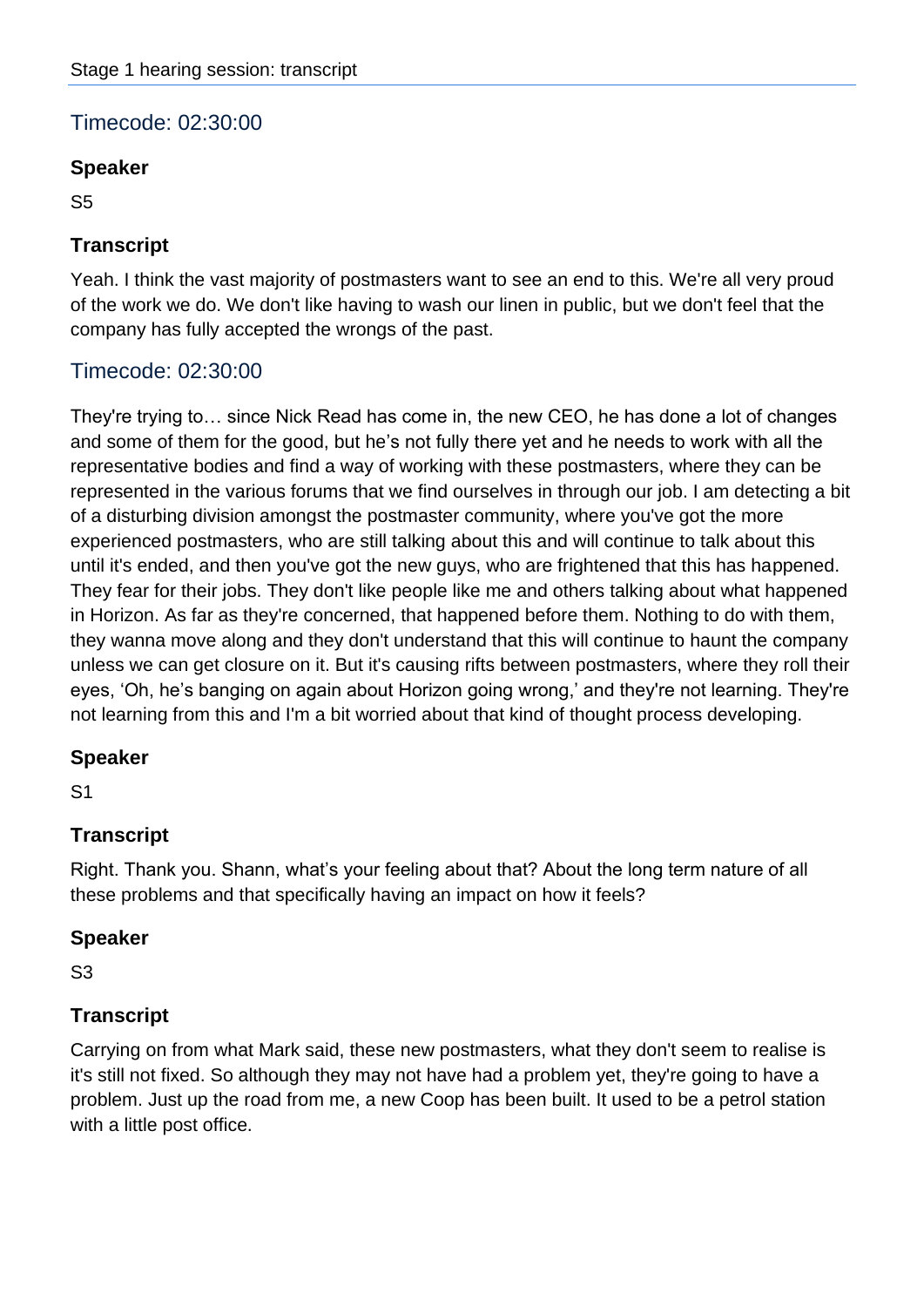## Timecode: 02:30:00

### Speaker

S5

### Transcript

Yeah. I think the vast majority of postmasters want to see an end to this. We're all very proud of the work we do. We don't like having to wash our linen in public, but we don't feel that the company has fully accepted the wrongs of the past.

## Timecode: 02:30:00

They're trying to… since Nick Read has come in, the new CEO, he has done a lot of changes and some of them for the good, but he's not fully there yet and he needs to work with all the representative bodies and find a way of working with these postmasters, where they can be represented in the various forums that we find ourselves in through our job. I am detecting a bit of a disturbing division amongst the postmaster community, where you've got the more experienced postmasters, who are still talking about this and will continue to talk about this until it's ended, and then you've got the new guys, who are frightened that this has happened. They fear for their jobs. They don't like people like me and others talking about what happened in Horizon. As far as they're concerned, that happened before them. Nothing to do with them, they wanna move along and they don't understand that this will continue to haunt the company unless we can get closure on it. But it's causing rifts between postmasters, where they roll their eyes, 'Oh, he's banging on again about Horizon going wrong,' and they're not learning. They're not learning from this and I'm a bit worried about that kind of thought process developing.

### Speaker

S1

### Transcript

Right. Thank you. Shann, what's your feeling about that? About the long term nature of all these problems and that specifically having an impact on how it feels?

### Speaker

S3

### Transcript

Carrying on from what Mark said, these new postmasters, what they don't seem to realise is it's still not fixed. So although they may not have had a problem yet, they're going to have a problem. Just up the road from me, a new Coop has been built. It used to be a petrol station with a little post office.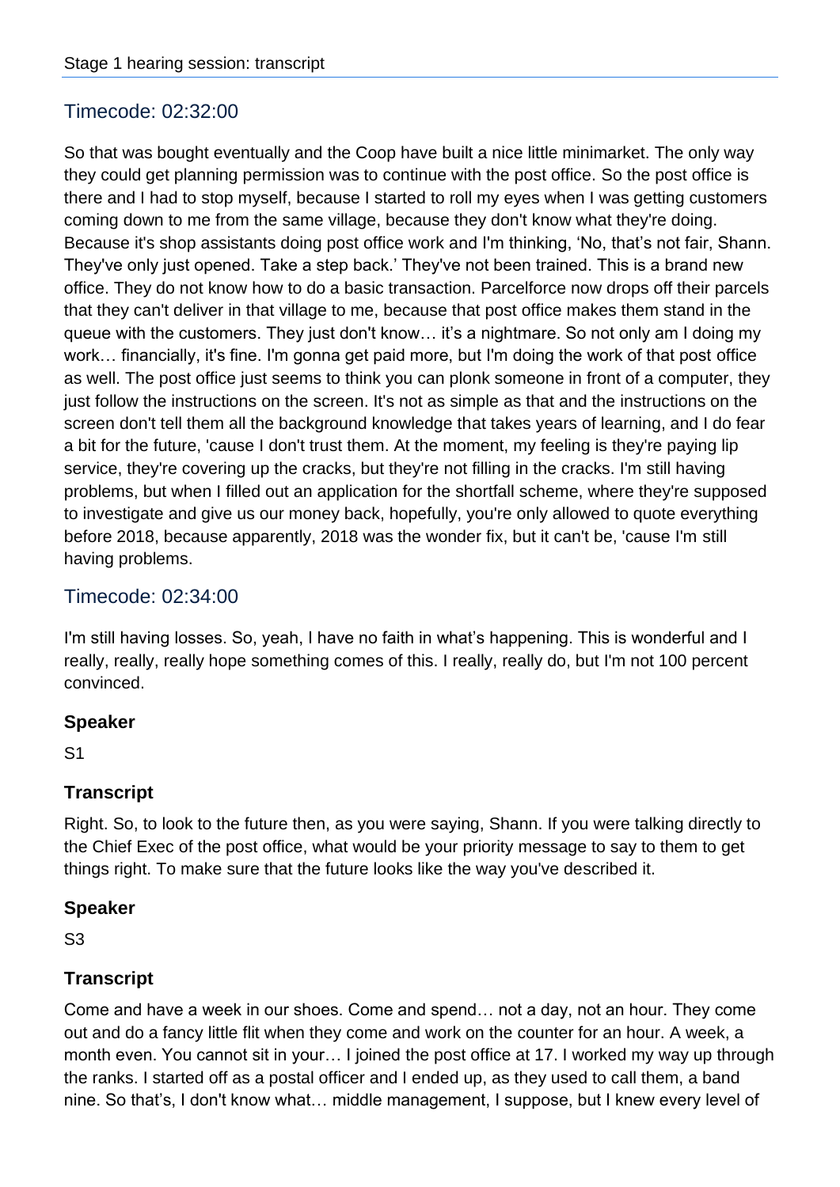## Timecode: 02:32:00

So that was bought eventually and the Coop have built a nice little minimarket. The only way they could get planning permission was to continue with the post office. So the post office is there and I had to stop myself, because I started to roll my eyes when I was getting customers coming down to me from the same village, because they don't know what they're doing. Because it's shop assistants doing post office work and I'm thinking, 'No, that's not fair, Shann. They've only just opened. Take a step back.' They've not been trained. This is a brand new office. They do not know how to do a basic transaction. Parcelforce now drops off their parcels that they can't deliver in that village to me, because that post office makes them stand in the queue with the customers. They just don't know… it's a nightmare. So not only am I doing my work… financially, it's fine. I'm gonna get paid more, but I'm doing the work of that post office as well. The post office just seems to think you can plonk someone in front of a computer, they just follow the instructions on the screen. It's not as simple as that and the instructions on the screen don't tell them all the background knowledge that takes years of learning, and I do fear a bit for the future, 'cause I don't trust them. At the moment, my feeling is they're paying lip service, they're covering up the cracks, but they're not filling in the cracks. I'm still having problems, but when I filled out an application for the shortfall scheme, where they're supposed to investigate and give us our money back, hopefully, you're only allowed to quote everything before 2018, because apparently, 2018 was the wonder fix, but it can't be, 'cause I'm still having problems.

## Timecode: 02:34:00

I'm still having losses. So, yeah, I have no faith in what's happening. This is wonderful and I really, really, really hope something comes of this. I really, really do, but I'm not 100 percent convinced.

### Speaker

S1

### Transcript

Right. So, to look to the future then, as you were saying, Shann. If you were talking directly to the Chief Exec of the post office, what would be your priority message to say to them to get things right. To make sure that the future looks like the way you've described it.

### Speaker

S3

### Transcript

Come and have a week in our shoes. Come and spend… not a day, not an hour. They come out and do a fancy little flit when they come and work on the counter for an hour. A week, a month even. You cannot sit in your… I joined the post office at 17. I worked my way up through the ranks. I started off as a postal officer and I ended up, as they used to call them, a band nine. So that's, I don't know what… middle management, I suppose, but I knew every level of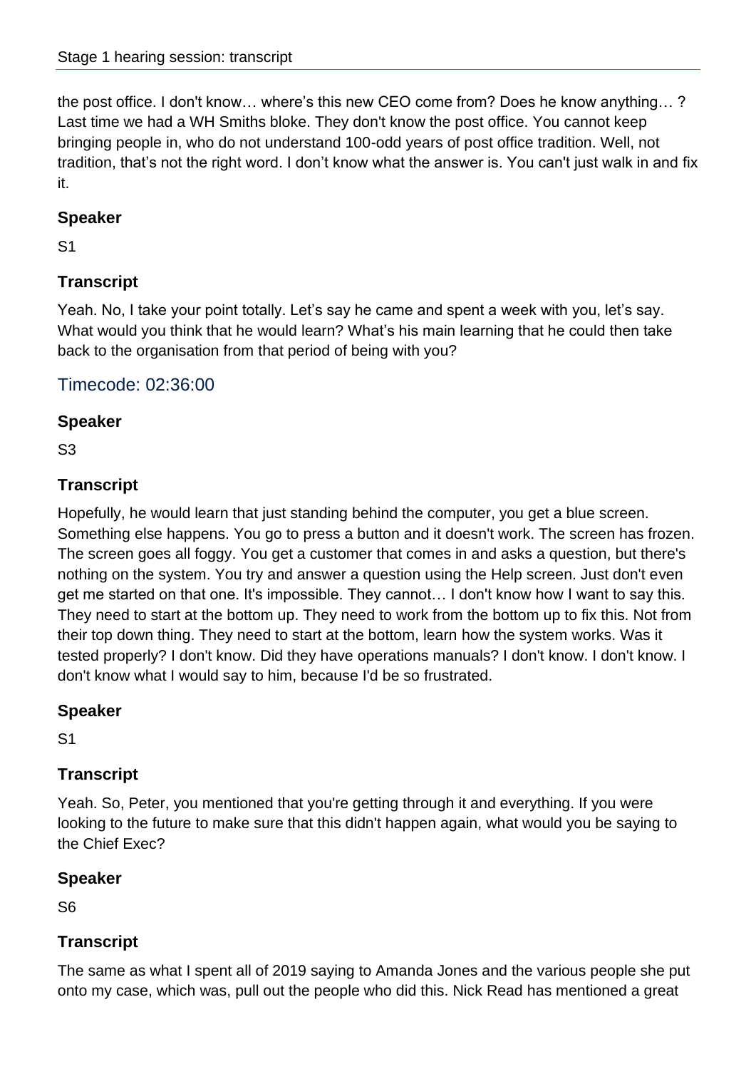the post office. I don't know… where's this new CEO come from? Does he know anything… ? Last time we had a WH Smiths bloke. They don't know the post office. You cannot keep bringing people in, who do not understand 100-odd years of post office tradition. Well, not tradition, that's not the right word. I don't know what the answer is. You can't just walk in and fix it.

### Speaker

S1

### Transcript

Yeah. No, I take your point totally. Let's say he came and spent a week with you, let's say. What would you think that he would learn? What's his main learning that he could then take back to the organisation from that period of being with you?

## Timecode: 02:36:00

### Speaker

S3

### Transcript

Hopefully, he would learn that just standing behind the computer, you get a blue screen. Something else happens. You go to press a button and it doesn't work. The screen has frozen. The screen goes all foggy. You get a customer that comes in and asks a question, but there's nothing on the system. You try and answer a question using the Help screen. Just don't even get me started on that one. It's impossible. They cannot… I don't know how I want to say this. They need to start at the bottom up. They need to work from the bottom up to fix this. Not from their top down thing. They need to start at the bottom, learn how the system works. Was it tested properly? I don't know. Did they have operations manuals? I don't know. I don't know. I don't know what I would say to him, because I'd be so frustrated.

### Speaker

S1

### Transcript

Yeah. So, Peter, you mentioned that you're getting through it and everything. If you were looking to the future to make sure that this didn't happen again, what would you be saying to the Chief Exec?

### Speaker

S6

### Transcript

The same as what I spent all of 2019 saying to Amanda Jones and the various people she put onto my case, which was, pull out the people who did this. Nick Read has mentioned a great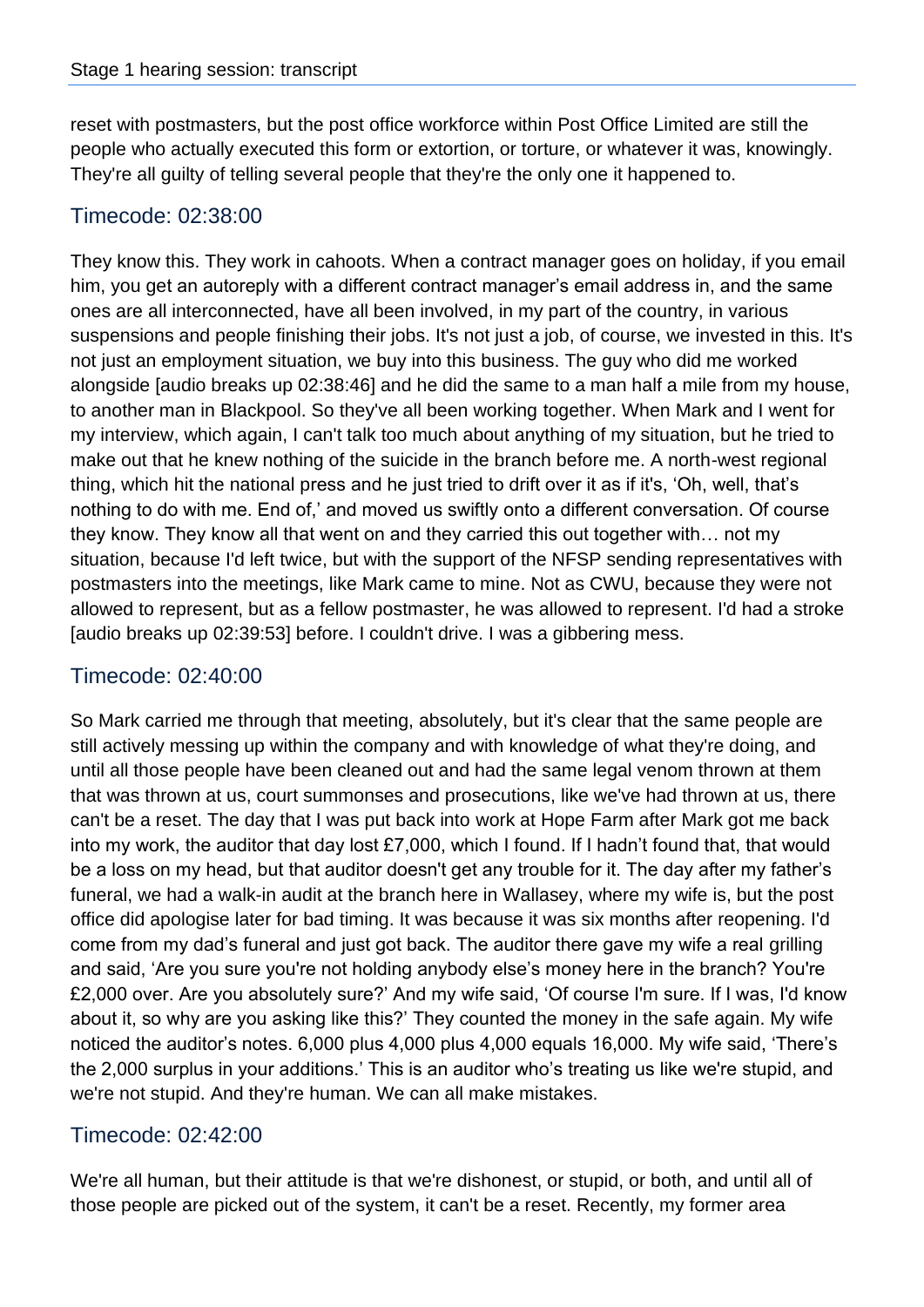reset with postmasters, but the post office workforce within Post Office Limited are still the people who actually executed this form or extortion, or torture, or whatever it was, knowingly. They're all guilty of telling several people that they're the only one it happened to.

## Timecode: 02:38:00

They know this. They work in cahoots. When a contract manager goes on holiday, if you email him, you get an autoreply with a different contract manager's email address in, and the same ones are all interconnected, have all been involved, in my part of the country, in various suspensions and people finishing their jobs. It's not just a job, of course, we invested in this. It's not just an employment situation, we buy into this business. The guy who did me worked alongside [audio breaks up 02:38:46] and he did the same to a man half a mile from my house, to another man in Blackpool. So they've all been working together. When Mark and I went for my interview, which again, I can't talk too much about anything of my situation, but he tried to make out that he knew nothing of the suicide in the branch before me. A north-west regional thing, which hit the national press and he just tried to drift over it as if it's, 'Oh, well, that's nothing to do with me. End of,' and moved us swiftly onto a different conversation. Of course they know. They know all that went on and they carried this out together with… not my situation, because I'd left twice, but with the support of the NFSP sending representatives with postmasters into the meetings, like Mark came to mine. Not as CWU, because they were not allowed to represent, but as a fellow postmaster, he was allowed to represent. I'd had a stroke [audio breaks up 02:39:53] before. I couldn't drive. I was a gibbering mess.

## Timecode: 02:40:00

So Mark carried me through that meeting, absolutely, but it's clear that the same people are still actively messing up within the company and with knowledge of what they're doing, and until all those people have been cleaned out and had the same legal venom thrown at them that was thrown at us, court summonses and prosecutions, like we've had thrown at us, there can't be a reset. The day that I was put back into work at Hope Farm after Mark got me back into my work, the auditor that day lost £7,000, which I found. If I hadn't found that, that would be a loss on my head, but that auditor doesn't get any trouble for it. The day after my father's funeral, we had a walk-in audit at the branch here in Wallasey, where my wife is, but the post office did apologise later for bad timing. It was because it was six months after reopening. I'd come from my dad's funeral and just got back. The auditor there gave my wife a real grilling and said, 'Are you sure you're not holding anybody else's money here in the branch? You're £2,000 over. Are you absolutely sure?' And my wife said, 'Of course I'm sure. If I was, I'd know about it, so why are you asking like this?' They counted the money in the safe again. My wife noticed the auditor's notes. 6,000 plus 4,000 plus 4,000 equals 16,000. My wife said, 'There's the 2,000 surplus in your additions.' This is an auditor who's treating us like we're stupid, and we're not stupid. And they're human. We can all make mistakes.

## Timecode: 02:42:00

We're all human, but their attitude is that we're dishonest, or stupid, or both, and until all of those people are picked out of the system, it can't be a reset. Recently, my former area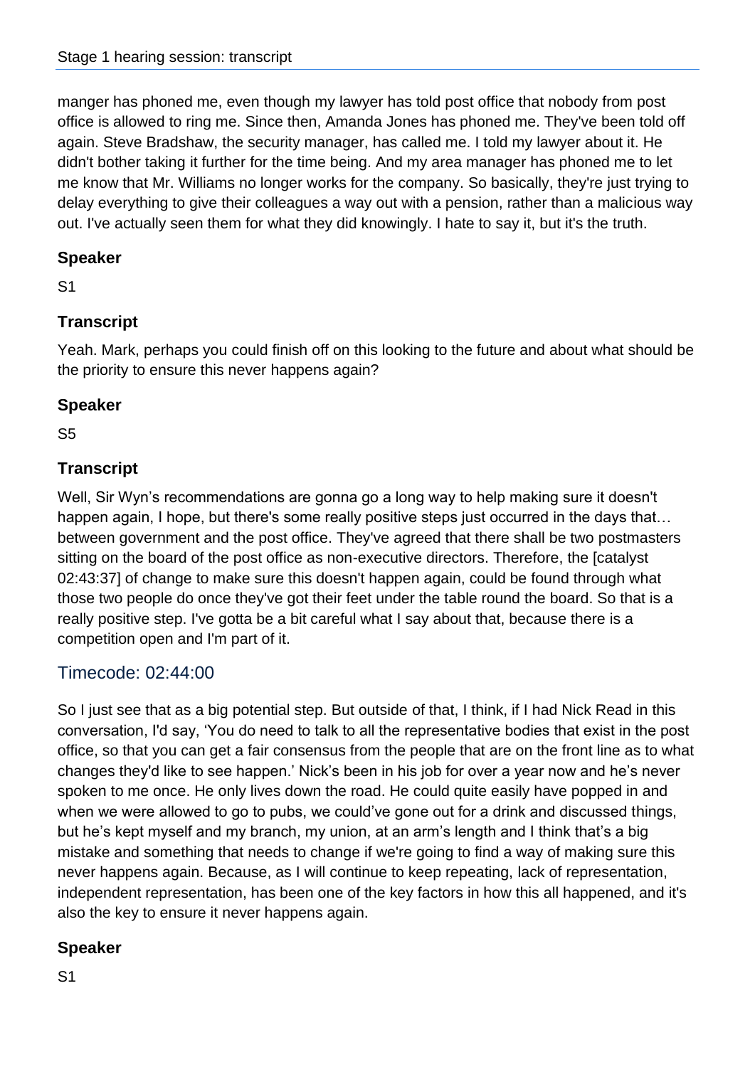manger has phoned me, even though my lawyer has told post office that nobody from post office is allowed to ring me. Since then, Amanda Jones has phoned me. They've been told off again. Steve Bradshaw, the security manager, has called me. I told my lawyer about it. He didn't bother taking it further for the time being. And my area manager has phoned me to let me know that Mr. Williams no longer works for the company. So basically, they're just trying to delay everything to give their colleagues a way out with a pension, rather than a malicious way out. I've actually seen them for what they did knowingly. I hate to say it, but it's the truth.

## Speaker

S1

## Transcript

Yeah. Mark, perhaps you could finish off on this looking to the future and about what should be the priority to ensure this never happens again?

## Speaker

S5

## Transcript

Well, Sir Wyn's recommendations are gonna go a long way to help making sure it doesn't happen again, I hope, but there's some really positive steps just occurred in the days that… between government and the post office. They've agreed that there shall be two postmasters sitting on the board of the post office as non-executive directors. Therefore, the [catalyst 02:43:37] of change to make sure this doesn't happen again, could be found through what those two people do once they've got their feet under the table round the board. So that is a really positive step. I've gotta be a bit careful what I say about that, because there is a competition open and I'm part of it.

## Timecode: 02:44:00

So I just see that as a big potential step. But outside of that, I think, if I had Nick Read in this conversation, I'd say, 'You do need to talk to all the representative bodies that exist in the post office, so that you can get a fair consensus from the people that are on the front line as to what changes they'd like to see happen.' Nick's been in his job for over a year now and he's never spoken to me once. He only lives down the road. He could quite easily have popped in and when we were allowed to go to pubs, we could've gone out for a drink and discussed things, but he's kept myself and my branch, my union, at an arm's length and I think that's a big mistake and something that needs to change if we're going to find a way of making sure this never happens again. Because, as I will continue to keep repeating, lack of representation, independent representation, has been one of the key factors in how this all happened, and it's also the key to ensure it never happens again.

## Speaker

S1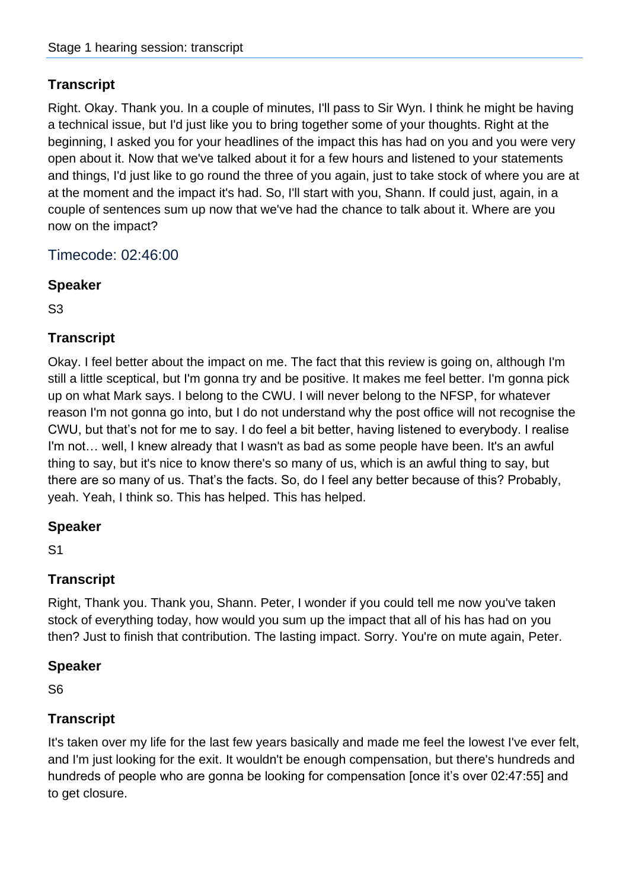### Transcript

Right. Okay. Thank you. In a couple of minutes, I'll pass to Sir Wyn. I think he might be having a technical issue, but I'd just like you to bring together some of your thoughts. Right at the beginning, I asked you for your headlines of the impact this has had on you and you were very open about it. Now that we've talked about it for a few hours and listened to your statements and things, I'd just like to go round the three of you again, just to take stock of where you are at at the moment and the impact it's had. So, I'll start with you, Shann. If could just, again, in a couple of sentences sum up now that we've had the chance to talk about it. Where are you now on the impact?

## Timecode: 02:46:00

### Speaker

S3

### Transcript

Okay. I feel better about the impact on me. The fact that this review is going on, although I'm still a little sceptical, but I'm gonna try and be positive. It makes me feel better. I'm gonna pick up on what Mark says. I belong to the CWU. I will never belong to the NFSP, for whatever reason I'm not gonna go into, but I do not understand why the post office will not recognise the CWU, but that's not for me to say. I do feel a bit better, having listened to everybody. I realise I'm not… well, I knew already that I wasn't as bad as some people have been. It's an awful thing to say, but it's nice to know there's so many of us, which is an awful thing to say, but there are so many of us. That's the facts. So, do I feel any better because of this? Probably, yeah. Yeah, I think so. This has helped. This has helped.

### Speaker

S1

### Transcript

Right, Thank you. Thank you, Shann. Peter, I wonder if you could tell me now you've taken stock of everything today, how would you sum up the impact that all of his has had on you then? Just to finish that contribution. The lasting impact. Sorry. You're on mute again, Peter.

### Speaker

S6

### Transcript

It's taken over my life for the last few years basically and made me feel the lowest I've ever felt, and I'm just looking for the exit. It wouldn't be enough compensation, but there's hundreds and hundreds of people who are gonna be looking for compensation [once it's over 02:47:55] and to get closure.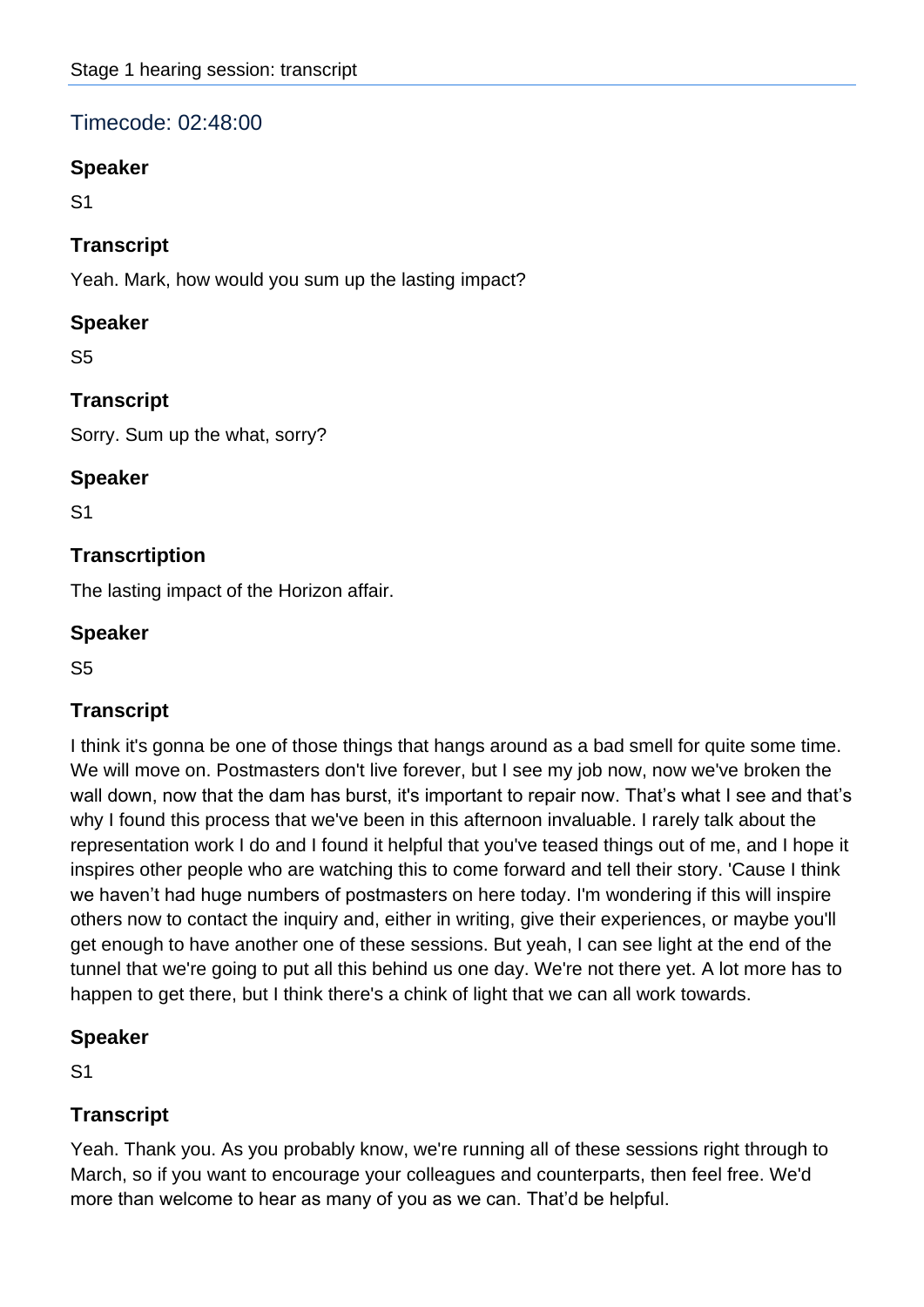## Timecode: 02:48:00

### Speaker

S1

### Transcript

Yeah. Mark, how would you sum up the lasting impact?

### Speaker

S5

### Transcript

Sorry. Sum up the what, sorry?

### Speaker

S1

### Transcrtiption

The lasting impact of the Horizon affair.

### Speaker

S5

### Transcript

I think it's gonna be one of those things that hangs around as a bad smell for quite some time. We will move on. Postmasters don't live forever, but I see my job now, now we've broken the wall down, now that the dam has burst, it's important to repair now. That's what I see and that's why I found this process that we've been in this afternoon invaluable. I rarely talk about the representation work I do and I found it helpful that you've teased things out of me, and I hope it inspires other people who are watching this to come forward and tell their story. 'Cause I think we haven't had huge numbers of postmasters on here today. I'm wondering if this will inspire others now to contact the inquiry and, either in writing, give their experiences, or maybe you'll get enough to have another one of these sessions. But yeah, I can see light at the end of the tunnel that we're going to put all this behind us one day. We're not there yet. A lot more has to happen to get there, but I think there's a chink of light that we can all work towards.

### Speaker

S1

### Transcript

Yeah. Thank you. As you probably know, we're running all of these sessions right through to March, so if you want to encourage your colleagues and counterparts, then feel free. We'd more than welcome to hear as many of you as we can. That'd be helpful.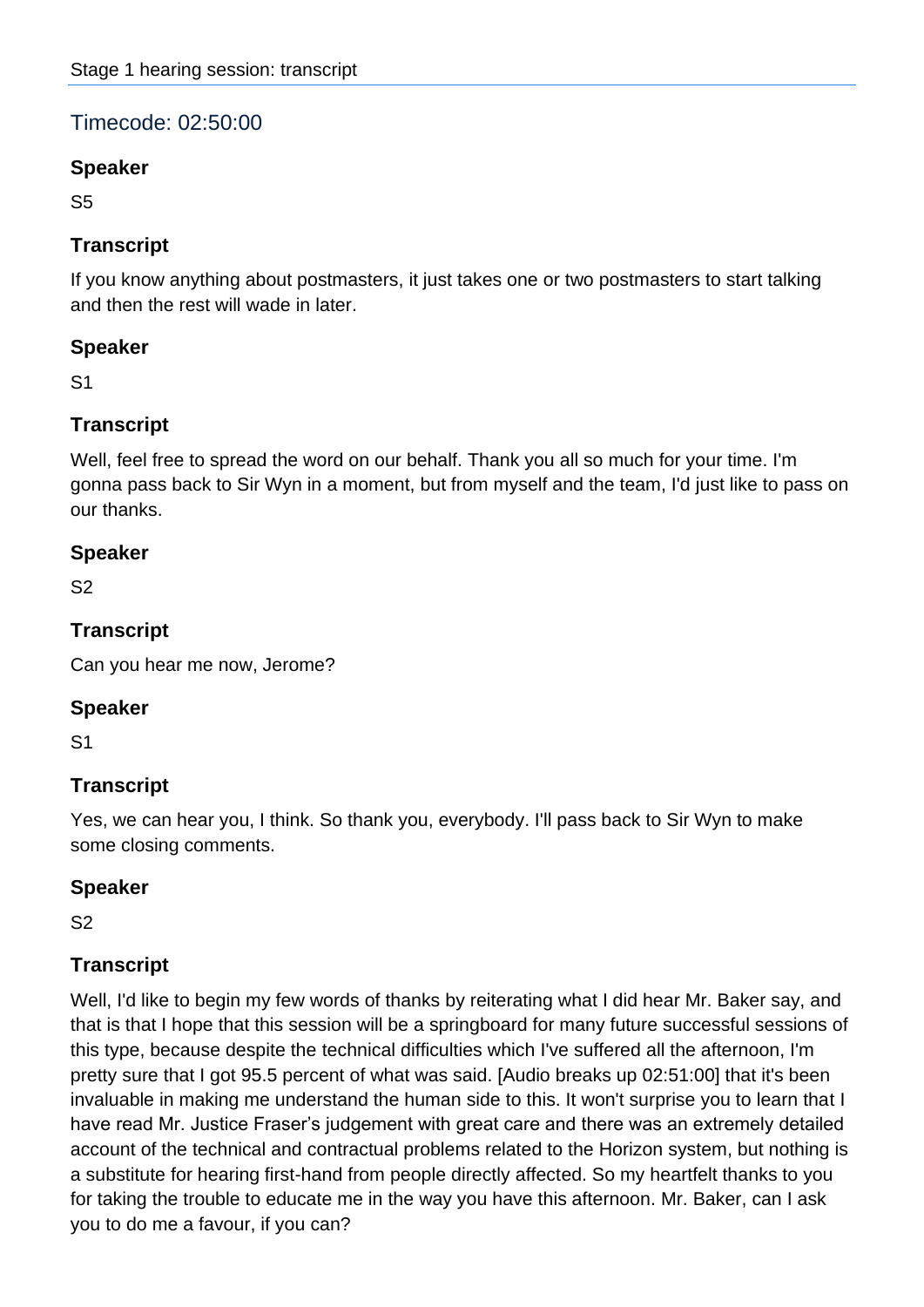## Timecode: 02:50:00

### Speaker

S5

### Transcript

If you know anything about postmasters, it just takes one or two postmasters to start talking and then the rest will wade in later.

### Speaker

S1

### Transcript

Well, feel free to spread the word on our behalf. Thank you all so much for your time. I'm gonna pass back to Sir Wyn in a moment, but from myself and the team, I'd just like to pass on our thanks.

### Speaker

S2

### Transcript

Can you hear me now, Jerome?

### Speaker

S1

### Transcript

Yes, we can hear you, I think. So thank you, everybody. I'll pass back to Sir Wyn to make some closing comments.

### Speaker

S2

### Transcript

Well, I'd like to begin my few words of thanks by reiterating what I did hear Mr. Baker say, and that is that I hope that this session will be a springboard for many future successful sessions of this type, because despite the technical difficulties which I've suffered all the afternoon, I'm pretty sure that I got 95.5 percent of what was said. [Audio breaks up 02:51:00] that it's been invaluable in making me understand the human side to this. It won't surprise you to learn that I have read Mr. Justice Fraser's judgement with great care and there was an extremely detailed account of the technical and contractual problems related to the Horizon system, but nothing is a substitute for hearing first-hand from people directly affected. So my heartfelt thanks to you for taking the trouble to educate me in the way you have this afternoon. Mr. Baker, can I ask you to do me a favour, if you can?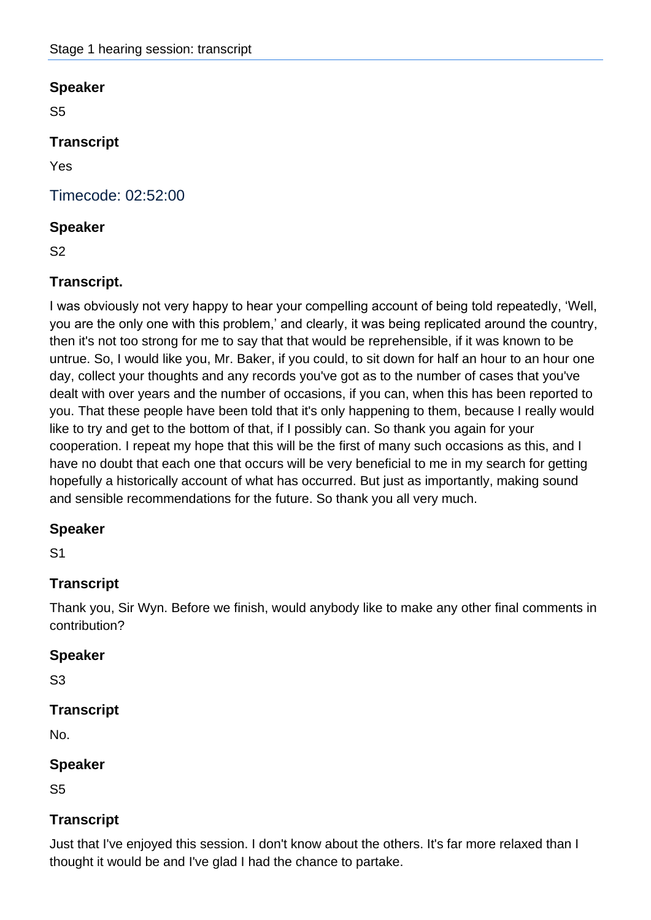### Speaker

S5

### Transcript

Yes

## Timecode: 02:52:00

### Speaker

S2

### Transcript.

I was obviously not very happy to hear your compelling account of being told repeatedly, 'Well, you are the only one with this problem,' and clearly, it was being replicated around the country, then it's not too strong for me to say that that would be reprehensible, if it was known to be untrue. So, I would like you, Mr. Baker, if you could, to sit down for half an hour to an hour one day, collect your thoughts and any records you've got as to the number of cases that you've dealt with over years and the number of occasions, if you can, when this has been reported to you. That these people have been told that it's only happening to them, because I really would like to try and get to the bottom of that, if I possibly can. So thank you again for your cooperation. I repeat my hope that this will be the first of many such occasions as this, and I have no doubt that each one that occurs will be very beneficial to me in my search for getting hopefully a historically account of what has occurred. But just as importantly, making sound and sensible recommendations for the future. So thank you all very much.

### Speaker

S1

### Transcript

Thank you, Sir Wyn. Before we finish, would anybody like to make any other final comments in contribution?

### Speaker

S3

### Transcript

No.

### Speaker

S5

### Transcript

Just that I've enjoyed this session. I don't know about the others. It's far more relaxed than I thought it would be and I've glad I had the chance to partake.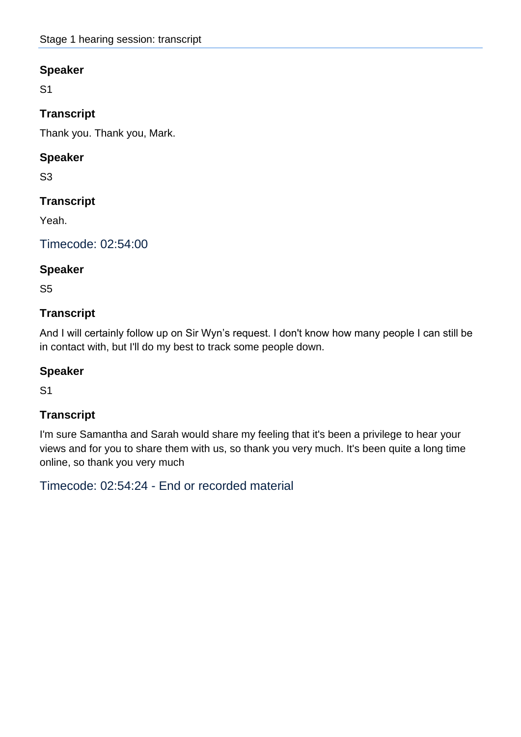**Speaker**

S1

**Transcript**

Thank you. Thank you, Mark.

**Speaker**

S3

**Transcript**

Yeah.

Timecode: 02:54:00

**Speaker**

S5

**Transcript**

And I will certainly follow up on Sir Wyn’s request. I don't know how many people I can still be in contact with, but I'll do my best to track some people down.

**Speaker**

S1

**Transcript**

I'm sure Samantha and Sarah would share my feeling that it's been a privilege to hear your views and for you to share them with us, so thank you very much. It's been quite a long time online, so thank you very much

Timecode: 02:54:24 - End or recorded material